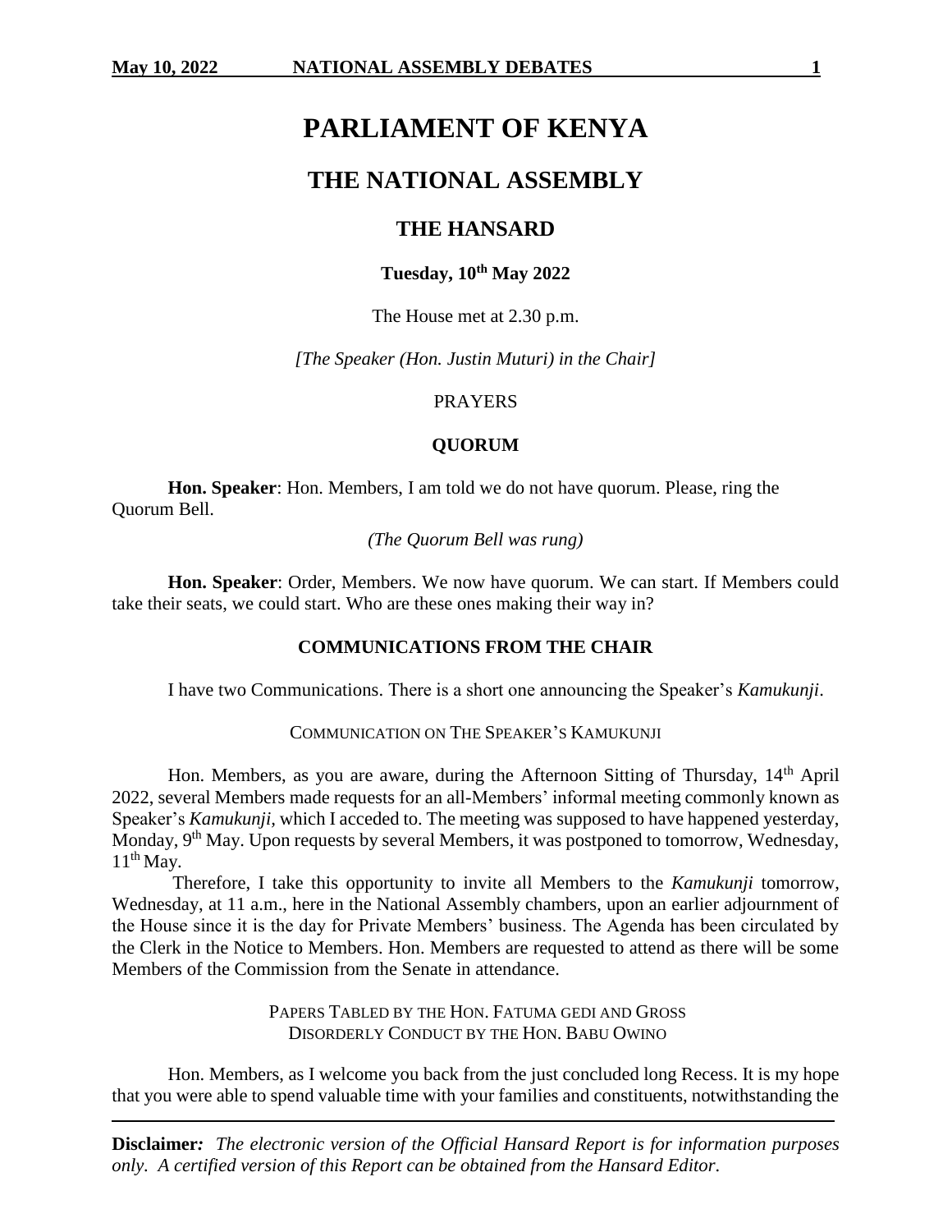# PARLIAMENT OF KENYA

## THE NATIONAL ASSEMBLY

### THE HANSARD

**Tuesday, 10th May 2022**

The House met at 2.30 p.m.

*[The Speaker (Hon. Justin Muturi) in the Chair]*

PRAYERS

**QUORUM**

**Hon. Speaker**: Hon. Members, I am told we do not have quorum. Please, ring the Quorum Bell.

*(The Quorum Bell was rung)*

**Hon. Speaker**: Order, Members. We now have quorum. We can start. If Members could take their seats, we could start. Who are these ones making their way in?

**COMMUNICATIONS FROM THE CHAIR**

I have two Communications. There is a short one announcing the Speaker's *Kamukunji*.

COMMUNICATION ON THE SPEAKER'S KAMUKUNJI

Hon. Members, as you are aware, during the Afternoon Sitting of Thursday, 14th April 2022, several Members made requests for an all-Members' informal meeting commonly known as Speaker's *Kamukunji,* which I acceded to. The meeting was supposed to have happened yesterday, Monday, 9th May. Upon requests by several Members, it was postponed to tomorrow, Wednesday, 11th May.

Therefore, I take this opportunity to invite all Members to the *Kamukunji* tomorrow, Wednesday, at 11 a.m., here in the National Assembly chambers, upon an earlier adjournment of the House since it is the day for Private Members' business. The Agenda has been circulated by the Clerk in the Notice to Members. Hon. Members are requested to attend as there will be some Members of the Commission from the Senate in attendance.

PAPERS TABLED BY THE HON. FATUMA GEDI AND GROSS DISORDERLY CONDUCT BY THE HON. BABU OWINO

Hon. Members, as I welcome you back from the just concluded long Recess. It is my hope that you were able to spend valuable time with your families and constituents, notwithstanding the

**Disclaimer***:* *The electronic version of the Official Hansard Report is for information purposes only. A certified version of this Report can be obtained from the Hansard Editor.*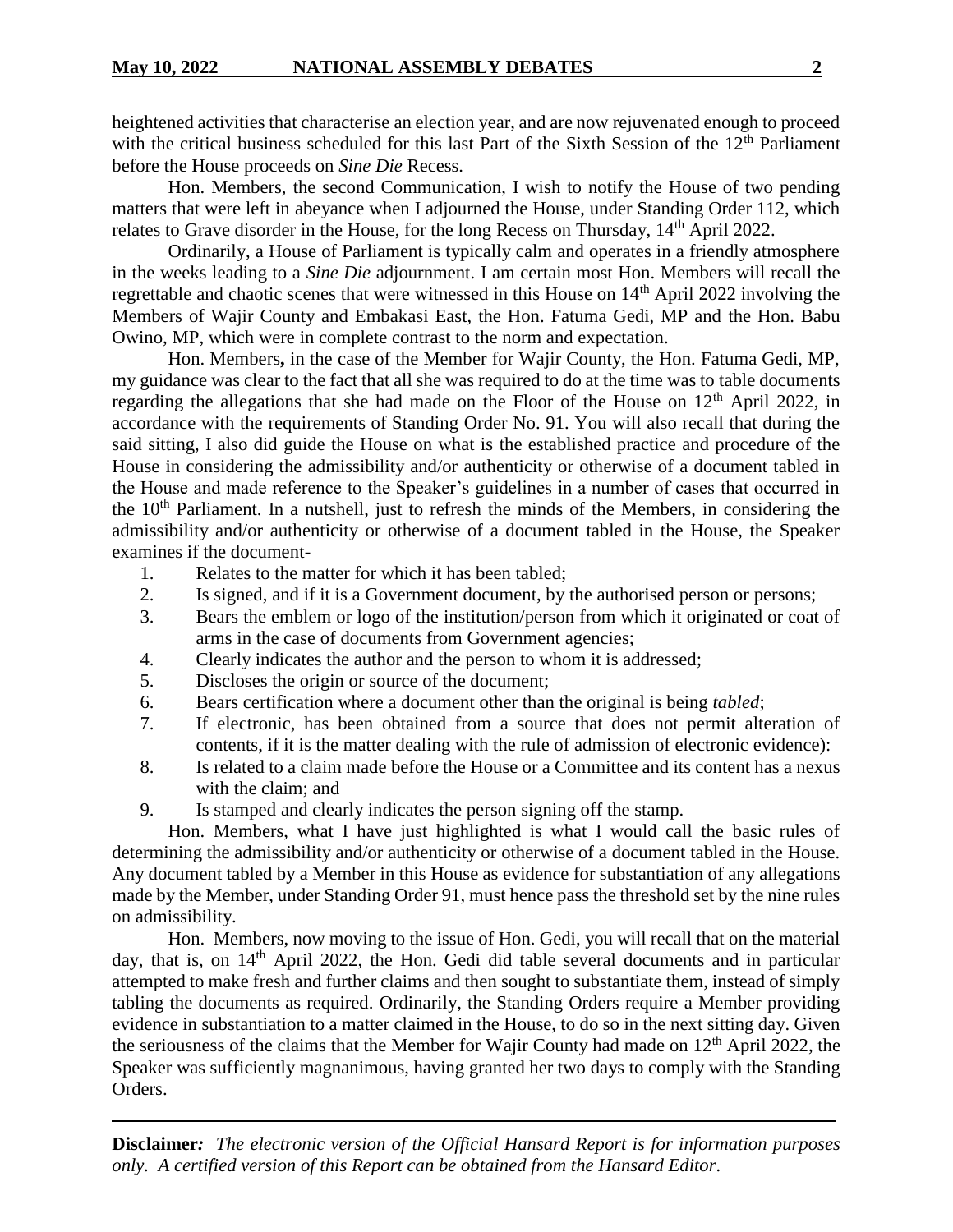heightened activities that characterise an election year, and are now rejuvenated enough to proceed with the critical business scheduled for this last Part of the Sixth Session of the 12th Parliament before the House proceeds on *Sine Die* Recess.

Hon. Members, the second Communication, I wish to notify the House of two pending matters that were left in abeyance when I adjourned the House, under Standing Order 112, which relates to Grave disorder in the House, for the long Recess on Thursday, 14th April 2022.

Ordinarily, a House of Parliament is typically calm and operates in a friendly atmosphere in the weeks leading to a *Sine Die* adjournment. I am certain most Hon. Members will recall the regrettable and chaotic scenes that were witnessed in this House on 14th April 2022 involving the Members of Wajir County and Embakasi East, the Hon. Fatuma Gedi, MP and the Hon. Babu Owino, MP, which were in complete contrast to the norm and expectation.

Hon. Members**,** in the case of the Member for Wajir County, the Hon. Fatuma Gedi, MP, my guidance was clear to the fact that all she was required to do at the time was to table documents regarding the allegations that she had made on the Floor of the House on 12th April 2022, in accordance with the requirements of Standing Order No. 91. You will also recall that during the said sitting, I also did guide the House on what is the established practice and procedure of the House in considering the admissibility and/or authenticity or otherwise of a document tabled in the House and made reference to the Speaker's guidelines in a number of cases that occurred in the 10th Parliament. In a nutshell, just to refresh the minds of the Members, in considering the admissibility and/or authenticity or otherwise of a document tabled in the House, the Speaker examines if the document-

1. Relates to the matter for which it has been tabled;
2. Is signed, and if it is a Government document, by the authorised person or persons;
3. Bears the emblem or logo of the institution/person from which it originated or coat of arms in the case of documents from Government agencies;
4. Clearly indicates the author and the person to whom it is addressed;
5. Discloses the origin or source of the document;
6. Bears certification where a document other than the original is being *tabled*;
7. If electronic, has been obtained from a source that does not permit alteration of contents, if it is the matter dealing with the rule of admission of electronic evidence):
8. Is related to a claim made before the House or a Committee and its content has a nexus with the claim; and
9. Is stamped and clearly indicates the person signing off the stamp.

Hon. Members, what I have just highlighted is what I would call the basic rules of determining the admissibility and/or authenticity or otherwise of a document tabled in the House. Any document tabled by a Member in this House as evidence for substantiation of any allegations made by the Member, under Standing Order 91, must hence pass the threshold set by the nine rules on admissibility.

Hon. Members, now moving to the issue of Hon. Gedi, you will recall that on the material day, that is, on 14th April 2022, the Hon. Gedi did table several documents and in particular attempted to make fresh and further claims and then sought to substantiate them, instead of simply tabling the documents as required. Ordinarily, the Standing Orders require a Member providing evidence in substantiation to a matter claimed in the House, to do so in the next sitting day. Given the seriousness of the claims that the Member for Wajir County had made on 12th April 2022, the Speaker was sufficiently magnanimous, having granted her two days to comply with the Standing Orders.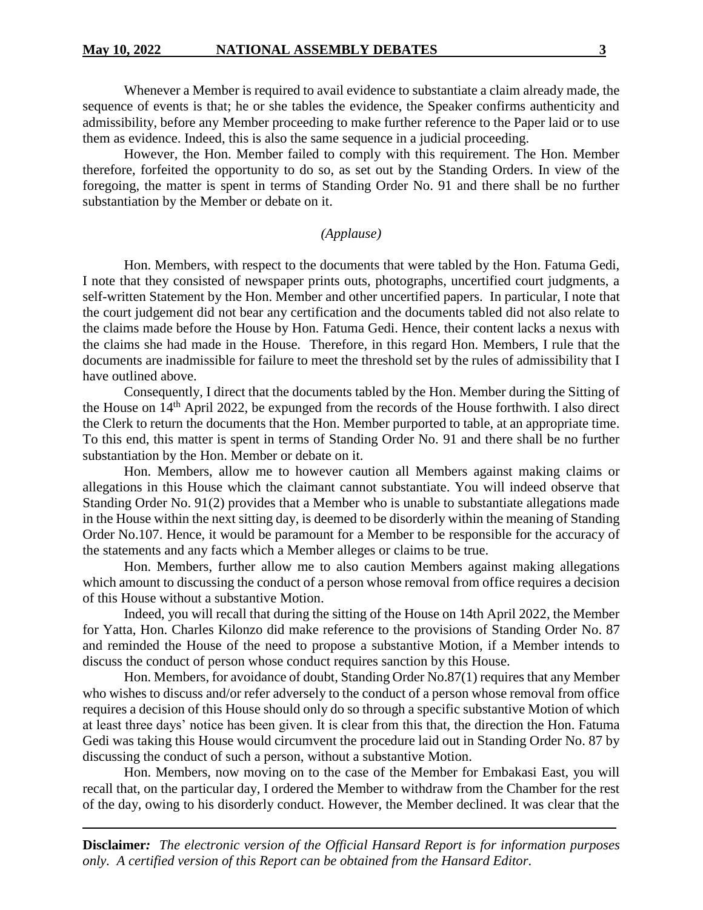Whenever a Member is required to avail evidence to substantiate a claim already made, the sequence of events is that; he or she tables the evidence, the Speaker confirms authenticity and admissibility, before any Member proceeding to make further reference to the Paper laid or to use them as evidence. Indeed, this is also the same sequence in a judicial proceeding.

However, the Hon. Member failed to comply with this requirement. The Hon. Member therefore, forfeited the opportunity to do so, as set out by the Standing Orders. In view of the foregoing, the matter is spent in terms of Standing Order No. 91 and there shall be no further substantiation by the Member or debate on it.

*(Applause)*

Hon. Members, with respect to the documents that were tabled by the Hon. Fatuma Gedi, I note that they consisted of newspaper prints outs, photographs, uncertified court judgments, a self-written Statement by the Hon. Member and other uncertified papers. In particular, I note that the court judgement did not bear any certification and the documents tabled did not also relate to the claims made before the House by Hon. Fatuma Gedi. Hence, their content lacks a nexus with the claims she had made in the House. Therefore, in this regard Hon. Members, I rule that the documents are inadmissible for failure to meet the threshold set by the rules of admissibility that I have outlined above.

Consequently, I direct that the documents tabled by the Hon. Member during the Sitting of the House on 14th April 2022, be expunged from the records of the House forthwith. I also direct the Clerk to return the documents that the Hon. Member purported to table, at an appropriate time. To this end, this matter is spent in terms of Standing Order No. 91 and there shall be no further substantiation by the Hon. Member or debate on it.

Hon. Members, allow me to however caution all Members against making claims or allegations in this House which the claimant cannot substantiate. You will indeed observe that Standing Order No. 91(2) provides that a Member who is unable to substantiate allegations made in the House within the next sitting day, is deemed to be disorderly within the meaning of Standing Order No.107. Hence, it would be paramount for a Member to be responsible for the accuracy of the statements and any facts which a Member alleges or claims to be true.

Hon. Members, further allow me to also caution Members against making allegations which amount to discussing the conduct of a person whose removal from office requires a decision of this House without a substantive Motion.

Indeed, you will recall that during the sitting of the House on 14th April 2022, the Member for Yatta, Hon. Charles Kilonzo did make reference to the provisions of Standing Order No. 87 and reminded the House of the need to propose a substantive Motion, if a Member intends to discuss the conduct of person whose conduct requires sanction by this House.

Hon. Members, for avoidance of doubt, Standing Order No.87(1) requires that any Member who wishes to discuss and/or refer adversely to the conduct of a person whose removal from office requires a decision of this House should only do so through a specific substantive Motion of which at least three days' notice has been given. It is clear from this that, the direction the Hon. Fatuma Gedi was taking this House would circumvent the procedure laid out in Standing Order No. 87 by discussing the conduct of such a person, without a substantive Motion.

Hon. Members, now moving on to the case of the Member for Embakasi East, you will recall that, on the particular day, I ordered the Member to withdraw from the Chamber for the rest of the day, owing to his disorderly conduct. However, the Member declined. It was clear that the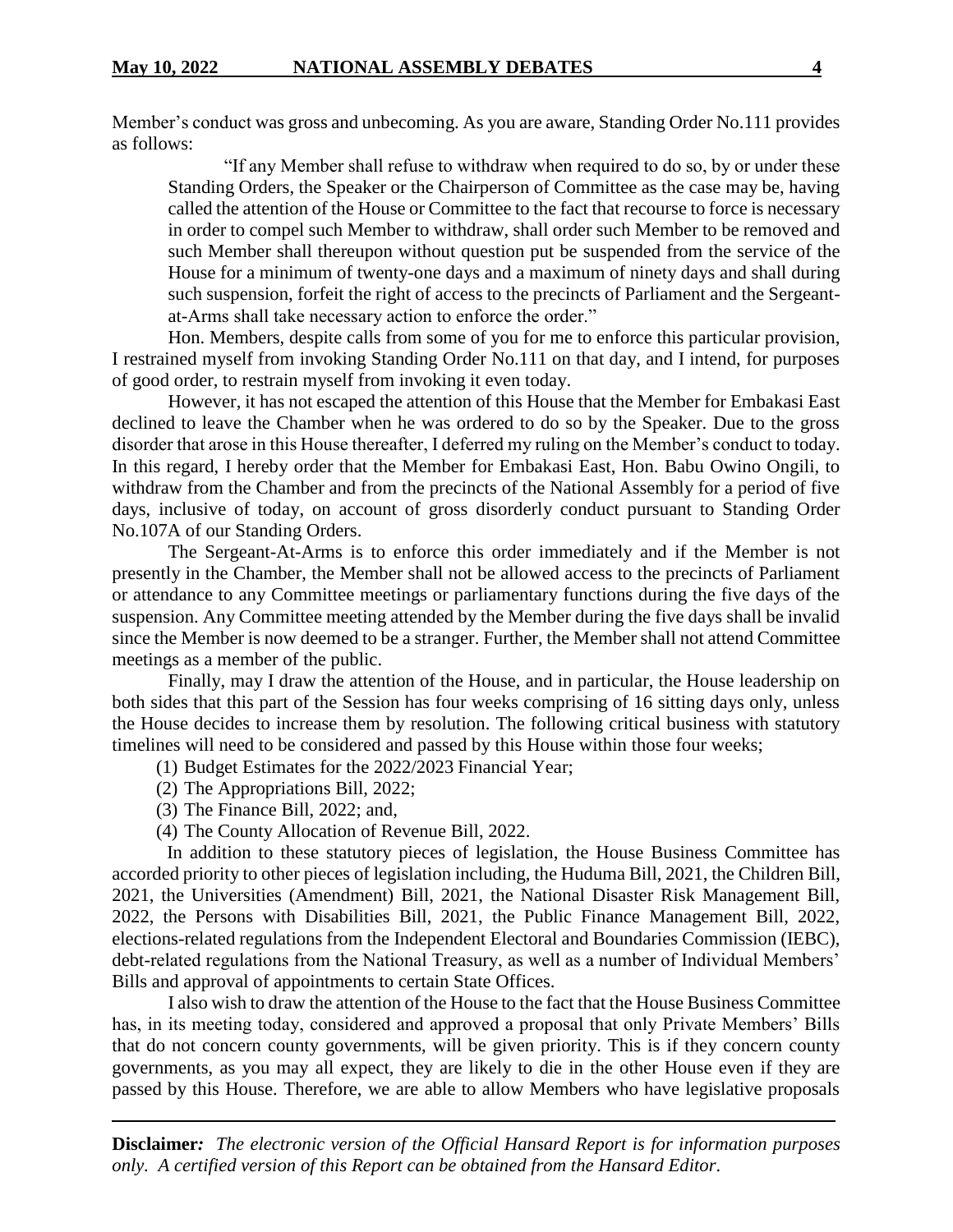Member's conduct was gross and unbecoming. As you are aware, Standing Order No.111 provides as follows:

> "If any Member shall refuse to withdraw when required to do so, by or under these Standing Orders, the Speaker or the Chairperson of Committee as the case may be, having called the attention of the House or Committee to the fact that recourse to force is necessary in order to compel such Member to withdraw, shall order such Member to be removed and such Member shall thereupon without question put be suspended from the service of the House for a minimum of twenty-one days and a maximum of ninety days and shall during such suspension, forfeit the right of access to the precincts of Parliament and the Sergeant-at-Arms shall take necessary action to enforce the order."

Hon. Members, despite calls from some of you for me to enforce this particular provision, I restrained myself from invoking Standing Order No.111 on that day, and I intend, for purposes of good order, to restrain myself from invoking it even today.

However, it has not escaped the attention of this House that the Member for Embakasi East declined to leave the Chamber when he was ordered to do so by the Speaker. Due to the gross disorder that arose in this House thereafter, I deferred my ruling on the Member's conduct to today. In this regard, I hereby order that the Member for Embakasi East, Hon. Babu Owino Ongili, to withdraw from the Chamber and from the precincts of the National Assembly for a period of five days, inclusive of today, on account of gross disorderly conduct pursuant to Standing Order No.107A of our Standing Orders.

The Sergeant-At-Arms is to enforce this order immediately and if the Member is not presently in the Chamber, the Member shall not be allowed access to the precincts of Parliament or attendance to any Committee meetings or parliamentary functions during the five days of the suspension. Any Committee meeting attended by the Member during the five days shall be invalid since the Member is now deemed to be a stranger. Further, the Member shall not attend Committee meetings as a member of the public.

Finally, may I draw the attention of the House, and in particular, the House leadership on both sides that this part of the Session has four weeks comprising of 16 sitting days only, unless the House decides to increase them by resolution. The following critical business with statutory timelines will need to be considered and passed by this House within those four weeks;

(1) Budget Estimates for the 2022/2023 Financial Year;
(2) The Appropriations Bill, 2022;
(3) The Finance Bill, 2022; and,
(4) The County Allocation of Revenue Bill, 2022.

In addition to these statutory pieces of legislation, the House Business Committee has accorded priority to other pieces of legislation including, the Huduma Bill, 2021, the Children Bill, 2021, the Universities (Amendment) Bill, 2021, the National Disaster Risk Management Bill, 2022, the Persons with Disabilities Bill, 2021, the Public Finance Management Bill, 2022, elections-related regulations from the Independent Electoral and Boundaries Commission (IEBC), debt-related regulations from the National Treasury, as well as a number of Individual Members' Bills and approval of appointments to certain State Offices.

I also wish to draw the attention of the House to the fact that the House Business Committee has, in its meeting today, considered and approved a proposal that only Private Members' Bills that do not concern county governments, will be given priority. This is if they concern county governments, as you may all expect, they are likely to die in the other House even if they are passed by this House. Therefore, we are able to allow Members who have legislative proposals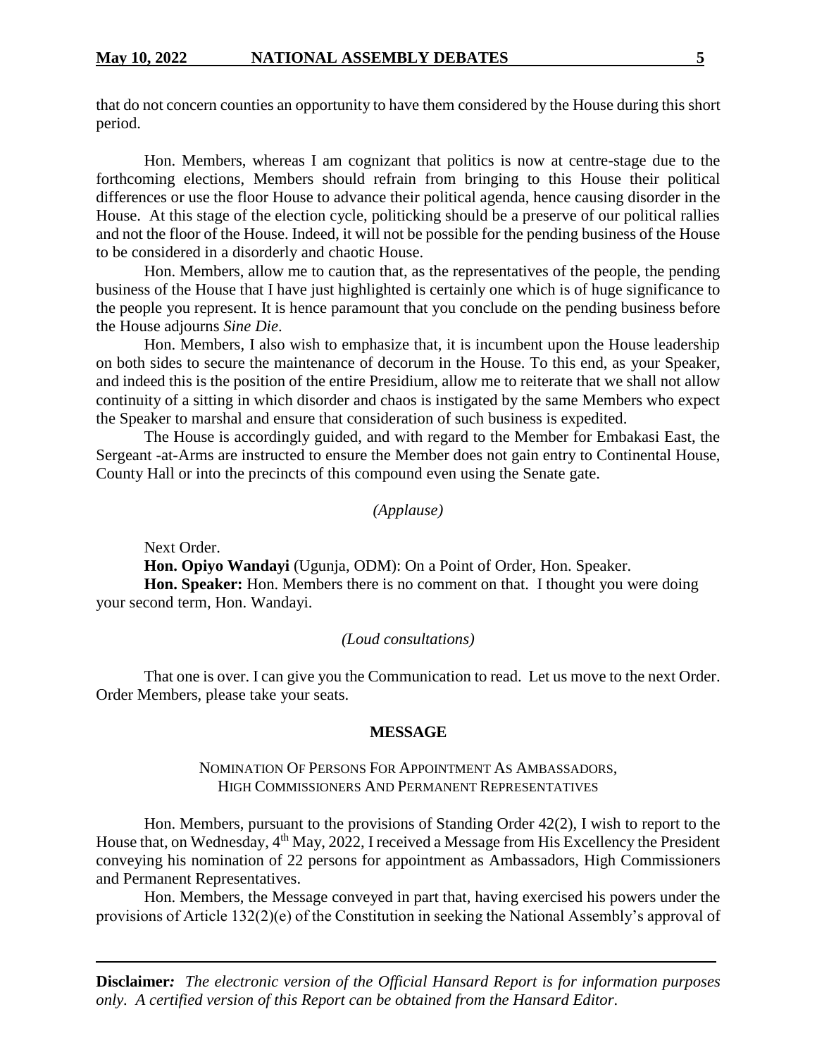that do not concern counties an opportunity to have them considered by the House during this short period.

Hon. Members, whereas I am cognizant that politics is now at centre-stage due to the forthcoming elections, Members should refrain from bringing to this House their political differences or use the floor House to advance their political agenda, hence causing disorder in the House. At this stage of the election cycle, politicking should be a preserve of our political rallies and not the floor of the House. Indeed, it will not be possible for the pending business of the House to be considered in a disorderly and chaotic House.

Hon. Members, allow me to caution that, as the representatives of the people, the pending business of the House that I have just highlighted is certainly one which is of huge significance to the people you represent. It is hence paramount that you conclude on the pending business before the House adjourns *Sine Die*.

Hon. Members, I also wish to emphasize that, it is incumbent upon the House leadership on both sides to secure the maintenance of decorum in the House. To this end, as your Speaker, and indeed this is the position of the entire Presidium, allow me to reiterate that we shall not allow continuity of a sitting in which disorder and chaos is instigated by the same Members who expect the Speaker to marshal and ensure that consideration of such business is expedited.

The House is accordingly guided, and with regard to the Member for Embakasi East, the Sergeant -at-Arms are instructed to ensure the Member does not gain entry to Continental House, County Hall or into the precincts of this compound even using the Senate gate.

*(Applause)*

Next Order.

**Hon. Opiyo Wandayi** (Ugunja, ODM): On a Point of Order, Hon. Speaker.

**Hon. Speaker:** Hon. Members there is no comment on that. I thought you were doing your second term, Hon. Wandayi.

*(Loud consultations)*

That one is over. I can give you the Communication to read. Let us move to the next Order. Order Members, please take your seats.

## MESSAGE

### NOMINATION OF PERSONS FOR APPOINTMENT AS AMBASSADORS, HIGH COMMISSIONERS AND PERMANENT REPRESENTATIVES

Hon. Members, pursuant to the provisions of Standing Order 42(2), I wish to report to the House that, on Wednesday, 4th May, 2022, I received a Message from His Excellency the President conveying his nomination of 22 persons for appointment as Ambassadors, High Commissioners and Permanent Representatives.

Hon. Members, the Message conveyed in part that, having exercised his powers under the provisions of Article 132(2)(e) of the Constitution in seeking the National Assembly's approval of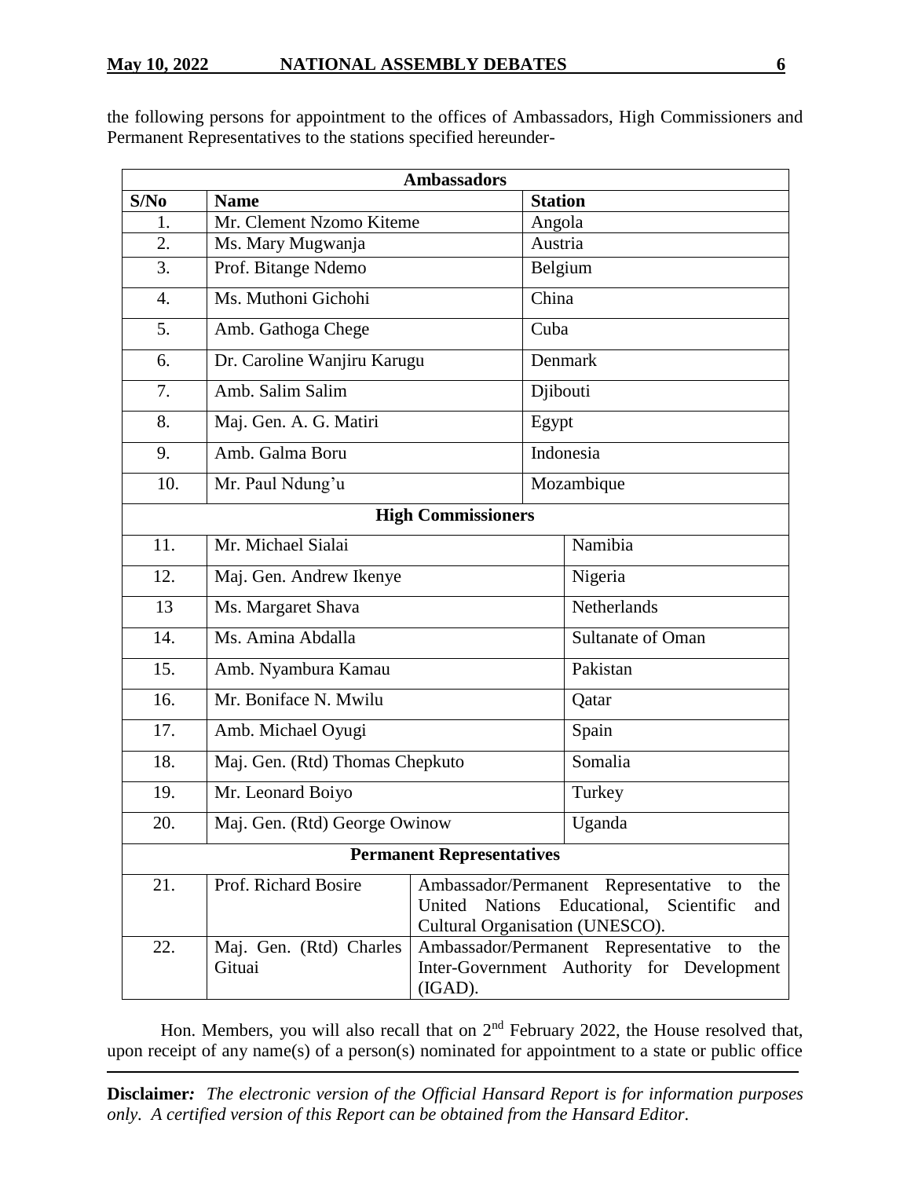the following persons for appointment to the offices of Ambassadors, High Commissioners and Permanent Representatives to the stations specified hereunder-

| S/No | Name | Station |
|---|---|---|
| **Ambassadors** | | |
| 1. | Mr. Clement Nzomo Kiteme | Angola |
| 2. | Ms. Mary Mugwanja | Austria |
| 3. | Prof. Bitange Ndemo | Belgium |
| 4. | Ms. Muthoni Gichohi | China |
| 5. | Amb. Gathoga Chege | Cuba |
| 6. | Dr. Caroline Wanjiru Karugu | Denmark |
| 7. | Amb. Salim Salim | Djibouti |
| 8. | Maj. Gen. A. G. Matiri | Egypt |
| 9. | Amb. Galma Boru | Indonesia |
| 10. | Mr. Paul Ndung'u | Mozambique |
| **High Commissioners** | | |
| 11. | Mr. Michael Sialai | Namibia |
| 12. | Maj. Gen. Andrew Ikenye | Nigeria |
| 13 | Ms. Margaret Shava | Netherlands |
| 14. | Ms. Amina Abdalla | Sultanate of Oman |
| 15. | Amb. Nyambura Kamau | Pakistan |
| 16. | Mr. Boniface N. Mwilu | Qatar |
| 17. | Amb. Michael Oyugi | Spain |
| 18. | Maj. Gen. (Rtd) Thomas Chepkuto | Somalia |
| 19. | Mr. Leonard Boiyo | Turkey |
| 20. | Maj. Gen. (Rtd) George Owinow | Uganda |
| **Permanent Representatives** | | |
| 21. | Prof. Richard Bosire | Ambassador/Permanent Representative to the United Nations Educational, Scientific and Cultural Organisation (UNESCO). |
| 22. | Maj. Gen. (Rtd) Charles Gituai | Ambassador/Permanent Representative to the Inter-Government Authority for Development (IGAD). |

Hon. Members, you will also recall that on 2nd February 2022, the House resolved that, upon receipt of any name(s) of a person(s) nominated for appointment to a state or public office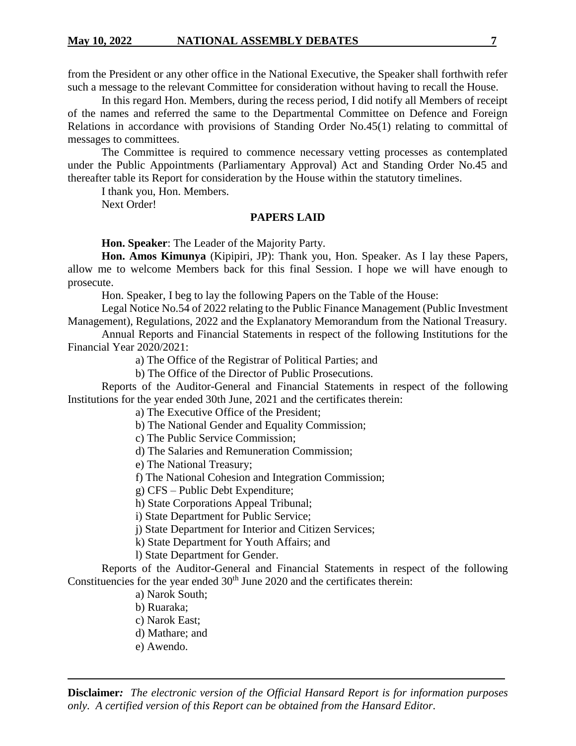from the President or any other office in the National Executive, the Speaker shall forthwith refer such a message to the relevant Committee for consideration without having to recall the House.

In this regard Hon. Members, during the recess period, I did notify all Members of receipt of the names and referred the same to the Departmental Committee on Defence and Foreign Relations in accordance with provisions of Standing Order No.45(1) relating to committal of messages to committees.

The Committee is required to commence necessary vetting processes as contemplated under the Public Appointments (Parliamentary Approval) Act and Standing Order No.45 and thereafter table its Report for consideration by the House within the statutory timelines.

I thank you, Hon. Members.

Next Order!

## PAPERS LAID

**Hon. Speaker**: The Leader of the Majority Party.

**Hon. Amos Kimunya** (Kipipiri, JP): Thank you, Hon. Speaker. As I lay these Papers, allow me to welcome Members back for this final Session. I hope we will have enough to prosecute.

Hon. Speaker, I beg to lay the following Papers on the Table of the House:

Legal Notice No.54 of 2022 relating to the Public Finance Management (Public Investment Management), Regulations, 2022 and the Explanatory Memorandum from the National Treasury.

Annual Reports and Financial Statements in respect of the following Institutions for the Financial Year 2020/2021:

a) The Office of the Registrar of Political Parties; and

b) The Office of the Director of Public Prosecutions.

Reports of the Auditor-General and Financial Statements in respect of the following Institutions for the year ended 30th June, 2021 and the certificates therein:

a) The Executive Office of the President;

b) The National Gender and Equality Commission;

c) The Public Service Commission;

d) The Salaries and Remuneration Commission;

e) The National Treasury;

f) The National Cohesion and Integration Commission;

g) CFS – Public Debt Expenditure;

h) State Corporations Appeal Tribunal;

i) State Department for Public Service;

j) State Department for Interior and Citizen Services;

k) State Department for Youth Affairs; and

l) State Department for Gender.

Reports of the Auditor-General and Financial Statements in respect of the following Constituencies for the year ended 30th June 2020 and the certificates therein:

a) Narok South;

b) Ruaraka;

c) Narok East;

d) Mathare; and

e) Awendo.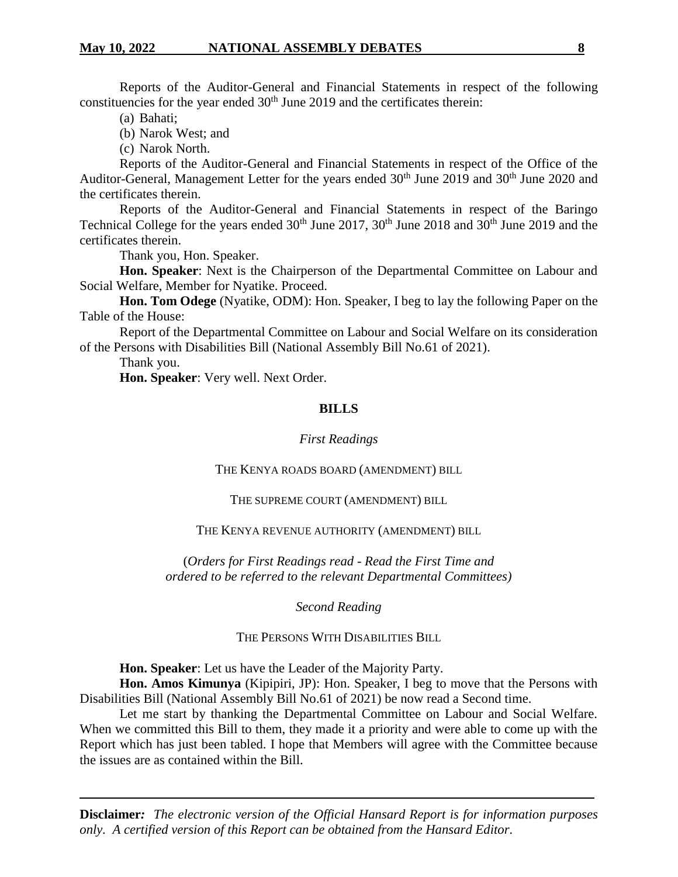Reports of the Auditor-General and Financial Statements in respect of the following constituencies for the year ended 30th June 2019 and the certificates therein:

(a) Bahati;

(b) Narok West; and

(c) Narok North.

Reports of the Auditor-General and Financial Statements in respect of the Office of the Auditor-General, Management Letter for the years ended 30th June 2019 and 30th June 2020 and the certificates therein.

Reports of the Auditor-General and Financial Statements in respect of the Baringo Technical College for the years ended 30th June 2017, 30th June 2018 and 30th June 2019 and the certificates therein.

Thank you, Hon. Speaker.

**Hon. Speaker**: Next is the Chairperson of the Departmental Committee on Labour and Social Welfare, Member for Nyatike. Proceed.

**Hon. Tom Odege** (Nyatike, ODM): Hon. Speaker, I beg to lay the following Paper on the Table of the House:

Report of the Departmental Committee on Labour and Social Welfare on its consideration of the Persons with Disabilities Bill (National Assembly Bill No.61 of 2021).

Thank you.

**Hon. Speaker**: Very well. Next Order.

## BILLS

*First Readings*

THE KENYA ROADS BOARD (AMENDMENT) BILL

THE SUPREME COURT (AMENDMENT) BILL

THE KENYA REVENUE AUTHORITY (AMENDMENT) BILL

(*Orders for First Readings read - Read the First Time and ordered to be referred to the relevant Departmental Committees)*

*Second Reading*

THE PERSONS WITH DISABILITIES BILL

**Hon. Speaker**: Let us have the Leader of the Majority Party.

**Hon. Amos Kimunya** (Kipipiri, JP): Hon. Speaker, I beg to move that the Persons with Disabilities Bill (National Assembly Bill No.61 of 2021) be now read a Second time.

Let me start by thanking the Departmental Committee on Labour and Social Welfare. When we committed this Bill to them, they made it a priority and were able to come up with the Report which has just been tabled. I hope that Members will agree with the Committee because the issues are as contained within the Bill.

**Disclaimer***:* *The electronic version of the Official Hansard Report is for information purposes only. A certified version of this Report can be obtained from the Hansard Editor.*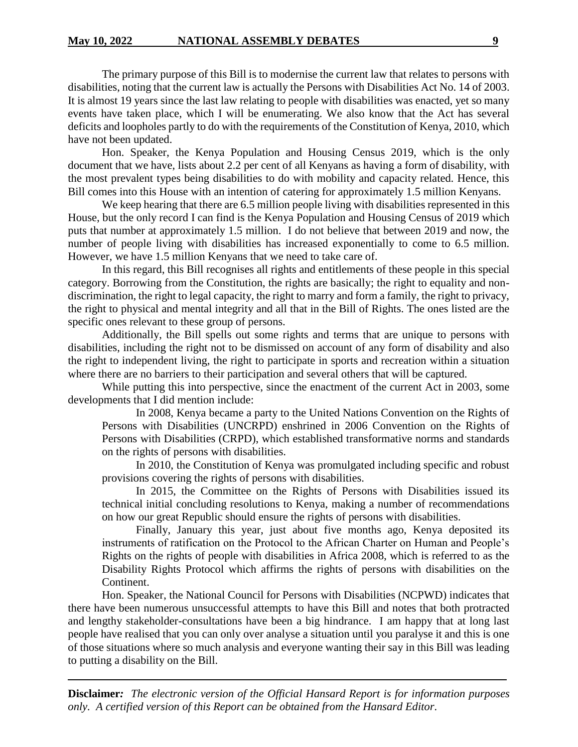The primary purpose of this Bill is to modernise the current law that relates to persons with disabilities, noting that the current law is actually the Persons with Disabilities Act No. 14 of 2003. It is almost 19 years since the last law relating to people with disabilities was enacted, yet so many events have taken place, which I will be enumerating. We also know that the Act has several deficits and loopholes partly to do with the requirements of the Constitution of Kenya, 2010, which have not been updated.

Hon. Speaker, the Kenya Population and Housing Census 2019, which is the only document that we have, lists about 2.2 per cent of all Kenyans as having a form of disability, with the most prevalent types being disabilities to do with mobility and capacity related. Hence, this Bill comes into this House with an intention of catering for approximately 1.5 million Kenyans.

We keep hearing that there are 6.5 million people living with disabilities represented in this House, but the only record I can find is the Kenya Population and Housing Census of 2019 which puts that number at approximately 1.5 million. I do not believe that between 2019 and now, the number of people living with disabilities has increased exponentially to come to 6.5 million. However, we have 1.5 million Kenyans that we need to take care of.

In this regard, this Bill recognises all rights and entitlements of these people in this special category. Borrowing from the Constitution, the rights are basically; the right to equality and non-discrimination, the right to legal capacity, the right to marry and form a family, the right to privacy, the right to physical and mental integrity and all that in the Bill of Rights. The ones listed are the specific ones relevant to these group of persons.

Additionally, the Bill spells out some rights and terms that are unique to persons with disabilities, including the right not to be dismissed on account of any form of disability and also the right to independent living, the right to participate in sports and recreation within a situation where there are no barriers to their participation and several others that will be captured.

While putting this into perspective, since the enactment of the current Act in 2003, some developments that I did mention include:

> In 2008, Kenya became a party to the United Nations Convention on the Rights of Persons with Disabilities (UNCRPD) enshrined in 2006 Convention on the Rights of Persons with Disabilities (CRPD), which established transformative norms and standards on the rights of persons with disabilities.
>
> In 2010, the Constitution of Kenya was promulgated including specific and robust provisions covering the rights of persons with disabilities.
>
> In 2015, the Committee on the Rights of Persons with Disabilities issued its technical initial concluding resolutions to Kenya, making a number of recommendations on how our great Republic should ensure the rights of persons with disabilities.
>
> Finally, January this year, just about five months ago, Kenya deposited its instruments of ratification on the Protocol to the African Charter on Human and People's Rights on the rights of people with disabilities in Africa 2008, which is referred to as the Disability Rights Protocol which affirms the rights of persons with disabilities on the Continent.

Hon. Speaker, the National Council for Persons with Disabilities (NCPWD) indicates that there have been numerous unsuccessful attempts to have this Bill and notes that both protracted and lengthy stakeholder-consultations have been a big hindrance. I am happy that at long last people have realised that you can only over analyse a situation until you paralyse it and this is one of those situations where so much analysis and everyone wanting their say in this Bill was leading to putting a disability on the Bill.

**Disclaimer***:* *The electronic version of the Official Hansard Report is for information purposes only. A certified version of this Report can be obtained from the Hansard Editor.*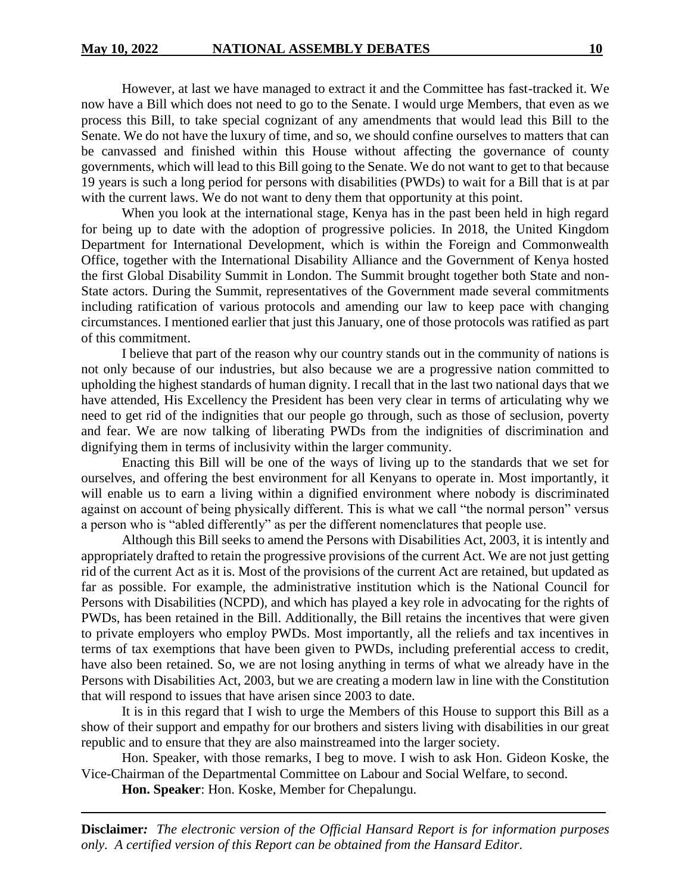However, at last we have managed to extract it and the Committee has fast-tracked it. We now have a Bill which does not need to go to the Senate. I would urge Members, that even as we process this Bill, to take special cognizant of any amendments that would lead this Bill to the Senate. We do not have the luxury of time, and so, we should confine ourselves to matters that can be canvassed and finished within this House without affecting the governance of county governments, which will lead to this Bill going to the Senate. We do not want to get to that because 19 years is such a long period for persons with disabilities (PWDs) to wait for a Bill that is at par with the current laws. We do not want to deny them that opportunity at this point.

When you look at the international stage, Kenya has in the past been held in high regard for being up to date with the adoption of progressive policies. In 2018, the United Kingdom Department for International Development, which is within the Foreign and Commonwealth Office, together with the International Disability Alliance and the Government of Kenya hosted the first Global Disability Summit in London. The Summit brought together both State and non-State actors. During the Summit, representatives of the Government made several commitments including ratification of various protocols and amending our law to keep pace with changing circumstances. I mentioned earlier that just this January, one of those protocols was ratified as part of this commitment.

I believe that part of the reason why our country stands out in the community of nations is not only because of our industries, but also because we are a progressive nation committed to upholding the highest standards of human dignity. I recall that in the last two national days that we have attended, His Excellency the President has been very clear in terms of articulating why we need to get rid of the indignities that our people go through, such as those of seclusion, poverty and fear. We are now talking of liberating PWDs from the indignities of discrimination and dignifying them in terms of inclusivity within the larger community.

Enacting this Bill will be one of the ways of living up to the standards that we set for ourselves, and offering the best environment for all Kenyans to operate in. Most importantly, it will enable us to earn a living within a dignified environment where nobody is discriminated against on account of being physically different. This is what we call "the normal person" versus a person who is "abled differently" as per the different nomenclatures that people use.

Although this Bill seeks to amend the Persons with Disabilities Act, 2003, it is intently and appropriately drafted to retain the progressive provisions of the current Act. We are not just getting rid of the current Act as it is. Most of the provisions of the current Act are retained, but updated as far as possible. For example, the administrative institution which is the National Council for Persons with Disabilities (NCPD), and which has played a key role in advocating for the rights of PWDs, has been retained in the Bill. Additionally, the Bill retains the incentives that were given to private employers who employ PWDs. Most importantly, all the reliefs and tax incentives in terms of tax exemptions that have been given to PWDs, including preferential access to credit, have also been retained. So, we are not losing anything in terms of what we already have in the Persons with Disabilities Act, 2003, but we are creating a modern law in line with the Constitution that will respond to issues that have arisen since 2003 to date.

It is in this regard that I wish to urge the Members of this House to support this Bill as a show of their support and empathy for our brothers and sisters living with disabilities in our great republic and to ensure that they are also mainstreamed into the larger society.

Hon. Speaker, with those remarks, I beg to move. I wish to ask Hon. Gideon Koske, the Vice-Chairman of the Departmental Committee on Labour and Social Welfare, to second.

**Hon. Speaker**: Hon. Koske, Member for Chepalungu.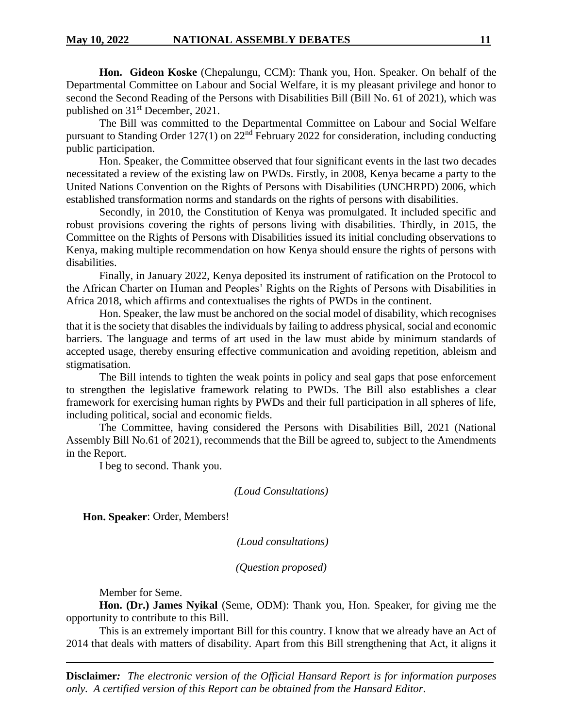**Hon. Gideon Koske** (Chepalungu, CCM): Thank you, Hon. Speaker. On behalf of the Departmental Committee on Labour and Social Welfare, it is my pleasant privilege and honor to second the Second Reading of the Persons with Disabilities Bill (Bill No. 61 of 2021), which was published on 31st December, 2021.

The Bill was committed to the Departmental Committee on Labour and Social Welfare pursuant to Standing Order 127(1) on 22nd February 2022 for consideration, including conducting public participation.

Hon. Speaker, the Committee observed that four significant events in the last two decades necessitated a review of the existing law on PWDs. Firstly, in 2008, Kenya became a party to the United Nations Convention on the Rights of Persons with Disabilities (UNCHRPD) 2006, which established transformation norms and standards on the rights of persons with disabilities.

Secondly, in 2010, the Constitution of Kenya was promulgated. It included specific and robust provisions covering the rights of persons living with disabilities. Thirdly, in 2015, the Committee on the Rights of Persons with Disabilities issued its initial concluding observations to Kenya, making multiple recommendation on how Kenya should ensure the rights of persons with disabilities.

Finally, in January 2022, Kenya deposited its instrument of ratification on the Protocol to the African Charter on Human and Peoples' Rights on the Rights of Persons with Disabilities in Africa 2018, which affirms and contextualises the rights of PWDs in the continent.

Hon. Speaker, the law must be anchored on the social model of disability, which recognises that it is the society that disables the individuals by failing to address physical, social and economic barriers. The language and terms of art used in the law must abide by minimum standards of accepted usage, thereby ensuring effective communication and avoiding repetition, ableism and stigmatisation.

The Bill intends to tighten the weak points in policy and seal gaps that pose enforcement to strengthen the legislative framework relating to PWDs. The Bill also establishes a clear framework for exercising human rights by PWDs and their full participation in all spheres of life, including political, social and economic fields.

The Committee, having considered the Persons with Disabilities Bill, 2021 (National Assembly Bill No.61 of 2021), recommends that the Bill be agreed to, subject to the Amendments in the Report.

I beg to second. Thank you.

*(Loud Consultations)*

**Hon. Speaker**: Order, Members!

*(Loud consultations)*

*(Question proposed)*

Member for Seme.

**Hon. (Dr.) James Nyikal** (Seme, ODM): Thank you, Hon. Speaker, for giving me the opportunity to contribute to this Bill.

This is an extremely important Bill for this country. I know that we already have an Act of 2014 that deals with matters of disability. Apart from this Bill strengthening that Act, it aligns it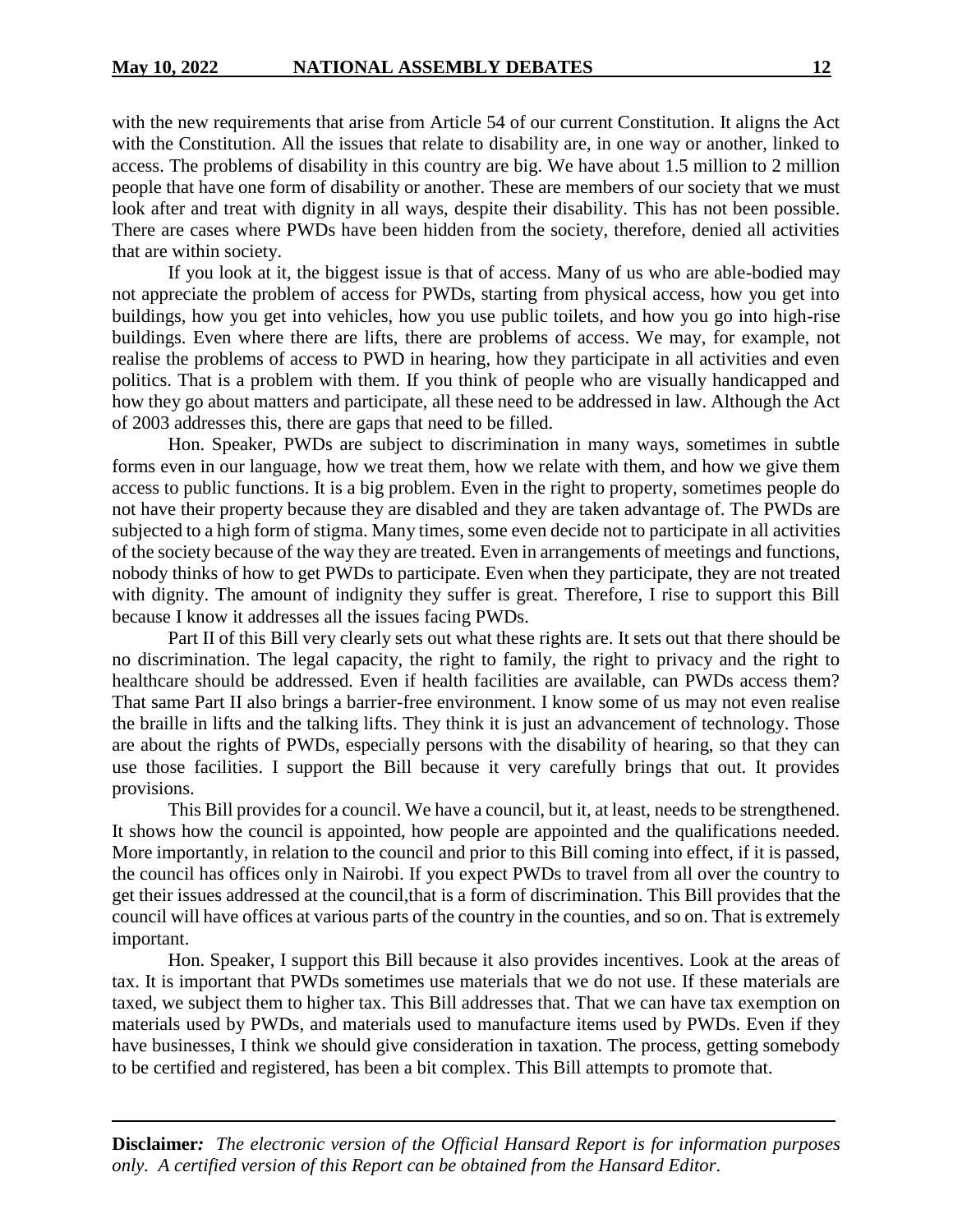with the new requirements that arise from Article 54 of our current Constitution. It aligns the Act with the Constitution. All the issues that relate to disability are, in one way or another, linked to access. The problems of disability in this country are big. We have about 1.5 million to 2 million people that have one form of disability or another. These are members of our society that we must look after and treat with dignity in all ways, despite their disability. This has not been possible. There are cases where PWDs have been hidden from the society, therefore, denied all activities that are within society.

If you look at it, the biggest issue is that of access. Many of us who are able-bodied may not appreciate the problem of access for PWDs, starting from physical access, how you get into buildings, how you get into vehicles, how you use public toilets, and how you go into high-rise buildings. Even where there are lifts, there are problems of access. We may, for example, not realise the problems of access to PWD in hearing, how they participate in all activities and even politics. That is a problem with them. If you think of people who are visually handicapped and how they go about matters and participate, all these need to be addressed in law. Although the Act of 2003 addresses this, there are gaps that need to be filled.

Hon. Speaker, PWDs are subject to discrimination in many ways, sometimes in subtle forms even in our language, how we treat them, how we relate with them, and how we give them access to public functions. It is a big problem. Even in the right to property, sometimes people do not have their property because they are disabled and they are taken advantage of. The PWDs are subjected to a high form of stigma. Many times, some even decide not to participate in all activities of the society because of the way they are treated. Even in arrangements of meetings and functions, nobody thinks of how to get PWDs to participate. Even when they participate, they are not treated with dignity. The amount of indignity they suffer is great. Therefore, I rise to support this Bill because I know it addresses all the issues facing PWDs.

Part II of this Bill very clearly sets out what these rights are. It sets out that there should be no discrimination. The legal capacity, the right to family, the right to privacy and the right to healthcare should be addressed. Even if health facilities are available, can PWDs access them? That same Part II also brings a barrier-free environment. I know some of us may not even realise the braille in lifts and the talking lifts. They think it is just an advancement of technology. Those are about the rights of PWDs, especially persons with the disability of hearing, so that they can use those facilities. I support the Bill because it very carefully brings that out. It provides provisions.

This Bill provides for a council. We have a council, but it, at least, needs to be strengthened. It shows how the council is appointed, how people are appointed and the qualifications needed. More importantly, in relation to the council and prior to this Bill coming into effect, if it is passed, the council has offices only in Nairobi. If you expect PWDs to travel from all over the country to get their issues addressed at the council,that is a form of discrimination. This Bill provides that the council will have offices at various parts of the country in the counties, and so on. That is extremely important.

Hon. Speaker, I support this Bill because it also provides incentives. Look at the areas of tax. It is important that PWDs sometimes use materials that we do not use. If these materials are taxed, we subject them to higher tax. This Bill addresses that. That we can have tax exemption on materials used by PWDs, and materials used to manufacture items used by PWDs. Even if they have businesses, I think we should give consideration in taxation. The process, getting somebody to be certified and registered, has been a bit complex. This Bill attempts to promote that.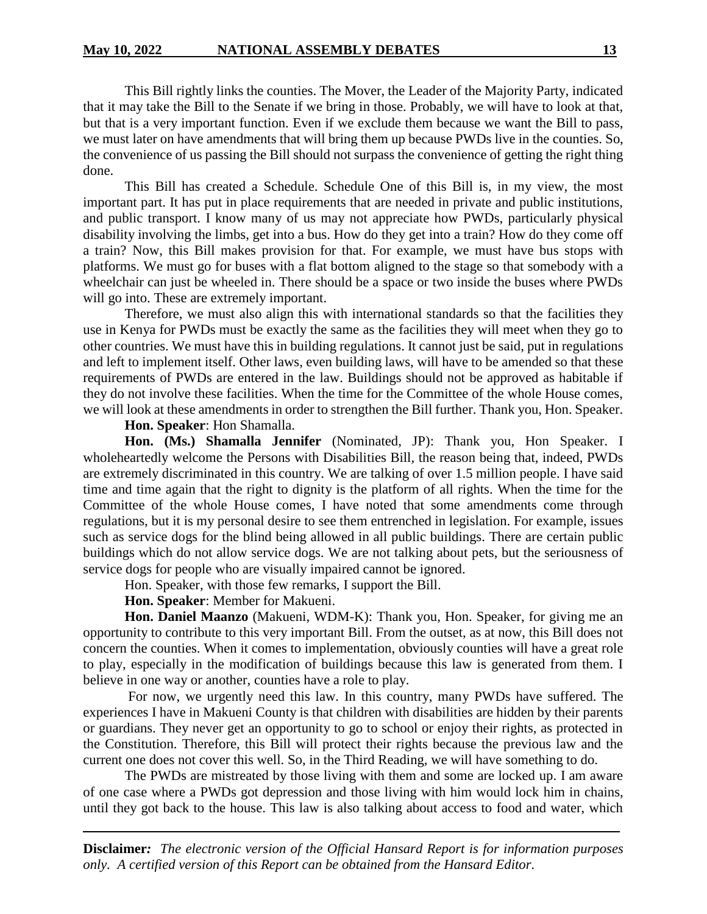This Bill rightly links the counties. The Mover, the Leader of the Majority Party, indicated that it may take the Bill to the Senate if we bring in those. Probably, we will have to look at that, but that is a very important function. Even if we exclude them because we want the Bill to pass, we must later on have amendments that will bring them up because PWDs live in the counties. So, the convenience of us passing the Bill should not surpass the convenience of getting the right thing done.

This Bill has created a Schedule. Schedule One of this Bill is, in my view, the most important part. It has put in place requirements that are needed in private and public institutions, and public transport. I know many of us may not appreciate how PWDs, particularly physical disability involving the limbs, get into a bus. How do they get into a train? How do they come off a train? Now, this Bill makes provision for that. For example, we must have bus stops with platforms. We must go for buses with a flat bottom aligned to the stage so that somebody with a wheelchair can just be wheeled in. There should be a space or two inside the buses where PWDs will go into. These are extremely important.

Therefore, we must also align this with international standards so that the facilities they use in Kenya for PWDs must be exactly the same as the facilities they will meet when they go to other countries. We must have this in building regulations. It cannot just be said, put in regulations and left to implement itself. Other laws, even building laws, will have to be amended so that these requirements of PWDs are entered in the law. Buildings should not be approved as habitable if they do not involve these facilities. When the time for the Committee of the whole House comes, we will look at these amendments in order to strengthen the Bill further. Thank you, Hon. Speaker.

**Hon. Speaker**: Hon Shamalla.

**Hon. (Ms.) Shamalla Jennifer** (Nominated, JP): Thank you, Hon Speaker. I wholeheartedly welcome the Persons with Disabilities Bill, the reason being that, indeed, PWDs are extremely discriminated in this country. We are talking of over 1.5 million people. I have said time and time again that the right to dignity is the platform of all rights. When the time for the Committee of the whole House comes, I have noted that some amendments come through regulations, but it is my personal desire to see them entrenched in legislation. For example, issues such as service dogs for the blind being allowed in all public buildings. There are certain public buildings which do not allow service dogs. We are not talking about pets, but the seriousness of service dogs for people who are visually impaired cannot be ignored.

Hon. Speaker, with those few remarks, I support the Bill.

**Hon. Speaker**: Member for Makueni.

**Hon. Daniel Maanzo** (Makueni, WDM-K): Thank you, Hon. Speaker, for giving me an opportunity to contribute to this very important Bill. From the outset, as at now, this Bill does not concern the counties. When it comes to implementation, obviously counties will have a great role to play, especially in the modification of buildings because this law is generated from them. I believe in one way or another, counties have a role to play.

For now, we urgently need this law. In this country, many PWDs have suffered. The experiences I have in Makueni County is that children with disabilities are hidden by their parents or guardians. They never get an opportunity to go to school or enjoy their rights, as protected in the Constitution. Therefore, this Bill will protect their rights because the previous law and the current one does not cover this well. So, in the Third Reading, we will have something to do.

The PWDs are mistreated by those living with them and some are locked up. I am aware of one case where a PWDs got depression and those living with him would lock him in chains, until they got back to the house. This law is also talking about access to food and water, which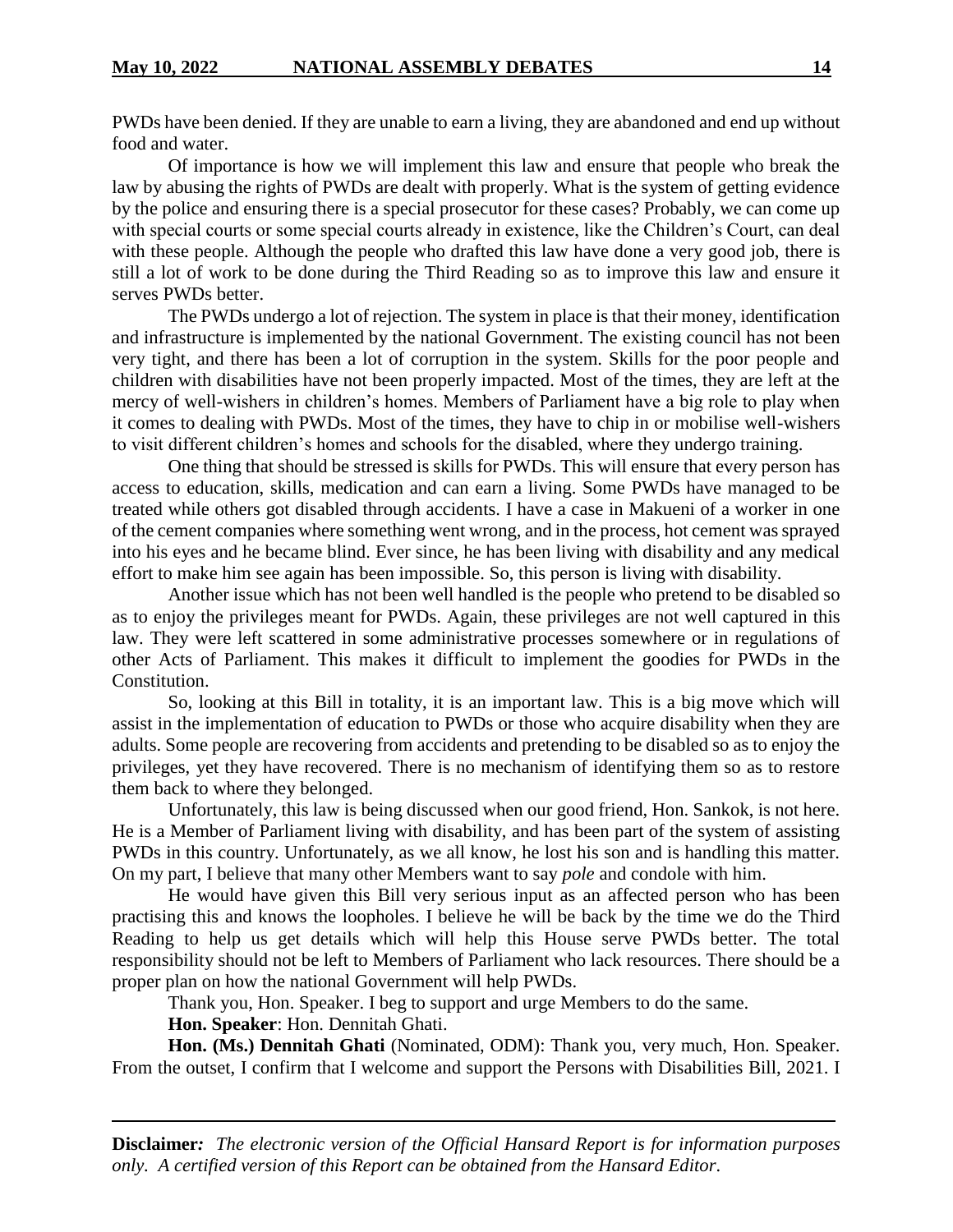PWDs have been denied. If they are unable to earn a living, they are abandoned and end up without food and water.

Of importance is how we will implement this law and ensure that people who break the law by abusing the rights of PWDs are dealt with properly. What is the system of getting evidence by the police and ensuring there is a special prosecutor for these cases? Probably, we can come up with special courts or some special courts already in existence, like the Children's Court, can deal with these people. Although the people who drafted this law have done a very good job, there is still a lot of work to be done during the Third Reading so as to improve this law and ensure it serves PWDs better.

The PWDs undergo a lot of rejection. The system in place is that their money, identification and infrastructure is implemented by the national Government. The existing council has not been very tight, and there has been a lot of corruption in the system. Skills for the poor people and children with disabilities have not been properly impacted. Most of the times, they are left at the mercy of well-wishers in children's homes. Members of Parliament have a big role to play when it comes to dealing with PWDs. Most of the times, they have to chip in or mobilise well-wishers to visit different children's homes and schools for the disabled, where they undergo training.

One thing that should be stressed is skills for PWDs. This will ensure that every person has access to education, skills, medication and can earn a living. Some PWDs have managed to be treated while others got disabled through accidents. I have a case in Makueni of a worker in one of the cement companies where something went wrong, and in the process, hot cement was sprayed into his eyes and he became blind. Ever since, he has been living with disability and any medical effort to make him see again has been impossible. So, this person is living with disability.

Another issue which has not been well handled is the people who pretend to be disabled so as to enjoy the privileges meant for PWDs. Again, these privileges are not well captured in this law. They were left scattered in some administrative processes somewhere or in regulations of other Acts of Parliament. This makes it difficult to implement the goodies for PWDs in the Constitution.

So, looking at this Bill in totality, it is an important law. This is a big move which will assist in the implementation of education to PWDs or those who acquire disability when they are adults. Some people are recovering from accidents and pretending to be disabled so as to enjoy the privileges, yet they have recovered. There is no mechanism of identifying them so as to restore them back to where they belonged.

Unfortunately, this law is being discussed when our good friend, Hon. Sankok, is not here. He is a Member of Parliament living with disability, and has been part of the system of assisting PWDs in this country. Unfortunately, as we all know, he lost his son and is handling this matter. On my part, I believe that many other Members want to say *pole* and condole with him.

He would have given this Bill very serious input as an affected person who has been practising this and knows the loopholes. I believe he will be back by the time we do the Third Reading to help us get details which will help this House serve PWDs better. The total responsibility should not be left to Members of Parliament who lack resources. There should be a proper plan on how the national Government will help PWDs.

Thank you, Hon. Speaker. I beg to support and urge Members to do the same.

**Hon. Speaker**: Hon. Dennitah Ghati.

**Hon. (Ms.) Dennitah Ghati** (Nominated, ODM): Thank you, very much, Hon. Speaker. From the outset, I confirm that I welcome and support the Persons with Disabilities Bill, 2021. I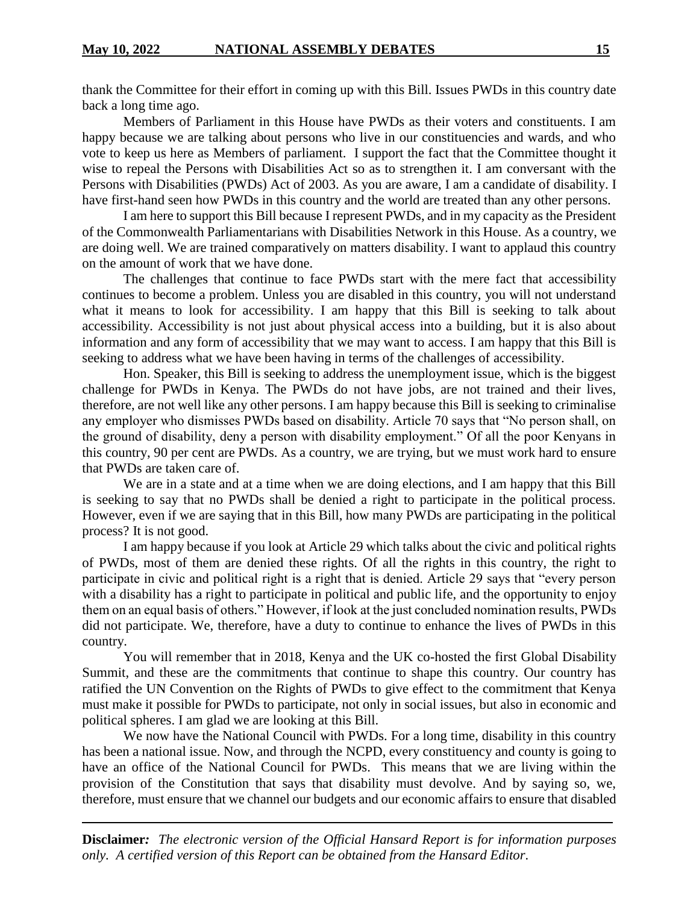thank the Committee for their effort in coming up with this Bill. Issues PWDs in this country date back a long time ago.

Members of Parliament in this House have PWDs as their voters and constituents. I am happy because we are talking about persons who live in our constituencies and wards, and who vote to keep us here as Members of parliament. I support the fact that the Committee thought it wise to repeal the Persons with Disabilities Act so as to strengthen it. I am conversant with the Persons with Disabilities (PWDs) Act of 2003. As you are aware, I am a candidate of disability. I have first-hand seen how PWDs in this country and the world are treated than any other persons.

I am here to support this Bill because I represent PWDs, and in my capacity as the President of the Commonwealth Parliamentarians with Disabilities Network in this House. As a country, we are doing well. We are trained comparatively on matters disability. I want to applaud this country on the amount of work that we have done.

The challenges that continue to face PWDs start with the mere fact that accessibility continues to become a problem. Unless you are disabled in this country, you will not understand what it means to look for accessibility. I am happy that this Bill is seeking to talk about accessibility. Accessibility is not just about physical access into a building, but it is also about information and any form of accessibility that we may want to access. I am happy that this Bill is seeking to address what we have been having in terms of the challenges of accessibility.

Hon. Speaker, this Bill is seeking to address the unemployment issue, which is the biggest challenge for PWDs in Kenya. The PWDs do not have jobs, are not trained and their lives, therefore, are not well like any other persons. I am happy because this Bill is seeking to criminalise any employer who dismisses PWDs based on disability. Article 70 says that "No person shall, on the ground of disability, deny a person with disability employment." Of all the poor Kenyans in this country, 90 per cent are PWDs. As a country, we are trying, but we must work hard to ensure that PWDs are taken care of.

We are in a state and at a time when we are doing elections, and I am happy that this Bill is seeking to say that no PWDs shall be denied a right to participate in the political process. However, even if we are saying that in this Bill, how many PWDs are participating in the political process? It is not good.

I am happy because if you look at Article 29 which talks about the civic and political rights of PWDs, most of them are denied these rights. Of all the rights in this country, the right to participate in civic and political right is a right that is denied. Article 29 says that "every person with a disability has a right to participate in political and public life, and the opportunity to enjoy them on an equal basis of others." However, if look at the just concluded nomination results, PWDs did not participate. We, therefore, have a duty to continue to enhance the lives of PWDs in this country.

You will remember that in 2018, Kenya and the UK co-hosted the first Global Disability Summit, and these are the commitments that continue to shape this country. Our country has ratified the UN Convention on the Rights of PWDs to give effect to the commitment that Kenya must make it possible for PWDs to participate, not only in social issues, but also in economic and political spheres. I am glad we are looking at this Bill.

We now have the National Council with PWDs. For a long time, disability in this country has been a national issue. Now, and through the NCPD, every constituency and county is going to have an office of the National Council for PWDs. This means that we are living within the provision of the Constitution that says that disability must devolve. And by saying so, we, therefore, must ensure that we channel our budgets and our economic affairs to ensure that disabled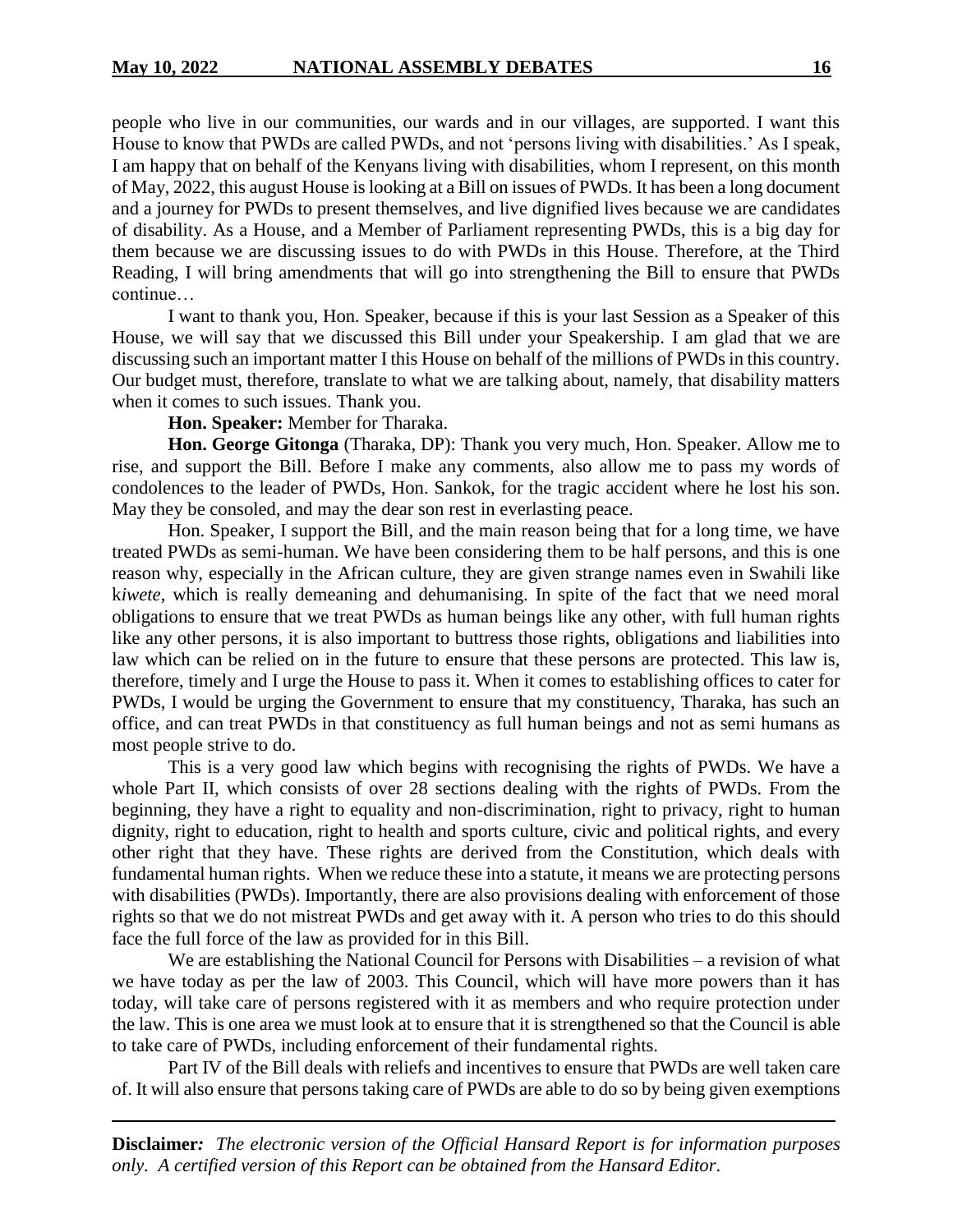people who live in our communities, our wards and in our villages, are supported. I want this House to know that PWDs are called PWDs, and not 'persons living with disabilities.' As I speak, I am happy that on behalf of the Kenyans living with disabilities, whom I represent, on this month of May, 2022, this august House is looking at a Bill on issues of PWDs. It has been a long document and a journey for PWDs to present themselves, and live dignified lives because we are candidates of disability. As a House, and a Member of Parliament representing PWDs, this is a big day for them because we are discussing issues to do with PWDs in this House. Therefore, at the Third Reading, I will bring amendments that will go into strengthening the Bill to ensure that PWDs continue…

I want to thank you, Hon. Speaker, because if this is your last Session as a Speaker of this House, we will say that we discussed this Bill under your Speakership. I am glad that we are discussing such an important matter I this House on behalf of the millions of PWDs in this country. Our budget must, therefore, translate to what we are talking about, namely, that disability matters when it comes to such issues. Thank you.

**Hon. Speaker:** Member for Tharaka.

**Hon. George Gitonga** (Tharaka, DP): Thank you very much, Hon. Speaker. Allow me to rise, and support the Bill. Before I make any comments, also allow me to pass my words of condolences to the leader of PWDs, Hon. Sankok, for the tragic accident where he lost his son. May they be consoled, and may the dear son rest in everlasting peace.

Hon. Speaker, I support the Bill, and the main reason being that for a long time, we have treated PWDs as semi-human. We have been considering them to be half persons, and this is one reason why, especially in the African culture, they are given strange names even in Swahili like k*iwete*, which is really demeaning and dehumanising. In spite of the fact that we need moral obligations to ensure that we treat PWDs as human beings like any other, with full human rights like any other persons, it is also important to buttress those rights, obligations and liabilities into law which can be relied on in the future to ensure that these persons are protected. This law is, therefore, timely and I urge the House to pass it. When it comes to establishing offices to cater for PWDs, I would be urging the Government to ensure that my constituency, Tharaka, has such an office, and can treat PWDs in that constituency as full human beings and not as semi humans as most people strive to do.

This is a very good law which begins with recognising the rights of PWDs. We have a whole Part II, which consists of over 28 sections dealing with the rights of PWDs. From the beginning, they have a right to equality and non-discrimination, right to privacy, right to human dignity, right to education, right to health and sports culture, civic and political rights, and every other right that they have. These rights are derived from the Constitution, which deals with fundamental human rights. When we reduce these into a statute, it means we are protecting persons with disabilities (PWDs). Importantly, there are also provisions dealing with enforcement of those rights so that we do not mistreat PWDs and get away with it. A person who tries to do this should face the full force of the law as provided for in this Bill.

We are establishing the National Council for Persons with Disabilities – a revision of what we have today as per the law of 2003. This Council, which will have more powers than it has today, will take care of persons registered with it as members and who require protection under the law. This is one area we must look at to ensure that it is strengthened so that the Council is able to take care of PWDs, including enforcement of their fundamental rights.

Part IV of the Bill deals with reliefs and incentives to ensure that PWDs are well taken care of. It will also ensure that persons taking care of PWDs are able to do so by being given exemptions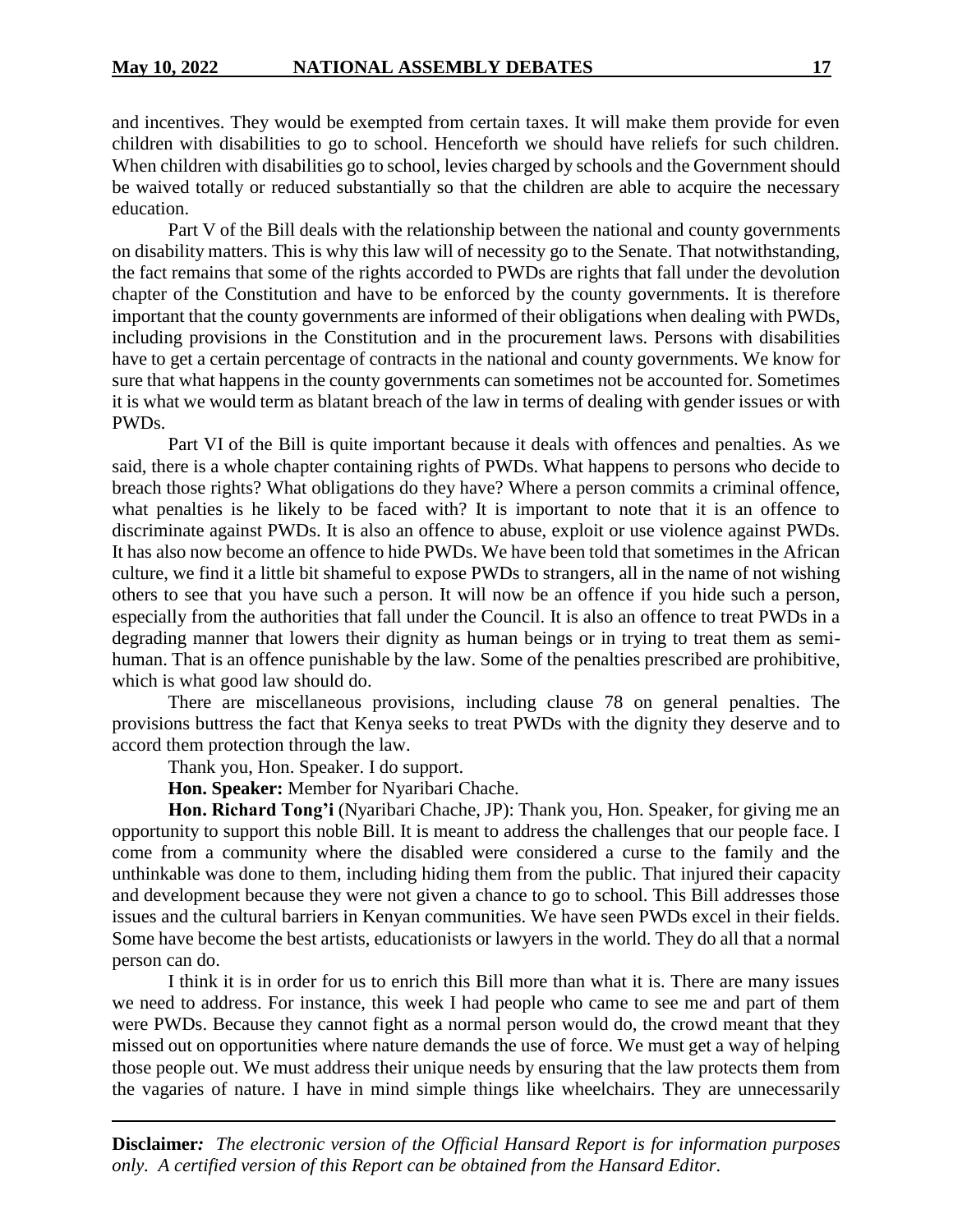and incentives. They would be exempted from certain taxes. It will make them provide for even children with disabilities to go to school. Henceforth we should have reliefs for such children. When children with disabilities go to school, levies charged by schools and the Government should be waived totally or reduced substantially so that the children are able to acquire the necessary education.

Part V of the Bill deals with the relationship between the national and county governments on disability matters. This is why this law will of necessity go to the Senate. That notwithstanding, the fact remains that some of the rights accorded to PWDs are rights that fall under the devolution chapter of the Constitution and have to be enforced by the county governments. It is therefore important that the county governments are informed of their obligations when dealing with PWDs, including provisions in the Constitution and in the procurement laws. Persons with disabilities have to get a certain percentage of contracts in the national and county governments. We know for sure that what happens in the county governments can sometimes not be accounted for. Sometimes it is what we would term as blatant breach of the law in terms of dealing with gender issues or with PWDs.

Part VI of the Bill is quite important because it deals with offences and penalties. As we said, there is a whole chapter containing rights of PWDs. What happens to persons who decide to breach those rights? What obligations do they have? Where a person commits a criminal offence, what penalties is he likely to be faced with? It is important to note that it is an offence to discriminate against PWDs. It is also an offence to abuse, exploit or use violence against PWDs. It has also now become an offence to hide PWDs. We have been told that sometimes in the African culture, we find it a little bit shameful to expose PWDs to strangers, all in the name of not wishing others to see that you have such a person. It will now be an offence if you hide such a person, especially from the authorities that fall under the Council. It is also an offence to treat PWDs in a degrading manner that lowers their dignity as human beings or in trying to treat them as semi-human. That is an offence punishable by the law. Some of the penalties prescribed are prohibitive, which is what good law should do.

There are miscellaneous provisions, including clause 78 on general penalties. The provisions buttress the fact that Kenya seeks to treat PWDs with the dignity they deserve and to accord them protection through the law.

Thank you, Hon. Speaker. I do support.

**Hon. Speaker:** Member for Nyaribari Chache.

**Hon. Richard Tong'i** (Nyaribari Chache, JP): Thank you, Hon. Speaker, for giving me an opportunity to support this noble Bill. It is meant to address the challenges that our people face. I come from a community where the disabled were considered a curse to the family and the unthinkable was done to them, including hiding them from the public. That injured their capacity and development because they were not given a chance to go to school. This Bill addresses those issues and the cultural barriers in Kenyan communities. We have seen PWDs excel in their fields. Some have become the best artists, educationists or lawyers in the world. They do all that a normal person can do.

I think it is in order for us to enrich this Bill more than what it is. There are many issues we need to address. For instance, this week I had people who came to see me and part of them were PWDs. Because they cannot fight as a normal person would do, the crowd meant that they missed out on opportunities where nature demands the use of force. We must get a way of helping those people out. We must address their unique needs by ensuring that the law protects them from the vagaries of nature. I have in mind simple things like wheelchairs. They are unnecessarily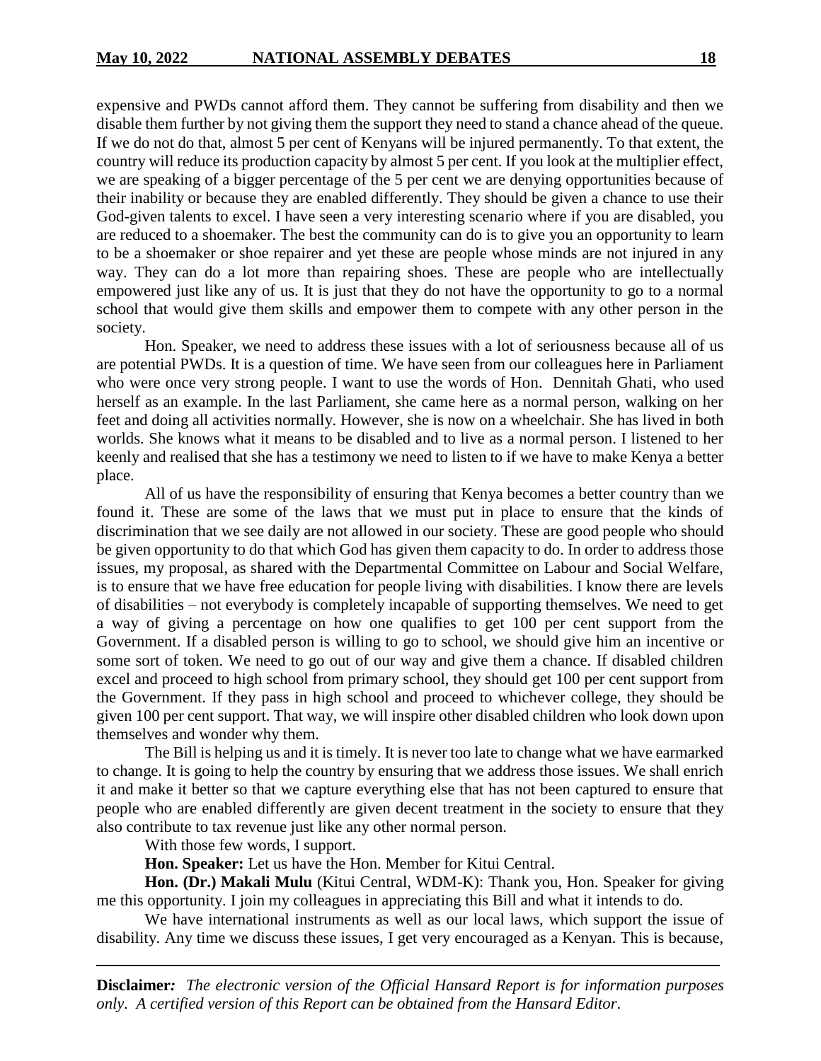expensive and PWDs cannot afford them. They cannot be suffering from disability and then we disable them further by not giving them the support they need to stand a chance ahead of the queue. If we do not do that, almost 5 per cent of Kenyans will be injured permanently. To that extent, the country will reduce its production capacity by almost 5 per cent. If you look at the multiplier effect, we are speaking of a bigger percentage of the 5 per cent we are denying opportunities because of their inability or because they are enabled differently. They should be given a chance to use their God-given talents to excel. I have seen a very interesting scenario where if you are disabled, you are reduced to a shoemaker. The best the community can do is to give you an opportunity to learn to be a shoemaker or shoe repairer and yet these are people whose minds are not injured in any way. They can do a lot more than repairing shoes. These are people who are intellectually empowered just like any of us. It is just that they do not have the opportunity to go to a normal school that would give them skills and empower them to compete with any other person in the society.

Hon. Speaker, we need to address these issues with a lot of seriousness because all of us are potential PWDs. It is a question of time. We have seen from our colleagues here in Parliament who were once very strong people. I want to use the words of Hon. Dennitah Ghati, who used herself as an example. In the last Parliament, she came here as a normal person, walking on her feet and doing all activities normally. However, she is now on a wheelchair. She has lived in both worlds. She knows what it means to be disabled and to live as a normal person. I listened to her keenly and realised that she has a testimony we need to listen to if we have to make Kenya a better place.

All of us have the responsibility of ensuring that Kenya becomes a better country than we found it. These are some of the laws that we must put in place to ensure that the kinds of discrimination that we see daily are not allowed in our society. These are good people who should be given opportunity to do that which God has given them capacity to do. In order to address those issues, my proposal, as shared with the Departmental Committee on Labour and Social Welfare, is to ensure that we have free education for people living with disabilities. I know there are levels of disabilities – not everybody is completely incapable of supporting themselves. We need to get a way of giving a percentage on how one qualifies to get 100 per cent support from the Government. If a disabled person is willing to go to school, we should give him an incentive or some sort of token. We need to go out of our way and give them a chance. If disabled children excel and proceed to high school from primary school, they should get 100 per cent support from the Government. If they pass in high school and proceed to whichever college, they should be given 100 per cent support. That way, we will inspire other disabled children who look down upon themselves and wonder why them.

The Bill is helping us and it is timely. It is never too late to change what we have earmarked to change. It is going to help the country by ensuring that we address those issues. We shall enrich it and make it better so that we capture everything else that has not been captured to ensure that people who are enabled differently are given decent treatment in the society to ensure that they also contribute to tax revenue just like any other normal person.

With those few words, I support.

**Hon. Speaker:** Let us have the Hon. Member for Kitui Central.

**Hon. (Dr.) Makali Mulu** (Kitui Central, WDM-K): Thank you, Hon. Speaker for giving me this opportunity. I join my colleagues in appreciating this Bill and what it intends to do.

We have international instruments as well as our local laws, which support the issue of disability. Any time we discuss these issues, I get very encouraged as a Kenyan. This is because,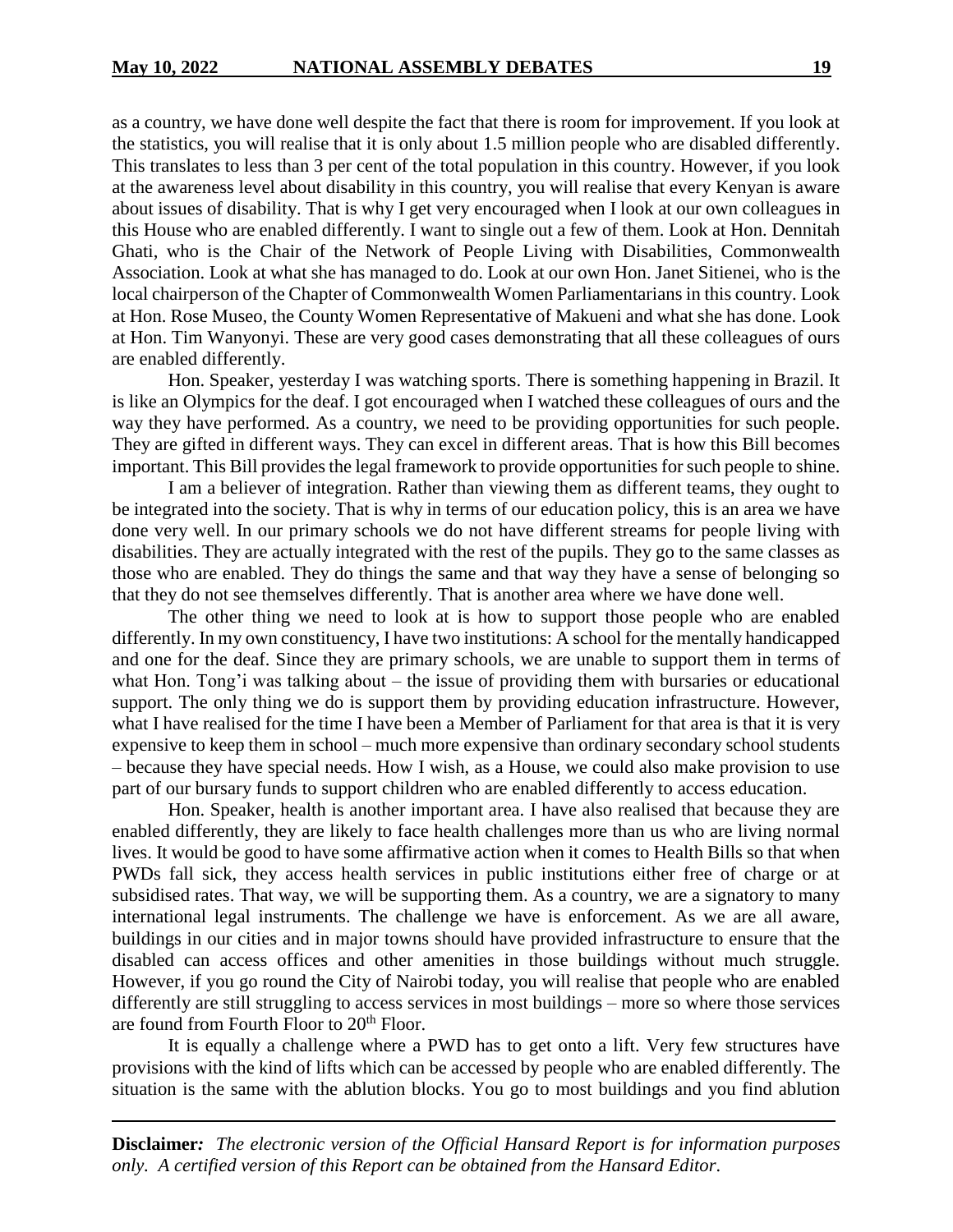as a country, we have done well despite the fact that there is room for improvement. If you look at the statistics, you will realise that it is only about 1.5 million people who are disabled differently. This translates to less than 3 per cent of the total population in this country. However, if you look at the awareness level about disability in this country, you will realise that every Kenyan is aware about issues of disability. That is why I get very encouraged when I look at our own colleagues in this House who are enabled differently. I want to single out a few of them. Look at Hon. Dennitah Ghati, who is the Chair of the Network of People Living with Disabilities, Commonwealth Association. Look at what she has managed to do. Look at our own Hon. Janet Sitienei, who is the local chairperson of the Chapter of Commonwealth Women Parliamentarians in this country. Look at Hon. Rose Museo, the County Women Representative of Makueni and what she has done. Look at Hon. Tim Wanyonyi. These are very good cases demonstrating that all these colleagues of ours are enabled differently.

Hon. Speaker, yesterday I was watching sports. There is something happening in Brazil. It is like an Olympics for the deaf. I got encouraged when I watched these colleagues of ours and the way they have performed. As a country, we need to be providing opportunities for such people. They are gifted in different ways. They can excel in different areas. That is how this Bill becomes important. This Bill provides the legal framework to provide opportunities for such people to shine.

I am a believer of integration. Rather than viewing them as different teams, they ought to be integrated into the society. That is why in terms of our education policy, this is an area we have done very well. In our primary schools we do not have different streams for people living with disabilities. They are actually integrated with the rest of the pupils. They go to the same classes as those who are enabled. They do things the same and that way they have a sense of belonging so that they do not see themselves differently. That is another area where we have done well.

The other thing we need to look at is how to support those people who are enabled differently. In my own constituency, I have two institutions: A school for the mentally handicapped and one for the deaf. Since they are primary schools, we are unable to support them in terms of what Hon. Tong'i was talking about – the issue of providing them with bursaries or educational support. The only thing we do is support them by providing education infrastructure. However, what I have realised for the time I have been a Member of Parliament for that area is that it is very expensive to keep them in school – much more expensive than ordinary secondary school students – because they have special needs. How I wish, as a House, we could also make provision to use part of our bursary funds to support children who are enabled differently to access education.

Hon. Speaker, health is another important area. I have also realised that because they are enabled differently, they are likely to face health challenges more than us who are living normal lives. It would be good to have some affirmative action when it comes to Health Bills so that when PWDs fall sick, they access health services in public institutions either free of charge or at subsidised rates. That way, we will be supporting them. As a country, we are a signatory to many international legal instruments. The challenge we have is enforcement. As we are all aware, buildings in our cities and in major towns should have provided infrastructure to ensure that the disabled can access offices and other amenities in those buildings without much struggle. However, if you go round the City of Nairobi today, you will realise that people who are enabled differently are still struggling to access services in most buildings – more so where those services are found from Fourth Floor to 20th Floor.

It is equally a challenge where a PWD has to get onto a lift. Very few structures have provisions with the kind of lifts which can be accessed by people who are enabled differently. The situation is the same with the ablution blocks. You go to most buildings and you find ablution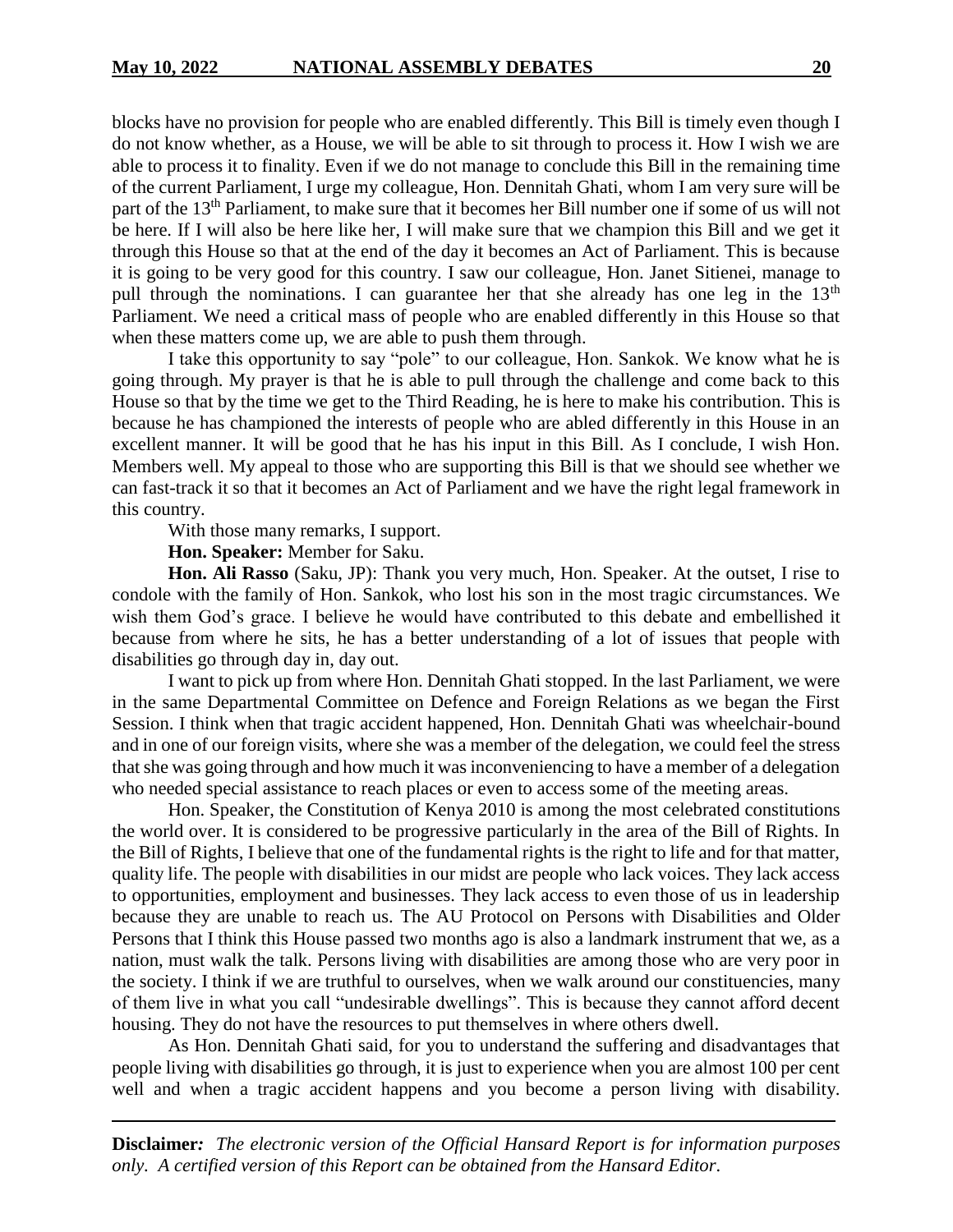blocks have no provision for people who are enabled differently. This Bill is timely even though I do not know whether, as a House, we will be able to sit through to process it. How I wish we are able to process it to finality. Even if we do not manage to conclude this Bill in the remaining time of the current Parliament, I urge my colleague, Hon. Dennitah Ghati, whom I am very sure will be part of the 13th Parliament, to make sure that it becomes her Bill number one if some of us will not be here. If I will also be here like her, I will make sure that we champion this Bill and we get it through this House so that at the end of the day it becomes an Act of Parliament. This is because it is going to be very good for this country. I saw our colleague, Hon. Janet Sitienei, manage to pull through the nominations. I can guarantee her that she already has one leg in the 13th Parliament. We need a critical mass of people who are enabled differently in this House so that when these matters come up, we are able to push them through.

I take this opportunity to say "pole" to our colleague, Hon. Sankok. We know what he is going through. My prayer is that he is able to pull through the challenge and come back to this House so that by the time we get to the Third Reading, he is here to make his contribution. This is because he has championed the interests of people who are abled differently in this House in an excellent manner. It will be good that he has his input in this Bill. As I conclude, I wish Hon. Members well. My appeal to those who are supporting this Bill is that we should see whether we can fast-track it so that it becomes an Act of Parliament and we have the right legal framework in this country.

With those many remarks, I support.

**Hon. Speaker:** Member for Saku.

**Hon. Ali Rasso** (Saku, JP): Thank you very much, Hon. Speaker. At the outset, I rise to condole with the family of Hon. Sankok, who lost his son in the most tragic circumstances. We wish them God's grace. I believe he would have contributed to this debate and embellished it because from where he sits, he has a better understanding of a lot of issues that people with disabilities go through day in, day out.

I want to pick up from where Hon. Dennitah Ghati stopped. In the last Parliament, we were in the same Departmental Committee on Defence and Foreign Relations as we began the First Session. I think when that tragic accident happened, Hon. Dennitah Ghati was wheelchair-bound and in one of our foreign visits, where she was a member of the delegation, we could feel the stress that she was going through and how much it was inconveniencing to have a member of a delegation who needed special assistance to reach places or even to access some of the meeting areas.

Hon. Speaker, the Constitution of Kenya 2010 is among the most celebrated constitutions the world over. It is considered to be progressive particularly in the area of the Bill of Rights. In the Bill of Rights, I believe that one of the fundamental rights is the right to life and for that matter, quality life. The people with disabilities in our midst are people who lack voices. They lack access to opportunities, employment and businesses. They lack access to even those of us in leadership because they are unable to reach us. The AU Protocol on Persons with Disabilities and Older Persons that I think this House passed two months ago is also a landmark instrument that we, as a nation, must walk the talk. Persons living with disabilities are among those who are very poor in the society. I think if we are truthful to ourselves, when we walk around our constituencies, many of them live in what you call "undesirable dwellings". This is because they cannot afford decent housing. They do not have the resources to put themselves in where others dwell.

As Hon. Dennitah Ghati said, for you to understand the suffering and disadvantages that people living with disabilities go through, it is just to experience when you are almost 100 per cent well and when a tragic accident happens and you become a person living with disability.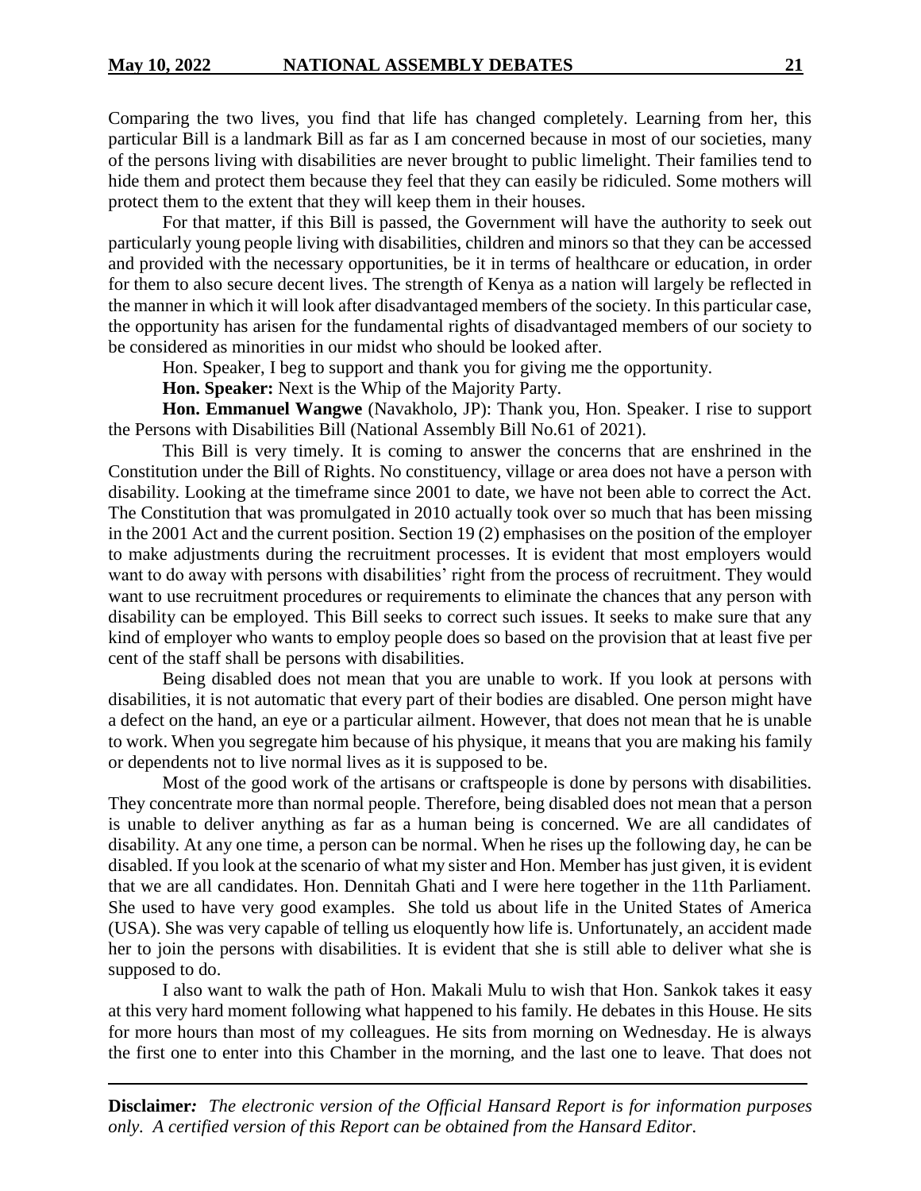Comparing the two lives, you find that life has changed completely. Learning from her, this particular Bill is a landmark Bill as far as I am concerned because in most of our societies, many of the persons living with disabilities are never brought to public limelight. Their families tend to hide them and protect them because they feel that they can easily be ridiculed. Some mothers will protect them to the extent that they will keep them in their houses.

For that matter, if this Bill is passed, the Government will have the authority to seek out particularly young people living with disabilities, children and minors so that they can be accessed and provided with the necessary opportunities, be it in terms of healthcare or education, in order for them to also secure decent lives. The strength of Kenya as a nation will largely be reflected in the manner in which it will look after disadvantaged members of the society. In this particular case, the opportunity has arisen for the fundamental rights of disadvantaged members of our society to be considered as minorities in our midst who should be looked after.

Hon. Speaker, I beg to support and thank you for giving me the opportunity.

**Hon. Speaker:** Next is the Whip of the Majority Party.

**Hon. Emmanuel Wangwe** (Navakholo, JP): Thank you, Hon. Speaker. I rise to support the Persons with Disabilities Bill (National Assembly Bill No.61 of 2021).

This Bill is very timely. It is coming to answer the concerns that are enshrined in the Constitution under the Bill of Rights. No constituency, village or area does not have a person with disability. Looking at the timeframe since 2001 to date, we have not been able to correct the Act. The Constitution that was promulgated in 2010 actually took over so much that has been missing in the 2001 Act and the current position. Section 19 (2) emphasises on the position of the employer to make adjustments during the recruitment processes. It is evident that most employers would want to do away with persons with disabilities' right from the process of recruitment. They would want to use recruitment procedures or requirements to eliminate the chances that any person with disability can be employed. This Bill seeks to correct such issues. It seeks to make sure that any kind of employer who wants to employ people does so based on the provision that at least five per cent of the staff shall be persons with disabilities.

Being disabled does not mean that you are unable to work. If you look at persons with disabilities, it is not automatic that every part of their bodies are disabled. One person might have a defect on the hand, an eye or a particular ailment. However, that does not mean that he is unable to work. When you segregate him because of his physique, it means that you are making his family or dependents not to live normal lives as it is supposed to be.

Most of the good work of the artisans or craftspeople is done by persons with disabilities. They concentrate more than normal people. Therefore, being disabled does not mean that a person is unable to deliver anything as far as a human being is concerned. We are all candidates of disability. At any one time, a person can be normal. When he rises up the following day, he can be disabled. If you look at the scenario of what my sister and Hon. Member has just given, it is evident that we are all candidates. Hon. Dennitah Ghati and I were here together in the 11th Parliament. She used to have very good examples. She told us about life in the United States of America (USA). She was very capable of telling us eloquently how life is. Unfortunately, an accident made her to join the persons with disabilities. It is evident that she is still able to deliver what she is supposed to do.

I also want to walk the path of Hon. Makali Mulu to wish that Hon. Sankok takes it easy at this very hard moment following what happened to his family. He debates in this House. He sits for more hours than most of my colleagues. He sits from morning on Wednesday. He is always the first one to enter into this Chamber in the morning, and the last one to leave. That does not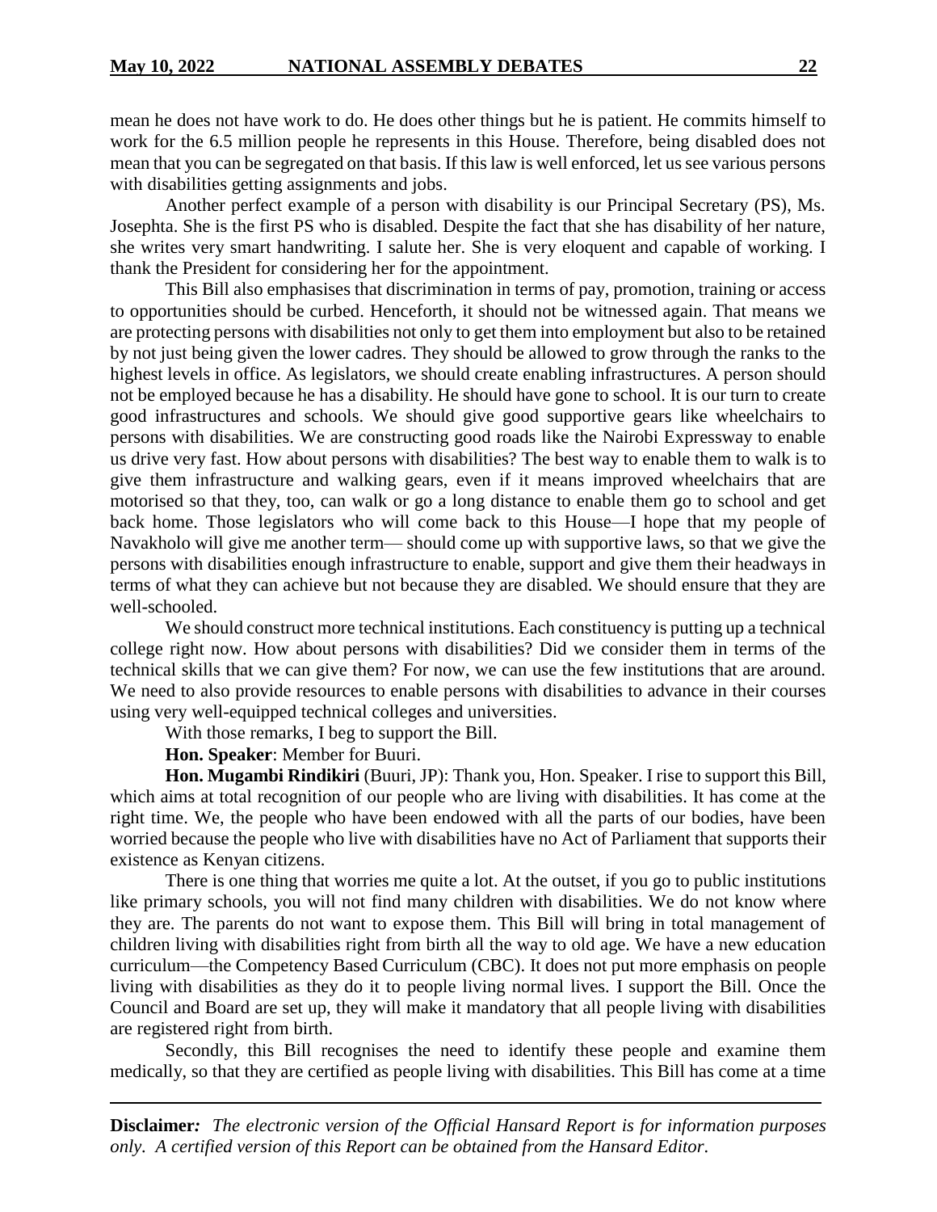mean he does not have work to do. He does other things but he is patient. He commits himself to work for the 6.5 million people he represents in this House. Therefore, being disabled does not mean that you can be segregated on that basis. If this law is well enforced, let us see various persons with disabilities getting assignments and jobs.

Another perfect example of a person with disability is our Principal Secretary (PS), Ms. Josephta. She is the first PS who is disabled. Despite the fact that she has disability of her nature, she writes very smart handwriting. I salute her. She is very eloquent and capable of working. I thank the President for considering her for the appointment.

This Bill also emphasises that discrimination in terms of pay, promotion, training or access to opportunities should be curbed. Henceforth, it should not be witnessed again. That means we are protecting persons with disabilities not only to get them into employment but also to be retained by not just being given the lower cadres. They should be allowed to grow through the ranks to the highest levels in office. As legislators, we should create enabling infrastructures. A person should not be employed because he has a disability. He should have gone to school. It is our turn to create good infrastructures and schools. We should give good supportive gears like wheelchairs to persons with disabilities. We are constructing good roads like the Nairobi Expressway to enable us drive very fast. How about persons with disabilities? The best way to enable them to walk is to give them infrastructure and walking gears, even if it means improved wheelchairs that are motorised so that they, too, can walk or go a long distance to enable them go to school and get back home. Those legislators who will come back to this House—I hope that my people of Navakholo will give me another term— should come up with supportive laws, so that we give the persons with disabilities enough infrastructure to enable, support and give them their headways in terms of what they can achieve but not because they are disabled. We should ensure that they are well-schooled.

We should construct more technical institutions. Each constituency is putting up a technical college right now. How about persons with disabilities? Did we consider them in terms of the technical skills that we can give them? For now, we can use the few institutions that are around. We need to also provide resources to enable persons with disabilities to advance in their courses using very well-equipped technical colleges and universities.

With those remarks, I beg to support the Bill.

**Hon. Speaker**: Member for Buuri.

**Hon. Mugambi Rindikiri** (Buuri, JP): Thank you, Hon. Speaker. I rise to support this Bill, which aims at total recognition of our people who are living with disabilities. It has come at the right time. We, the people who have been endowed with all the parts of our bodies, have been worried because the people who live with disabilities have no Act of Parliament that supports their existence as Kenyan citizens.

There is one thing that worries me quite a lot. At the outset, if you go to public institutions like primary schools, you will not find many children with disabilities. We do not know where they are. The parents do not want to expose them. This Bill will bring in total management of children living with disabilities right from birth all the way to old age. We have a new education curriculum—the Competency Based Curriculum (CBC). It does not put more emphasis on people living with disabilities as they do it to people living normal lives. I support the Bill. Once the Council and Board are set up, they will make it mandatory that all people living with disabilities are registered right from birth.

Secondly, this Bill recognises the need to identify these people and examine them medically, so that they are certified as people living with disabilities. This Bill has come at a time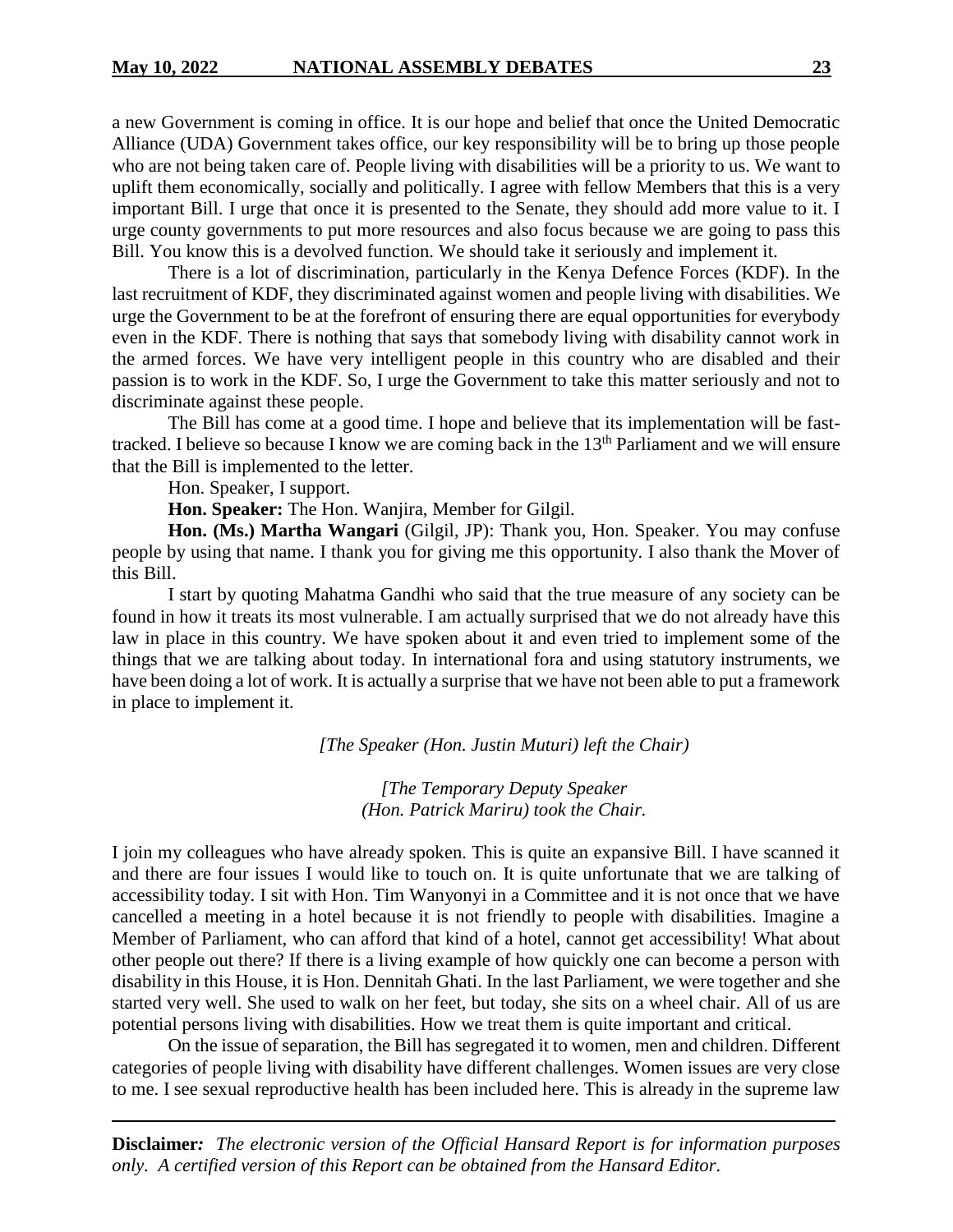a new Government is coming in office. It is our hope and belief that once the United Democratic Alliance (UDA) Government takes office, our key responsibility will be to bring up those people who are not being taken care of. People living with disabilities will be a priority to us. We want to uplift them economically, socially and politically. I agree with fellow Members that this is a very important Bill. I urge that once it is presented to the Senate, they should add more value to it. I urge county governments to put more resources and also focus because we are going to pass this Bill. You know this is a devolved function. We should take it seriously and implement it.

There is a lot of discrimination, particularly in the Kenya Defence Forces (KDF). In the last recruitment of KDF, they discriminated against women and people living with disabilities. We urge the Government to be at the forefront of ensuring there are equal opportunities for everybody even in the KDF. There is nothing that says that somebody living with disability cannot work in the armed forces. We have very intelligent people in this country who are disabled and their passion is to work in the KDF. So, I urge the Government to take this matter seriously and not to discriminate against these people.

The Bill has come at a good time. I hope and believe that its implementation will be fast-tracked. I believe so because I know we are coming back in the 13th Parliament and we will ensure that the Bill is implemented to the letter.

Hon. Speaker, I support.

**Hon. Speaker:** The Hon. Wanjira, Member for Gilgil.

**Hon. (Ms.) Martha Wangari** (Gilgil, JP): Thank you, Hon. Speaker. You may confuse people by using that name. I thank you for giving me this opportunity. I also thank the Mover of this Bill.

I start by quoting Mahatma Gandhi who said that the true measure of any society can be found in how it treats its most vulnerable. I am actually surprised that we do not already have this law in place in this country. We have spoken about it and even tried to implement some of the things that we are talking about today. In international fora and using statutory instruments, we have been doing a lot of work. It is actually a surprise that we have not been able to put a framework in place to implement it.

*[The Speaker (Hon. Justin Muturi) left the Chair)*

*[The Temporary Deputy Speaker (Hon. Patrick Mariru) took the Chair.*

I join my colleagues who have already spoken. This is quite an expansive Bill. I have scanned it and there are four issues I would like to touch on. It is quite unfortunate that we are talking of accessibility today. I sit with Hon. Tim Wanyonyi in a Committee and it is not once that we have cancelled a meeting in a hotel because it is not friendly to people with disabilities. Imagine a Member of Parliament, who can afford that kind of a hotel, cannot get accessibility! What about other people out there? If there is a living example of how quickly one can become a person with disability in this House, it is Hon. Dennitah Ghati. In the last Parliament, we were together and she started very well. She used to walk on her feet, but today, she sits on a wheel chair. All of us are potential persons living with disabilities. How we treat them is quite important and critical.

On the issue of separation, the Bill has segregated it to women, men and children. Different categories of people living with disability have different challenges. Women issues are very close to me. I see sexual reproductive health has been included here. This is already in the supreme law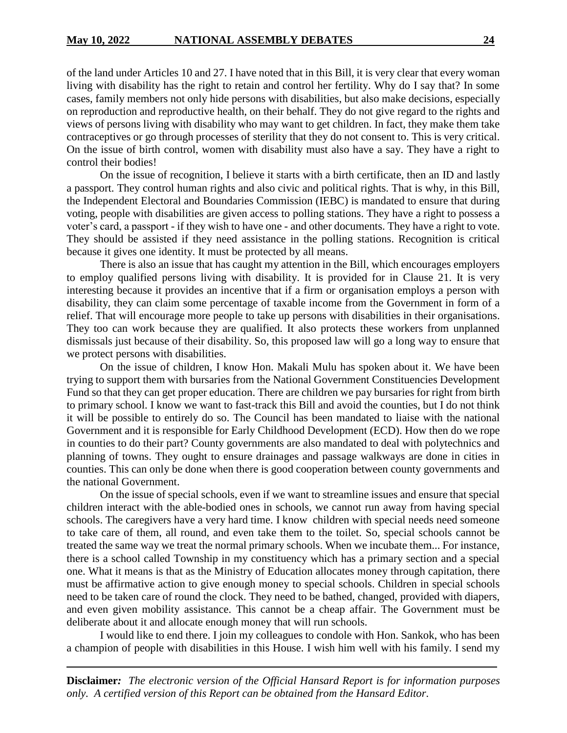of the land under Articles 10 and 27. I have noted that in this Bill, it is very clear that every woman living with disability has the right to retain and control her fertility. Why do I say that? In some cases, family members not only hide persons with disabilities, but also make decisions, especially on reproduction and reproductive health, on their behalf. They do not give regard to the rights and views of persons living with disability who may want to get children. In fact, they make them take contraceptives or go through processes of sterility that they do not consent to. This is very critical. On the issue of birth control, women with disability must also have a say. They have a right to control their bodies!

On the issue of recognition, I believe it starts with a birth certificate, then an ID and lastly a passport. They control human rights and also civic and political rights. That is why, in this Bill, the Independent Electoral and Boundaries Commission (IEBC) is mandated to ensure that during voting, people with disabilities are given access to polling stations. They have a right to possess a voter's card, a passport - if they wish to have one - and other documents. They have a right to vote. They should be assisted if they need assistance in the polling stations. Recognition is critical because it gives one identity. It must be protected by all means.

There is also an issue that has caught my attention in the Bill, which encourages employers to employ qualified persons living with disability. It is provided for in Clause 21. It is very interesting because it provides an incentive that if a firm or organisation employs a person with disability, they can claim some percentage of taxable income from the Government in form of a relief. That will encourage more people to take up persons with disabilities in their organisations. They too can work because they are qualified. It also protects these workers from unplanned dismissals just because of their disability. So, this proposed law will go a long way to ensure that we protect persons with disabilities.

On the issue of children, I know Hon. Makali Mulu has spoken about it. We have been trying to support them with bursaries from the National Government Constituencies Development Fund so that they can get proper education. There are children we pay bursaries for right from birth to primary school. I know we want to fast-track this Bill and avoid the counties, but I do not think it will be possible to entirely do so. The Council has been mandated to liaise with the national Government and it is responsible for Early Childhood Development (ECD). How then do we rope in counties to do their part? County governments are also mandated to deal with polytechnics and planning of towns. They ought to ensure drainages and passage walkways are done in cities in counties. This can only be done when there is good cooperation between county governments and the national Government.

On the issue of special schools, even if we want to streamline issues and ensure that special children interact with the able-bodied ones in schools, we cannot run away from having special schools. The caregivers have a very hard time. I know children with special needs need someone to take care of them, all round, and even take them to the toilet. So, special schools cannot be treated the same way we treat the normal primary schools. When we incubate them... For instance, there is a school called Township in my constituency which has a primary section and a special one. What it means is that as the Ministry of Education allocates money through capitation, there must be affirmative action to give enough money to special schools. Children in special schools need to be taken care of round the clock. They need to be bathed, changed, provided with diapers, and even given mobility assistance. This cannot be a cheap affair. The Government must be deliberate about it and allocate enough money that will run schools.

I would like to end there. I join my colleagues to condole with Hon. Sankok, who has been a champion of people with disabilities in this House. I wish him well with his family. I send my

**Disclaimer***:* *The electronic version of the Official Hansard Report is for information purposes only. A certified version of this Report can be obtained from the Hansard Editor.*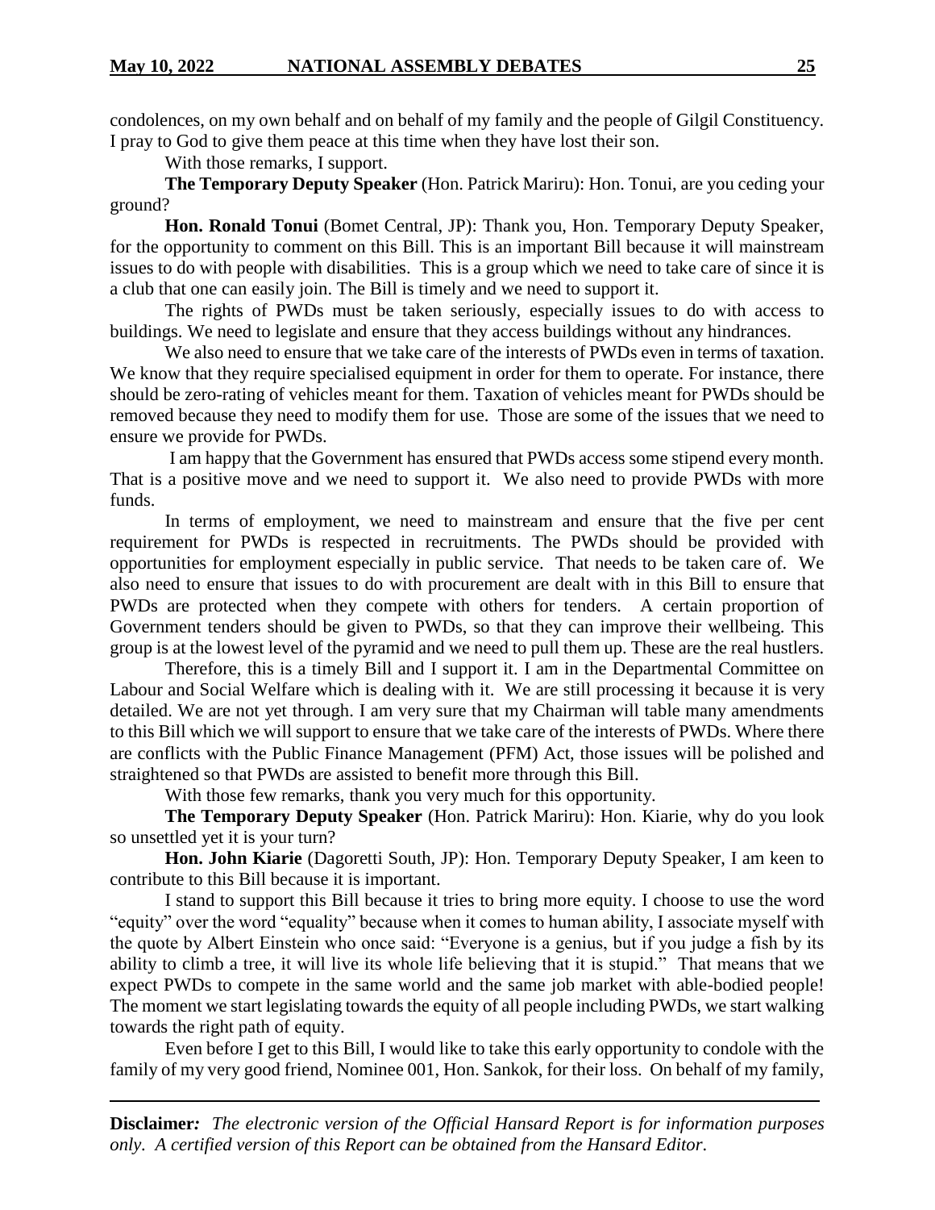condolences, on my own behalf and on behalf of my family and the people of Gilgil Constituency. I pray to God to give them peace at this time when they have lost their son.

With those remarks, I support.

**The Temporary Deputy Speaker** (Hon. Patrick Mariru): Hon. Tonui, are you ceding your ground?

**Hon. Ronald Tonui** (Bomet Central, JP): Thank you, Hon. Temporary Deputy Speaker, for the opportunity to comment on this Bill. This is an important Bill because it will mainstream issues to do with people with disabilities. This is a group which we need to take care of since it is a club that one can easily join. The Bill is timely and we need to support it.

The rights of PWDs must be taken seriously, especially issues to do with access to buildings. We need to legislate and ensure that they access buildings without any hindrances.

We also need to ensure that we take care of the interests of PWDs even in terms of taxation. We know that they require specialised equipment in order for them to operate. For instance, there should be zero-rating of vehicles meant for them. Taxation of vehicles meant for PWDs should be removed because they need to modify them for use. Those are some of the issues that we need to ensure we provide for PWDs.

I am happy that the Government has ensured that PWDs access some stipend every month. That is a positive move and we need to support it. We also need to provide PWDs with more funds.

In terms of employment, we need to mainstream and ensure that the five per cent requirement for PWDs is respected in recruitments. The PWDs should be provided with opportunities for employment especially in public service. That needs to be taken care of. We also need to ensure that issues to do with procurement are dealt with in this Bill to ensure that PWDs are protected when they compete with others for tenders. A certain proportion of Government tenders should be given to PWDs, so that they can improve their wellbeing. This group is at the lowest level of the pyramid and we need to pull them up. These are the real hustlers.

Therefore, this is a timely Bill and I support it. I am in the Departmental Committee on Labour and Social Welfare which is dealing with it. We are still processing it because it is very detailed. We are not yet through. I am very sure that my Chairman will table many amendments to this Bill which we will support to ensure that we take care of the interests of PWDs. Where there are conflicts with the Public Finance Management (PFM) Act, those issues will be polished and straightened so that PWDs are assisted to benefit more through this Bill.

With those few remarks, thank you very much for this opportunity.

**The Temporary Deputy Speaker** (Hon. Patrick Mariru): Hon. Kiarie, why do you look so unsettled yet it is your turn?

**Hon. John Kiarie** (Dagoretti South, JP): Hon. Temporary Deputy Speaker, I am keen to contribute to this Bill because it is important.

I stand to support this Bill because it tries to bring more equity. I choose to use the word "equity" over the word "equality" because when it comes to human ability, I associate myself with the quote by Albert Einstein who once said: "Everyone is a genius, but if you judge a fish by its ability to climb a tree, it will live its whole life believing that it is stupid." That means that we expect PWDs to compete in the same world and the same job market with able-bodied people! The moment we start legislating towards the equity of all people including PWDs, we start walking towards the right path of equity.

Even before I get to this Bill, I would like to take this early opportunity to condole with the family of my very good friend, Nominee 001, Hon. Sankok, for their loss. On behalf of my family,

**Disclaimer***:* *The electronic version of the Official Hansard Report is for information purposes only. A certified version of this Report can be obtained from the Hansard Editor.*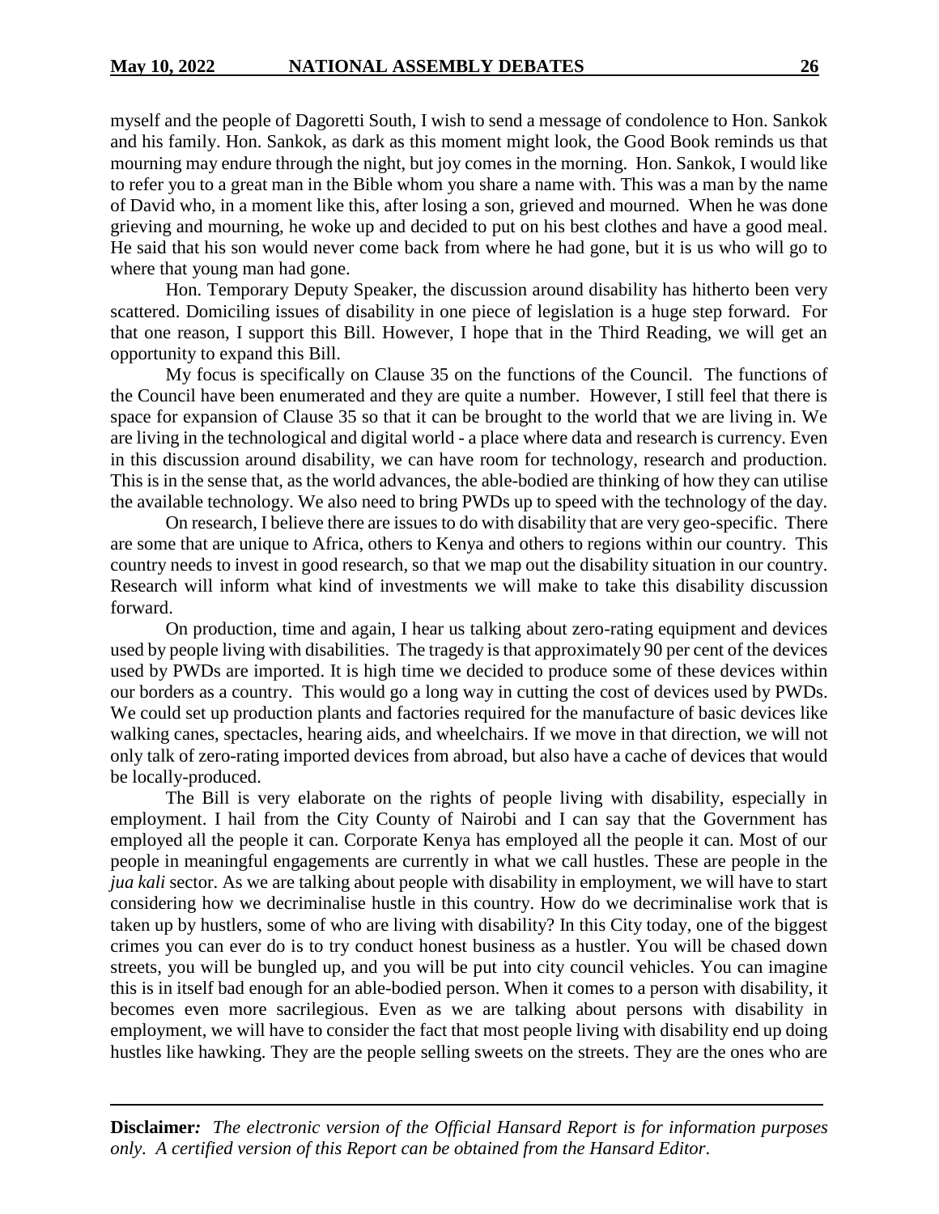myself and the people of Dagoretti South, I wish to send a message of condolence to Hon. Sankok and his family. Hon. Sankok, as dark as this moment might look, the Good Book reminds us that mourning may endure through the night, but joy comes in the morning. Hon. Sankok, I would like to refer you to a great man in the Bible whom you share a name with. This was a man by the name of David who, in a moment like this, after losing a son, grieved and mourned. When he was done grieving and mourning, he woke up and decided to put on his best clothes and have a good meal. He said that his son would never come back from where he had gone, but it is us who will go to where that young man had gone.

Hon. Temporary Deputy Speaker, the discussion around disability has hitherto been very scattered. Domiciling issues of disability in one piece of legislation is a huge step forward. For that one reason, I support this Bill. However, I hope that in the Third Reading, we will get an opportunity to expand this Bill.

My focus is specifically on Clause 35 on the functions of the Council. The functions of the Council have been enumerated and they are quite a number. However, I still feel that there is space for expansion of Clause 35 so that it can be brought to the world that we are living in. We are living in the technological and digital world - a place where data and research is currency. Even in this discussion around disability, we can have room for technology, research and production. This is in the sense that, as the world advances, the able-bodied are thinking of how they can utilise the available technology. We also need to bring PWDs up to speed with the technology of the day.

On research, I believe there are issues to do with disability that are very geo-specific. There are some that are unique to Africa, others to Kenya and others to regions within our country. This country needs to invest in good research, so that we map out the disability situation in our country. Research will inform what kind of investments we will make to take this disability discussion forward.

On production, time and again, I hear us talking about zero-rating equipment and devices used by people living with disabilities. The tragedy is that approximately 90 per cent of the devices used by PWDs are imported. It is high time we decided to produce some of these devices within our borders as a country. This would go a long way in cutting the cost of devices used by PWDs. We could set up production plants and factories required for the manufacture of basic devices like walking canes, spectacles, hearing aids, and wheelchairs. If we move in that direction, we will not only talk of zero-rating imported devices from abroad, but also have a cache of devices that would be locally-produced.

The Bill is very elaborate on the rights of people living with disability, especially in employment. I hail from the City County of Nairobi and I can say that the Government has employed all the people it can. Corporate Kenya has employed all the people it can. Most of our people in meaningful engagements are currently in what we call hustles. These are people in the *jua kali* sector. As we are talking about people with disability in employment, we will have to start considering how we decriminalise hustle in this country. How do we decriminalise work that is taken up by hustlers, some of who are living with disability? In this City today, one of the biggest crimes you can ever do is to try conduct honest business as a hustler. You will be chased down streets, you will be bungled up, and you will be put into city council vehicles. You can imagine this is in itself bad enough for an able-bodied person. When it comes to a person with disability, it becomes even more sacrilegious. Even as we are talking about persons with disability in employment, we will have to consider the fact that most people living with disability end up doing hustles like hawking. They are the people selling sweets on the streets. They are the ones who are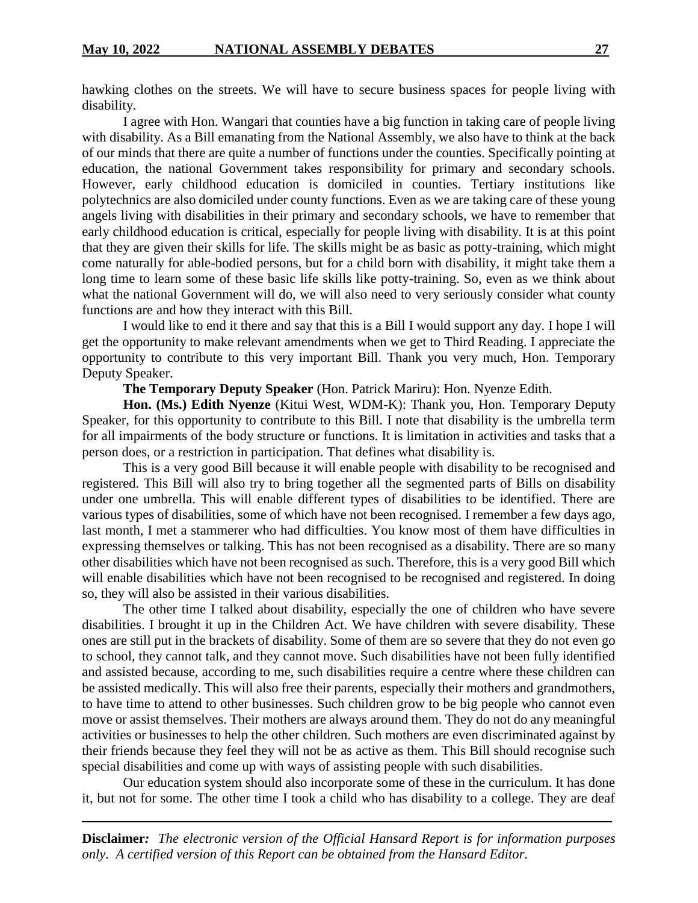hawking clothes on the streets. We will have to secure business spaces for people living with disability.

I agree with Hon. Wangari that counties have a big function in taking care of people living with disability. As a Bill emanating from the National Assembly, we also have to think at the back of our minds that there are quite a number of functions under the counties. Specifically pointing at education, the national Government takes responsibility for primary and secondary schools. However, early childhood education is domiciled in counties. Tertiary institutions like polytechnics are also domiciled under county functions. Even as we are taking care of these young angels living with disabilities in their primary and secondary schools, we have to remember that early childhood education is critical, especially for people living with disability. It is at this point that they are given their skills for life. The skills might be as basic as potty-training, which might come naturally for able-bodied persons, but for a child born with disability, it might take them a long time to learn some of these basic life skills like potty-training. So, even as we think about what the national Government will do, we will also need to very seriously consider what county functions are and how they interact with this Bill.

I would like to end it there and say that this is a Bill I would support any day. I hope I will get the opportunity to make relevant amendments when we get to Third Reading. I appreciate the opportunity to contribute to this very important Bill. Thank you very much, Hon. Temporary Deputy Speaker.

**The Temporary Deputy Speaker** (Hon. Patrick Mariru): Hon. Nyenze Edith.

**Hon. (Ms.) Edith Nyenze** (Kitui West, WDM-K): Thank you, Hon. Temporary Deputy Speaker, for this opportunity to contribute to this Bill. I note that disability is the umbrella term for all impairments of the body structure or functions. It is limitation in activities and tasks that a person does, or a restriction in participation. That defines what disability is.

This is a very good Bill because it will enable people with disability to be recognised and registered. This Bill will also try to bring together all the segmented parts of Bills on disability under one umbrella. This will enable different types of disabilities to be identified. There are various types of disabilities, some of which have not been recognised. I remember a few days ago, last month, I met a stammerer who had difficulties. You know most of them have difficulties in expressing themselves or talking. This has not been recognised as a disability. There are so many other disabilities which have not been recognised as such. Therefore, this is a very good Bill which will enable disabilities which have not been recognised to be recognised and registered. In doing so, they will also be assisted in their various disabilities.

The other time I talked about disability, especially the one of children who have severe disabilities. I brought it up in the Children Act. We have children with severe disability. These ones are still put in the brackets of disability. Some of them are so severe that they do not even go to school, they cannot talk, and they cannot move. Such disabilities have not been fully identified and assisted because, according to me, such disabilities require a centre where these children can be assisted medically. This will also free their parents, especially their mothers and grandmothers, to have time to attend to other businesses. Such children grow to be big people who cannot even move or assist themselves. Their mothers are always around them. They do not do any meaningful activities or businesses to help the other children. Such mothers are even discriminated against by their friends because they feel they will not be as active as them. This Bill should recognise such special disabilities and come up with ways of assisting people with such disabilities.

Our education system should also incorporate some of these in the curriculum. It has done it, but not for some. The other time I took a child who has disability to a college. They are deaf

**Disclaimer***: The electronic version of the Official Hansard Report is for information purposes only. A certified version of this Report can be obtained from the Hansard Editor.*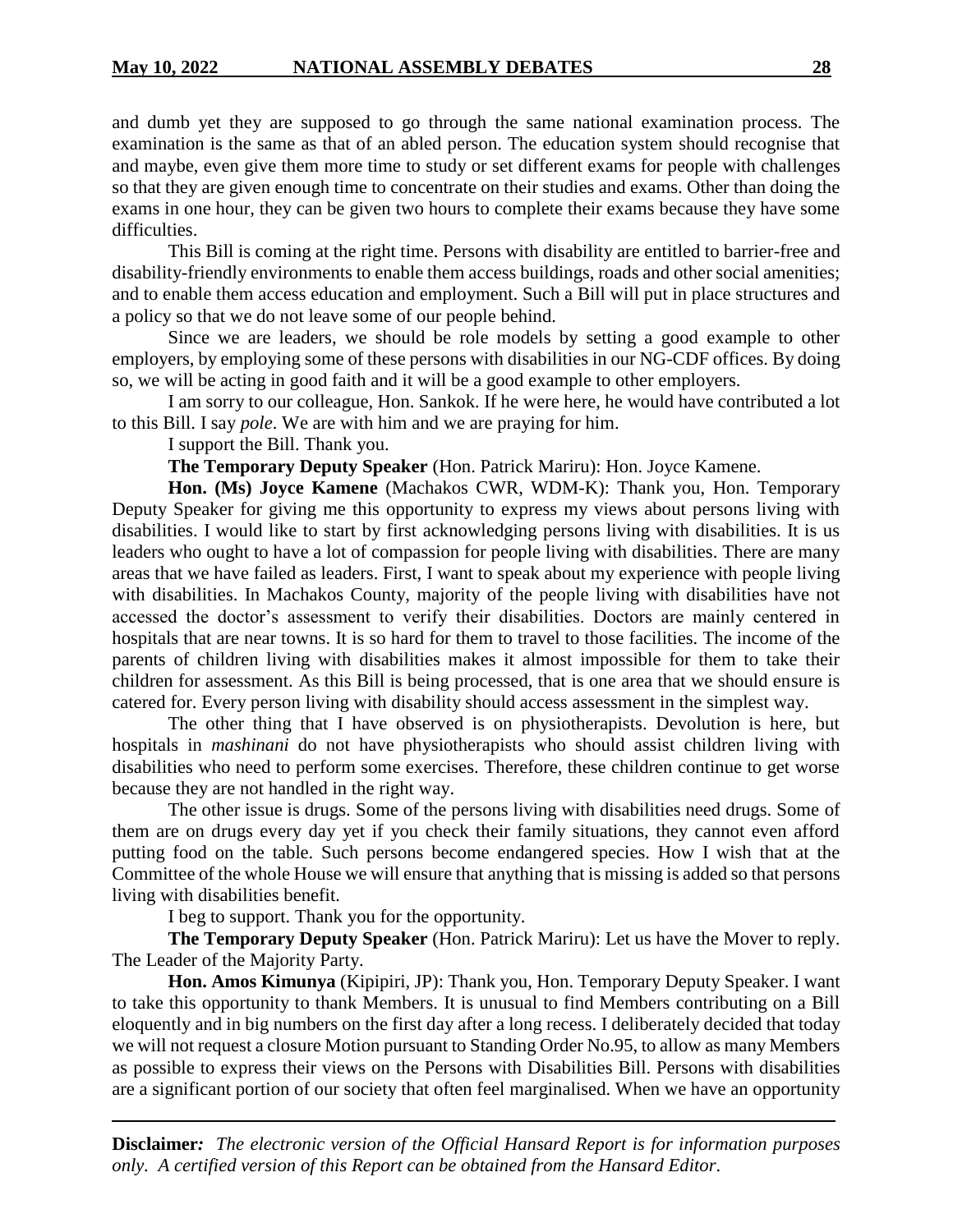and dumb yet they are supposed to go through the same national examination process. The examination is the same as that of an abled person. The education system should recognise that and maybe, even give them more time to study or set different exams for people with challenges so that they are given enough time to concentrate on their studies and exams. Other than doing the exams in one hour, they can be given two hours to complete their exams because they have some difficulties.

This Bill is coming at the right time. Persons with disability are entitled to barrier-free and disability-friendly environments to enable them access buildings, roads and other social amenities; and to enable them access education and employment. Such a Bill will put in place structures and a policy so that we do not leave some of our people behind.

Since we are leaders, we should be role models by setting a good example to other employers, by employing some of these persons with disabilities in our NG-CDF offices. By doing so, we will be acting in good faith and it will be a good example to other employers.

I am sorry to our colleague, Hon. Sankok. If he were here, he would have contributed a lot to this Bill. I say *pole*. We are with him and we are praying for him.

I support the Bill. Thank you.

**The Temporary Deputy Speaker** (Hon. Patrick Mariru): Hon. Joyce Kamene.

**Hon. (Ms) Joyce Kamene** (Machakos CWR, WDM-K): Thank you, Hon. Temporary Deputy Speaker for giving me this opportunity to express my views about persons living with disabilities. I would like to start by first acknowledging persons living with disabilities. It is us leaders who ought to have a lot of compassion for people living with disabilities. There are many areas that we have failed as leaders. First, I want to speak about my experience with people living with disabilities. In Machakos County, majority of the people living with disabilities have not accessed the doctor's assessment to verify their disabilities. Doctors are mainly centered in hospitals that are near towns. It is so hard for them to travel to those facilities. The income of the parents of children living with disabilities makes it almost impossible for them to take their children for assessment. As this Bill is being processed, that is one area that we should ensure is catered for. Every person living with disability should access assessment in the simplest way.

The other thing that I have observed is on physiotherapists. Devolution is here, but hospitals in *mashinani* do not have physiotherapists who should assist children living with disabilities who need to perform some exercises. Therefore, these children continue to get worse because they are not handled in the right way.

The other issue is drugs. Some of the persons living with disabilities need drugs. Some of them are on drugs every day yet if you check their family situations, they cannot even afford putting food on the table. Such persons become endangered species. How I wish that at the Committee of the whole House we will ensure that anything that is missing is added so that persons living with disabilities benefit.

I beg to support. Thank you for the opportunity.

**The Temporary Deputy Speaker** (Hon. Patrick Mariru): Let us have the Mover to reply. The Leader of the Majority Party.

**Hon. Amos Kimunya** (Kipipiri, JP): Thank you, Hon. Temporary Deputy Speaker. I want to take this opportunity to thank Members. It is unusual to find Members contributing on a Bill eloquently and in big numbers on the first day after a long recess. I deliberately decided that today we will not request a closure Motion pursuant to Standing Order No.95, to allow as many Members as possible to express their views on the Persons with Disabilities Bill. Persons with disabilities are a significant portion of our society that often feel marginalised. When we have an opportunity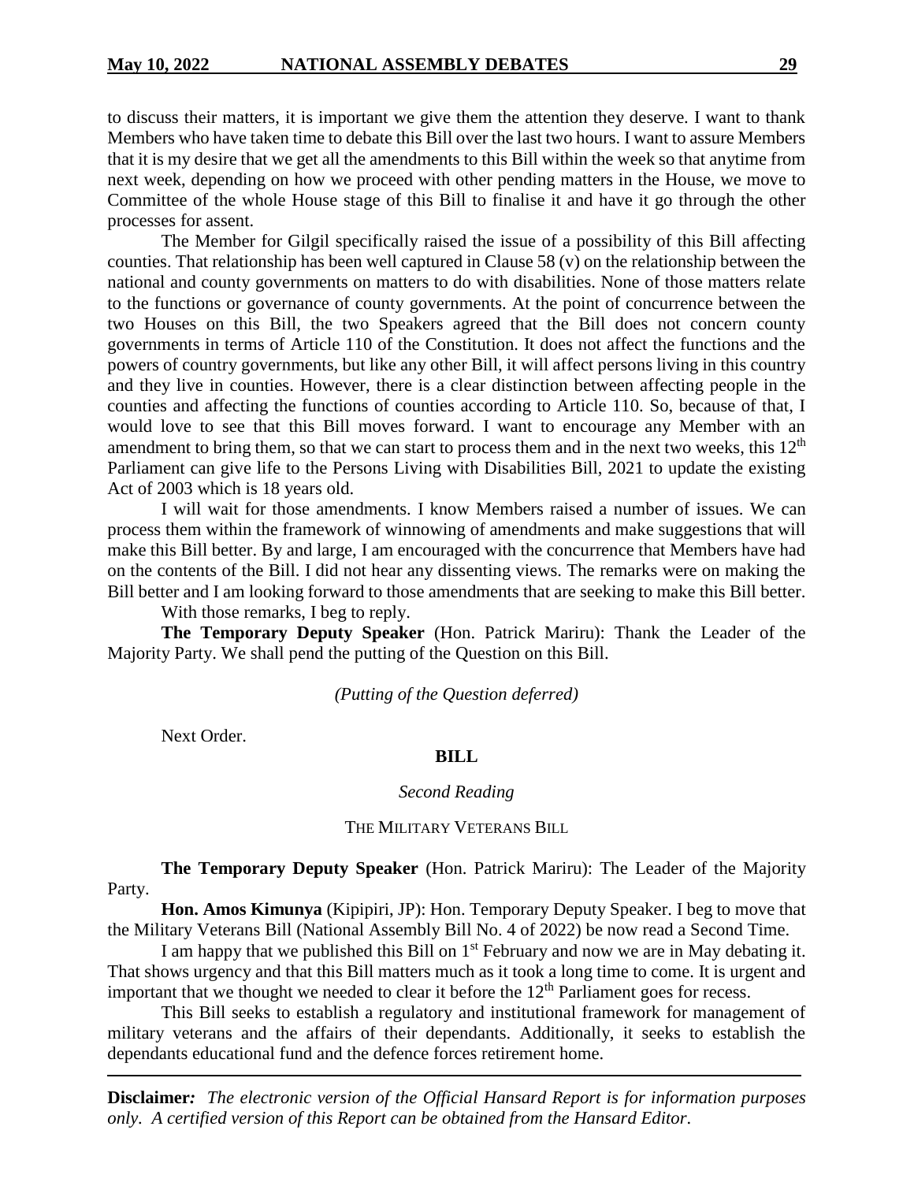to discuss their matters, it is important we give them the attention they deserve. I want to thank Members who have taken time to debate this Bill over the last two hours. I want to assure Members that it is my desire that we get all the amendments to this Bill within the week so that anytime from next week, depending on how we proceed with other pending matters in the House, we move to Committee of the whole House stage of this Bill to finalise it and have it go through the other processes for assent.

The Member for Gilgil specifically raised the issue of a possibility of this Bill affecting counties. That relationship has been well captured in Clause 58 (v) on the relationship between the national and county governments on matters to do with disabilities. None of those matters relate to the functions or governance of county governments. At the point of concurrence between the two Houses on this Bill, the two Speakers agreed that the Bill does not concern county governments in terms of Article 110 of the Constitution. It does not affect the functions and the powers of country governments, but like any other Bill, it will affect persons living in this country and they live in counties. However, there is a clear distinction between affecting people in the counties and affecting the functions of counties according to Article 110. So, because of that, I would love to see that this Bill moves forward. I want to encourage any Member with an amendment to bring them, so that we can start to process them and in the next two weeks, this 12th Parliament can give life to the Persons Living with Disabilities Bill, 2021 to update the existing Act of 2003 which is 18 years old.

I will wait for those amendments. I know Members raised a number of issues. We can process them within the framework of winnowing of amendments and make suggestions that will make this Bill better. By and large, I am encouraged with the concurrence that Members have had on the contents of the Bill. I did not hear any dissenting views. The remarks were on making the Bill better and I am looking forward to those amendments that are seeking to make this Bill better.

With those remarks, I beg to reply.

**The Temporary Deputy Speaker** (Hon. Patrick Mariru): Thank the Leader of the Majority Party. We shall pend the putting of the Question on this Bill.

*(Putting of the Question deferred)*

Next Order.

**BILL**

*Second Reading*

THE MILITARY VETERANS BILL

**The Temporary Deputy Speaker** (Hon. Patrick Mariru): The Leader of the Majority Party.

**Hon. Amos Kimunya** (Kipipiri, JP): Hon. Temporary Deputy Speaker. I beg to move that the Military Veterans Bill (National Assembly Bill No. 4 of 2022) be now read a Second Time.

I am happy that we published this Bill on 1st February and now we are in May debating it. That shows urgency and that this Bill matters much as it took a long time to come. It is urgent and important that we thought we needed to clear it before the 12th Parliament goes for recess.

This Bill seeks to establish a regulatory and institutional framework for management of military veterans and the affairs of their dependants. Additionally, it seeks to establish the dependants educational fund and the defence forces retirement home.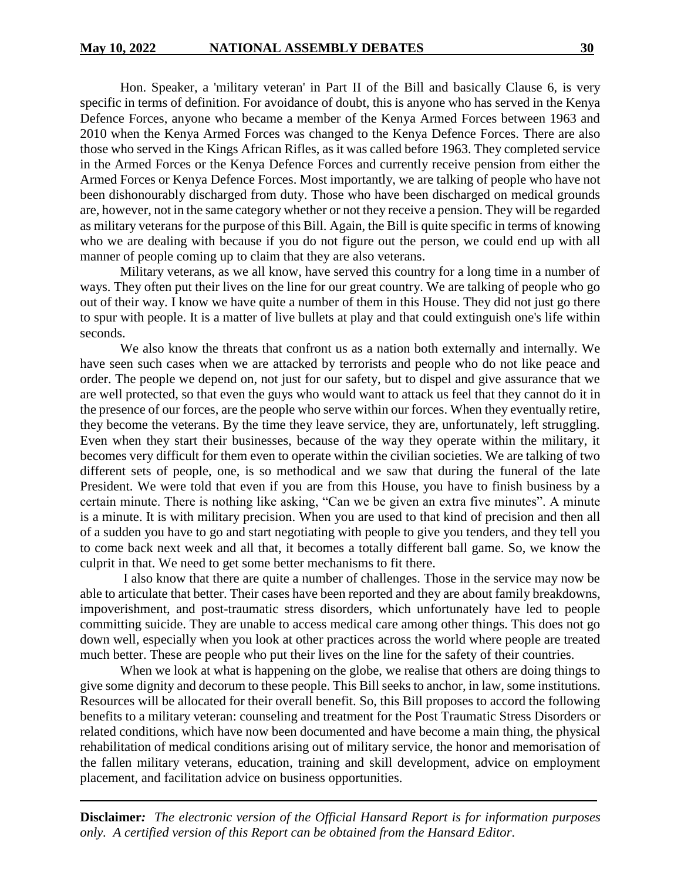Hon. Speaker, a 'military veteran' in Part II of the Bill and basically Clause 6, is very specific in terms of definition. For avoidance of doubt, this is anyone who has served in the Kenya Defence Forces, anyone who became a member of the Kenya Armed Forces between 1963 and 2010 when the Kenya Armed Forces was changed to the Kenya Defence Forces. There are also those who served in the Kings African Rifles, as it was called before 1963. They completed service in the Armed Forces or the Kenya Defence Forces and currently receive pension from either the Armed Forces or Kenya Defence Forces. Most importantly, we are talking of people who have not been dishonourably discharged from duty. Those who have been discharged on medical grounds are, however, not in the same category whether or not they receive a pension. They will be regarded as military veterans for the purpose of this Bill. Again, the Bill is quite specific in terms of knowing who we are dealing with because if you do not figure out the person, we could end up with all manner of people coming up to claim that they are also veterans.

Military veterans, as we all know, have served this country for a long time in a number of ways. They often put their lives on the line for our great country. We are talking of people who go out of their way. I know we have quite a number of them in this House. They did not just go there to spur with people. It is a matter of live bullets at play and that could extinguish one's life within seconds.

We also know the threats that confront us as a nation both externally and internally. We have seen such cases when we are attacked by terrorists and people who do not like peace and order. The people we depend on, not just for our safety, but to dispel and give assurance that we are well protected, so that even the guys who would want to attack us feel that they cannot do it in the presence of our forces, are the people who serve within our forces. When they eventually retire, they become the veterans. By the time they leave service, they are, unfortunately, left struggling. Even when they start their businesses, because of the way they operate within the military, it becomes very difficult for them even to operate within the civilian societies. We are talking of two different sets of people, one, is so methodical and we saw that during the funeral of the late President. We were told that even if you are from this House, you have to finish business by a certain minute. There is nothing like asking, "Can we be given an extra five minutes". A minute is a minute. It is with military precision. When you are used to that kind of precision and then all of a sudden you have to go and start negotiating with people to give you tenders, and they tell you to come back next week and all that, it becomes a totally different ball game. So, we know the culprit in that. We need to get some better mechanisms to fit there.

I also know that there are quite a number of challenges. Those in the service may now be able to articulate that better. Their cases have been reported and they are about family breakdowns, impoverishment, and post-traumatic stress disorders, which unfortunately have led to people committing suicide. They are unable to access medical care among other things. This does not go down well, especially when you look at other practices across the world where people are treated much better. These are people who put their lives on the line for the safety of their countries.

When we look at what is happening on the globe, we realise that others are doing things to give some dignity and decorum to these people. This Bill seeks to anchor, in law, some institutions. Resources will be allocated for their overall benefit. So, this Bill proposes to accord the following benefits to a military veteran: counseling and treatment for the Post Traumatic Stress Disorders or related conditions, which have now been documented and have become a main thing, the physical rehabilitation of medical conditions arising out of military service, the honor and memorisation of the fallen military veterans, education, training and skill development, advice on employment placement, and facilitation advice on business opportunities.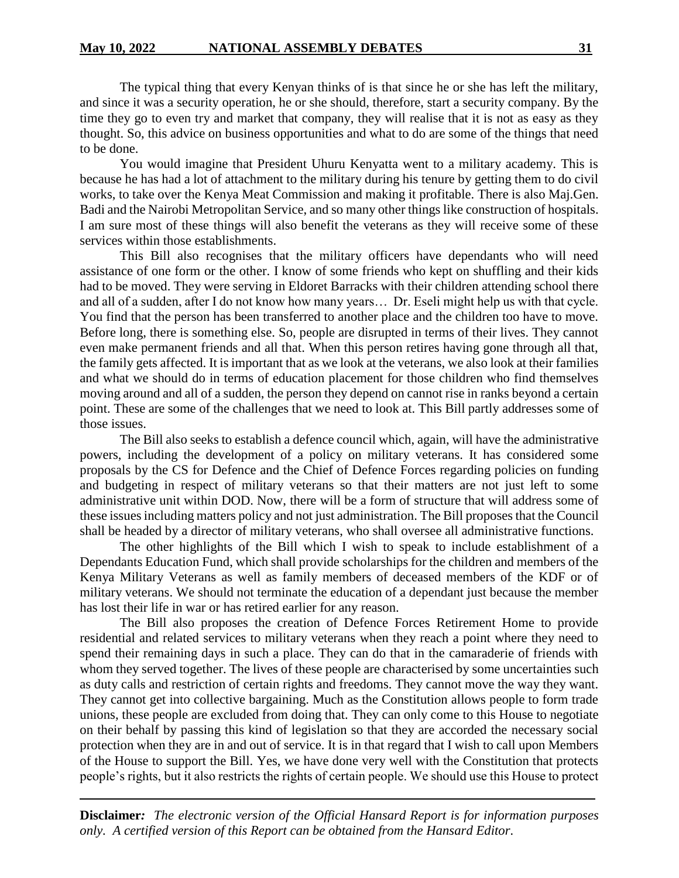The typical thing that every Kenyan thinks of is that since he or she has left the military, and since it was a security operation, he or she should, therefore, start a security company. By the time they go to even try and market that company, they will realise that it is not as easy as they thought. So, this advice on business opportunities and what to do are some of the things that need to be done.

You would imagine that President Uhuru Kenyatta went to a military academy. This is because he has had a lot of attachment to the military during his tenure by getting them to do civil works, to take over the Kenya Meat Commission and making it profitable. There is also Maj.Gen. Badi and the Nairobi Metropolitan Service, and so many other things like construction of hospitals. I am sure most of these things will also benefit the veterans as they will receive some of these services within those establishments.

This Bill also recognises that the military officers have dependants who will need assistance of one form or the other. I know of some friends who kept on shuffling and their kids had to be moved. They were serving in Eldoret Barracks with their children attending school there and all of a sudden, after I do not know how many years… Dr. Eseli might help us with that cycle. You find that the person has been transferred to another place and the children too have to move. Before long, there is something else. So, people are disrupted in terms of their lives. They cannot even make permanent friends and all that. When this person retires having gone through all that, the family gets affected. It is important that as we look at the veterans, we also look at their families and what we should do in terms of education placement for those children who find themselves moving around and all of a sudden, the person they depend on cannot rise in ranks beyond a certain point. These are some of the challenges that we need to look at. This Bill partly addresses some of those issues.

The Bill also seeks to establish a defence council which, again, will have the administrative powers, including the development of a policy on military veterans. It has considered some proposals by the CS for Defence and the Chief of Defence Forces regarding policies on funding and budgeting in respect of military veterans so that their matters are not just left to some administrative unit within DOD. Now, there will be a form of structure that will address some of these issues including matters policy and not just administration. The Bill proposes that the Council shall be headed by a director of military veterans, who shall oversee all administrative functions.

The other highlights of the Bill which I wish to speak to include establishment of a Dependants Education Fund, which shall provide scholarships for the children and members of the Kenya Military Veterans as well as family members of deceased members of the KDF or of military veterans. We should not terminate the education of a dependant just because the member has lost their life in war or has retired earlier for any reason.

The Bill also proposes the creation of Defence Forces Retirement Home to provide residential and related services to military veterans when they reach a point where they need to spend their remaining days in such a place. They can do that in the camaraderie of friends with whom they served together. The lives of these people are characterised by some uncertainties such as duty calls and restriction of certain rights and freedoms. They cannot move the way they want. They cannot get into collective bargaining. Much as the Constitution allows people to form trade unions, these people are excluded from doing that. They can only come to this House to negotiate on their behalf by passing this kind of legislation so that they are accorded the necessary social protection when they are in and out of service. It is in that regard that I wish to call upon Members of the House to support the Bill. Yes, we have done very well with the Constitution that protects people's rights, but it also restricts the rights of certain people. We should use this House to protect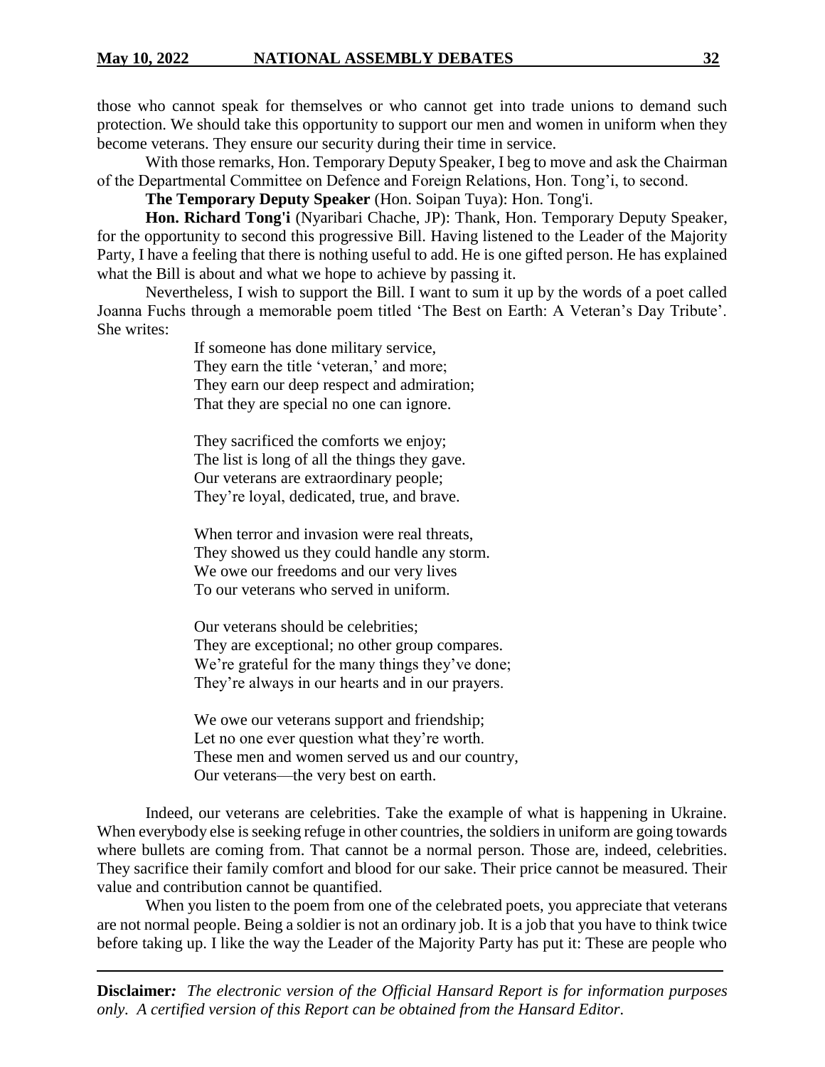those who cannot speak for themselves or who cannot get into trade unions to demand such protection. We should take this opportunity to support our men and women in uniform when they become veterans. They ensure our security during their time in service.

With those remarks, Hon. Temporary Deputy Speaker, I beg to move and ask the Chairman of the Departmental Committee on Defence and Foreign Relations, Hon. Tong'i, to second.

**The Temporary Deputy Speaker** (Hon. Soipan Tuya): Hon. Tong'i.

**Hon. Richard Tong'i** (Nyaribari Chache, JP): Thank, Hon. Temporary Deputy Speaker, for the opportunity to second this progressive Bill. Having listened to the Leader of the Majority Party, I have a feeling that there is nothing useful to add. He is one gifted person. He has explained what the Bill is about and what we hope to achieve by passing it.

Nevertheless, I wish to support the Bill. I want to sum it up by the words of a poet called Joanna Fuchs through a memorable poem titled 'The Best on Earth: A Veteran's Day Tribute'. She writes:

> If someone has done military service,
> They earn the title 'veteran,' and more;
> They earn our deep respect and admiration;
> That they are special no one can ignore.
>
> They sacrificed the comforts we enjoy;
> The list is long of all the things they gave.
> Our veterans are extraordinary people;
> They're loyal, dedicated, true, and brave.
>
> When terror and invasion were real threats,
> They showed us they could handle any storm.
> We owe our freedoms and our very lives
> To our veterans who served in uniform.
>
> Our veterans should be celebrities;
> They are exceptional; no other group compares.
> We're grateful for the many things they've done;
> They're always in our hearts and in our prayers.
>
> We owe our veterans support and friendship;
> Let no one ever question what they're worth.
> These men and women served us and our country,
> Our veterans—the very best on earth.

Indeed, our veterans are celebrities. Take the example of what is happening in Ukraine. When everybody else is seeking refuge in other countries, the soldiers in uniform are going towards where bullets are coming from. That cannot be a normal person. Those are, indeed, celebrities. They sacrifice their family comfort and blood for our sake. Their price cannot be measured. Their value and contribution cannot be quantified.

When you listen to the poem from one of the celebrated poets, you appreciate that veterans are not normal people. Being a soldier is not an ordinary job. It is a job that you have to think twice before taking up. I like the way the Leader of the Majority Party has put it: These are people who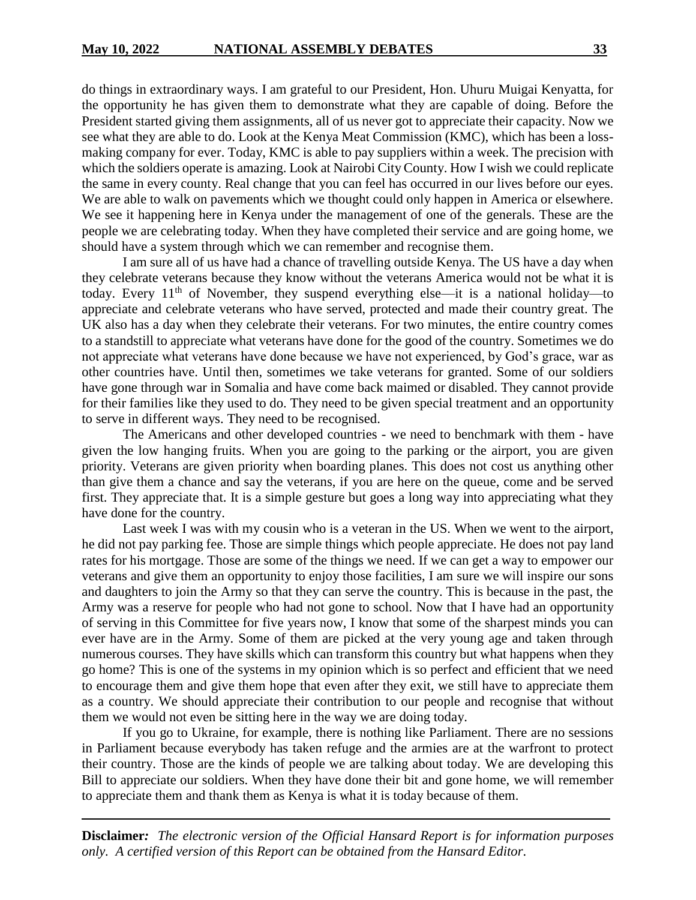do things in extraordinary ways. I am grateful to our President, Hon. Uhuru Muigai Kenyatta, for the opportunity he has given them to demonstrate what they are capable of doing. Before the President started giving them assignments, all of us never got to appreciate their capacity. Now we see what they are able to do. Look at the Kenya Meat Commission (KMC), which has been a loss-making company for ever. Today, KMC is able to pay suppliers within a week. The precision with which the soldiers operate is amazing. Look at Nairobi City County. How I wish we could replicate the same in every county. Real change that you can feel has occurred in our lives before our eyes. We are able to walk on pavements which we thought could only happen in America or elsewhere. We see it happening here in Kenya under the management of one of the generals. These are the people we are celebrating today. When they have completed their service and are going home, we should have a system through which we can remember and recognise them.

I am sure all of us have had a chance of travelling outside Kenya. The US have a day when they celebrate veterans because they know without the veterans America would not be what it is today. Every 11th of November, they suspend everything else—it is a national holiday—to appreciate and celebrate veterans who have served, protected and made their country great. The UK also has a day when they celebrate their veterans. For two minutes, the entire country comes to a standstill to appreciate what veterans have done for the good of the country. Sometimes we do not appreciate what veterans have done because we have not experienced, by God's grace, war as other countries have. Until then, sometimes we take veterans for granted. Some of our soldiers have gone through war in Somalia and have come back maimed or disabled. They cannot provide for their families like they used to do. They need to be given special treatment and an opportunity to serve in different ways. They need to be recognised.

The Americans and other developed countries - we need to benchmark with them - have given the low hanging fruits. When you are going to the parking or the airport, you are given priority. Veterans are given priority when boarding planes. This does not cost us anything other than give them a chance and say the veterans, if you are here on the queue, come and be served first. They appreciate that. It is a simple gesture but goes a long way into appreciating what they have done for the country.

Last week I was with my cousin who is a veteran in the US. When we went to the airport, he did not pay parking fee. Those are simple things which people appreciate. He does not pay land rates for his mortgage. Those are some of the things we need. If we can get a way to empower our veterans and give them an opportunity to enjoy those facilities, I am sure we will inspire our sons and daughters to join the Army so that they can serve the country. This is because in the past, the Army was a reserve for people who had not gone to school. Now that I have had an opportunity of serving in this Committee for five years now, I know that some of the sharpest minds you can ever have are in the Army. Some of them are picked at the very young age and taken through numerous courses. They have skills which can transform this country but what happens when they go home? This is one of the systems in my opinion which is so perfect and efficient that we need to encourage them and give them hope that even after they exit, we still have to appreciate them as a country. We should appreciate their contribution to our people and recognise that without them we would not even be sitting here in the way we are doing today.

If you go to Ukraine, for example, there is nothing like Parliament. There are no sessions in Parliament because everybody has taken refuge and the armies are at the warfront to protect their country. Those are the kinds of people we are talking about today. We are developing this Bill to appreciate our soldiers. When they have done their bit and gone home, we will remember to appreciate them and thank them as Kenya is what it is today because of them.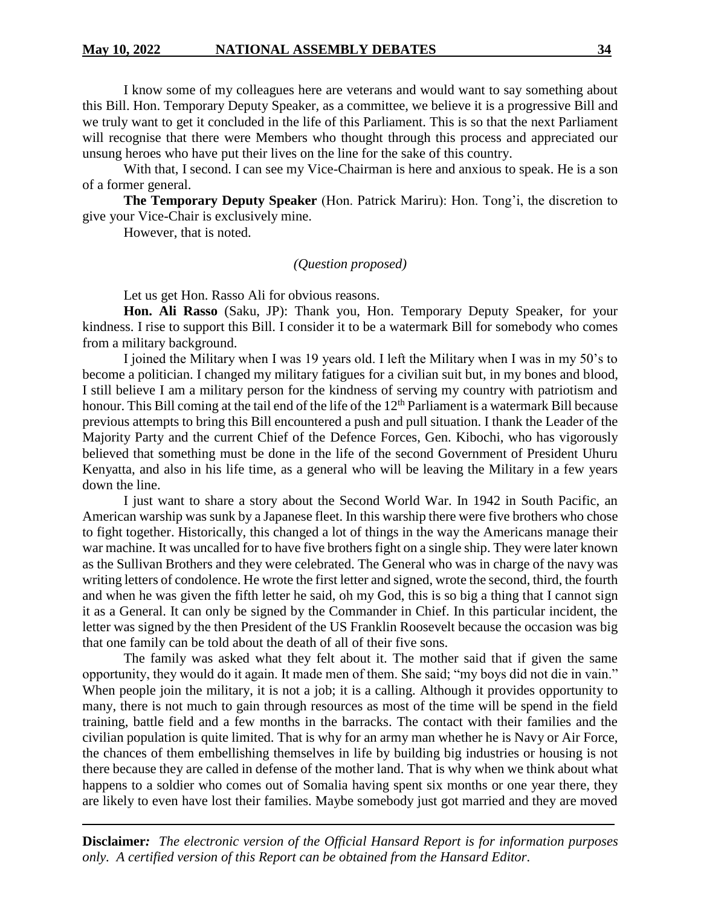I know some of my colleagues here are veterans and would want to say something about this Bill. Hon. Temporary Deputy Speaker, as a committee, we believe it is a progressive Bill and we truly want to get it concluded in the life of this Parliament. This is so that the next Parliament will recognise that there were Members who thought through this process and appreciated our unsung heroes who have put their lives on the line for the sake of this country.

With that, I second. I can see my Vice-Chairman is here and anxious to speak. He is a son of a former general.

**The Temporary Deputy Speaker** (Hon. Patrick Mariru): Hon. Tong'i, the discretion to give your Vice-Chair is exclusively mine.

However, that is noted.

*(Question proposed)*

Let us get Hon. Rasso Ali for obvious reasons.

**Hon. Ali Rasso** (Saku, JP): Thank you, Hon. Temporary Deputy Speaker, for your kindness. I rise to support this Bill. I consider it to be a watermark Bill for somebody who comes from a military background.

I joined the Military when I was 19 years old. I left the Military when I was in my 50's to become a politician. I changed my military fatigues for a civilian suit but, in my bones and blood, I still believe I am a military person for the kindness of serving my country with patriotism and honour. This Bill coming at the tail end of the life of the 12th Parliament is a watermark Bill because previous attempts to bring this Bill encountered a push and pull situation. I thank the Leader of the Majority Party and the current Chief of the Defence Forces, Gen. Kibochi, who has vigorously believed that something must be done in the life of the second Government of President Uhuru Kenyatta, and also in his life time, as a general who will be leaving the Military in a few years down the line.

I just want to share a story about the Second World War. In 1942 in South Pacific, an American warship was sunk by a Japanese fleet. In this warship there were five brothers who chose to fight together. Historically, this changed a lot of things in the way the Americans manage their war machine. It was uncalled for to have five brothers fight on a single ship. They were later known as the Sullivan Brothers and they were celebrated. The General who was in charge of the navy was writing letters of condolence. He wrote the first letter and signed, wrote the second, third, the fourth and when he was given the fifth letter he said, oh my God, this is so big a thing that I cannot sign it as a General. It can only be signed by the Commander in Chief. In this particular incident, the letter was signed by the then President of the US Franklin Roosevelt because the occasion was big that one family can be told about the death of all of their five sons.

The family was asked what they felt about it. The mother said that if given the same opportunity, they would do it again. It made men of them. She said; "my boys did not die in vain." When people join the military, it is not a job; it is a calling. Although it provides opportunity to many, there is not much to gain through resources as most of the time will be spend in the field training, battle field and a few months in the barracks. The contact with their families and the civilian population is quite limited. That is why for an army man whether he is Navy or Air Force, the chances of them embellishing themselves in life by building big industries or housing is not there because they are called in defense of the mother land. That is why when we think about what happens to a soldier who comes out of Somalia having spent six months or one year there, they are likely to even have lost their families. Maybe somebody just got married and they are moved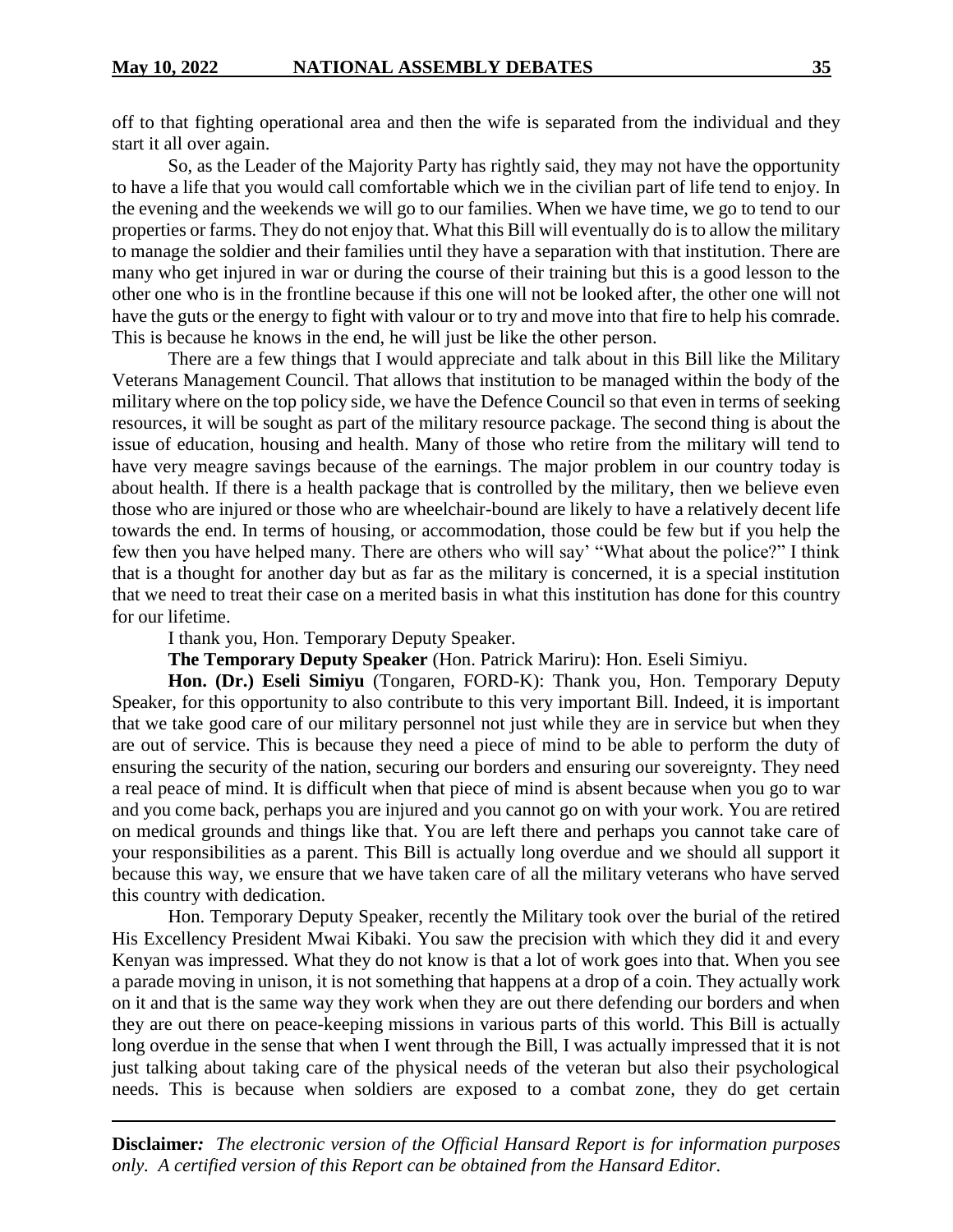off to that fighting operational area and then the wife is separated from the individual and they start it all over again.

So, as the Leader of the Majority Party has rightly said, they may not have the opportunity to have a life that you would call comfortable which we in the civilian part of life tend to enjoy. In the evening and the weekends we will go to our families. When we have time, we go to tend to our properties or farms. They do not enjoy that. What this Bill will eventually do is to allow the military to manage the soldier and their families until they have a separation with that institution. There are many who get injured in war or during the course of their training but this is a good lesson to the other one who is in the frontline because if this one will not be looked after, the other one will not have the guts or the energy to fight with valour or to try and move into that fire to help his comrade. This is because he knows in the end, he will just be like the other person.

There are a few things that I would appreciate and talk about in this Bill like the Military Veterans Management Council. That allows that institution to be managed within the body of the military where on the top policy side, we have the Defence Council so that even in terms of seeking resources, it will be sought as part of the military resource package. The second thing is about the issue of education, housing and health. Many of those who retire from the military will tend to have very meagre savings because of the earnings. The major problem in our country today is about health. If there is a health package that is controlled by the military, then we believe even those who are injured or those who are wheelchair-bound are likely to have a relatively decent life towards the end. In terms of housing, or accommodation, those could be few but if you help the few then you have helped many. There are others who will say' "What about the police?" I think that is a thought for another day but as far as the military is concerned, it is a special institution that we need to treat their case on a merited basis in what this institution has done for this country for our lifetime.

I thank you, Hon. Temporary Deputy Speaker.

**The Temporary Deputy Speaker** (Hon. Patrick Mariru): Hon. Eseli Simiyu.

**Hon. (Dr.) Eseli Simiyu** (Tongaren, FORD-K): Thank you, Hon. Temporary Deputy Speaker, for this opportunity to also contribute to this very important Bill. Indeed, it is important that we take good care of our military personnel not just while they are in service but when they are out of service. This is because they need a piece of mind to be able to perform the duty of ensuring the security of the nation, securing our borders and ensuring our sovereignty. They need a real peace of mind. It is difficult when that piece of mind is absent because when you go to war and you come back, perhaps you are injured and you cannot go on with your work. You are retired on medical grounds and things like that. You are left there and perhaps you cannot take care of your responsibilities as a parent. This Bill is actually long overdue and we should all support it because this way, we ensure that we have taken care of all the military veterans who have served this country with dedication.

Hon. Temporary Deputy Speaker, recently the Military took over the burial of the retired His Excellency President Mwai Kibaki. You saw the precision with which they did it and every Kenyan was impressed. What they do not know is that a lot of work goes into that. When you see a parade moving in unison, it is not something that happens at a drop of a coin. They actually work on it and that is the same way they work when they are out there defending our borders and when they are out there on peace-keeping missions in various parts of this world. This Bill is actually long overdue in the sense that when I went through the Bill, I was actually impressed that it is not just talking about taking care of the physical needs of the veteran but also their psychological needs. This is because when soldiers are exposed to a combat zone, they do get certain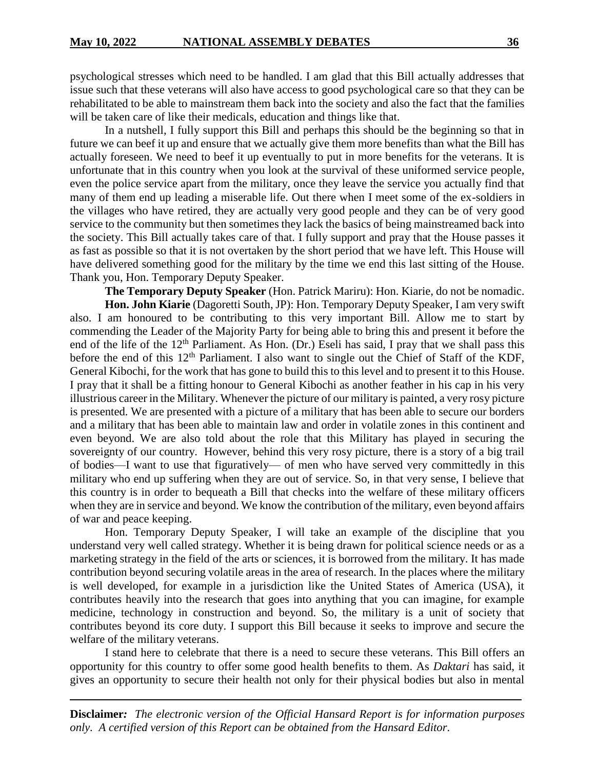psychological stresses which need to be handled. I am glad that this Bill actually addresses that issue such that these veterans will also have access to good psychological care so that they can be rehabilitated to be able to mainstream them back into the society and also the fact that the families will be taken care of like their medicals, education and things like that.

In a nutshell, I fully support this Bill and perhaps this should be the beginning so that in future we can beef it up and ensure that we actually give them more benefits than what the Bill has actually foreseen. We need to beef it up eventually to put in more benefits for the veterans. It is unfortunate that in this country when you look at the survival of these uniformed service people, even the police service apart from the military, once they leave the service you actually find that many of them end up leading a miserable life. Out there when I meet some of the ex-soldiers in the villages who have retired, they are actually very good people and they can be of very good service to the community but then sometimes they lack the basics of being mainstreamed back into the society. This Bill actually takes care of that. I fully support and pray that the House passes it as fast as possible so that it is not overtaken by the short period that we have left. This House will have delivered something good for the military by the time we end this last sitting of the House. Thank you, Hon. Temporary Deputy Speaker.

**The Temporary Deputy Speaker** (Hon. Patrick Mariru): Hon. Kiarie, do not be nomadic.

**Hon. John Kiarie** (Dagoretti South, JP): Hon. Temporary Deputy Speaker, I am very swift also. I am honoured to be contributing to this very important Bill. Allow me to start by commending the Leader of the Majority Party for being able to bring this and present it before the end of the life of the 12th Parliament. As Hon. (Dr.) Eseli has said, I pray that we shall pass this before the end of this 12th Parliament. I also want to single out the Chief of Staff of the KDF, General Kibochi, for the work that has gone to build this to this level and to present it to this House. I pray that it shall be a fitting honour to General Kibochi as another feather in his cap in his very illustrious career in the Military. Whenever the picture of our military is painted, a very rosy picture is presented. We are presented with a picture of a military that has been able to secure our borders and a military that has been able to maintain law and order in volatile zones in this continent and even beyond. We are also told about the role that this Military has played in securing the sovereignty of our country. However, behind this very rosy picture, there is a story of a big trail of bodies—I want to use that figuratively— of men who have served very committedly in this military who end up suffering when they are out of service. So, in that very sense, I believe that this country is in order to bequeath a Bill that checks into the welfare of these military officers when they are in service and beyond. We know the contribution of the military, even beyond affairs of war and peace keeping.

Hon. Temporary Deputy Speaker, I will take an example of the discipline that you understand very well called strategy. Whether it is being drawn for political science needs or as a marketing strategy in the field of the arts or sciences, it is borrowed from the military. It has made contribution beyond securing volatile areas in the area of research. In the places where the military is well developed, for example in a jurisdiction like the United States of America (USA), it contributes heavily into the research that goes into anything that you can imagine, for example medicine, technology in construction and beyond. So, the military is a unit of society that contributes beyond its core duty. I support this Bill because it seeks to improve and secure the welfare of the military veterans.

I stand here to celebrate that there is a need to secure these veterans. This Bill offers an opportunity for this country to offer some good health benefits to them. As *Daktari* has said, it gives an opportunity to secure their health not only for their physical bodies but also in mental

**Disclaimer**: *The electronic version of the Official Hansard Report is for information purposes only. A certified version of this Report can be obtained from the Hansard Editor.*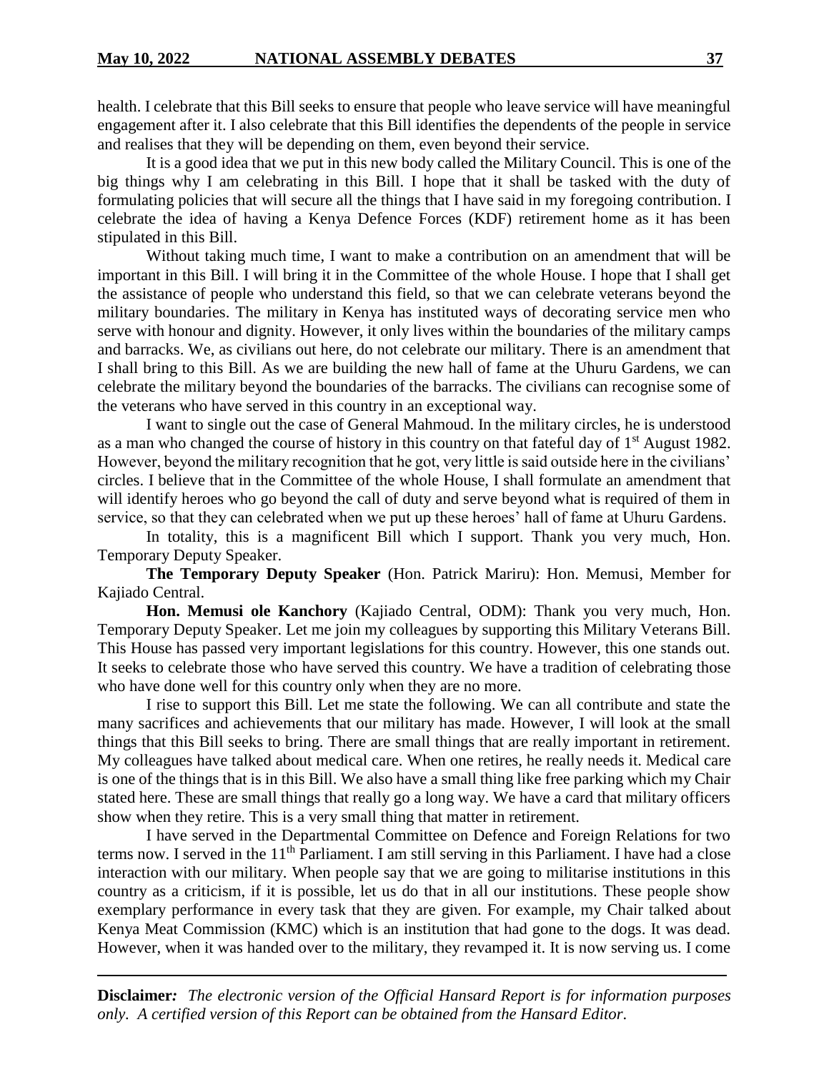health. I celebrate that this Bill seeks to ensure that people who leave service will have meaningful engagement after it. I also celebrate that this Bill identifies the dependents of the people in service and realises that they will be depending on them, even beyond their service.

It is a good idea that we put in this new body called the Military Council. This is one of the big things why I am celebrating in this Bill. I hope that it shall be tasked with the duty of formulating policies that will secure all the things that I have said in my foregoing contribution. I celebrate the idea of having a Kenya Defence Forces (KDF) retirement home as it has been stipulated in this Bill.

Without taking much time, I want to make a contribution on an amendment that will be important in this Bill. I will bring it in the Committee of the whole House. I hope that I shall get the assistance of people who understand this field, so that we can celebrate veterans beyond the military boundaries. The military in Kenya has instituted ways of decorating service men who serve with honour and dignity. However, it only lives within the boundaries of the military camps and barracks. We, as civilians out here, do not celebrate our military. There is an amendment that I shall bring to this Bill. As we are building the new hall of fame at the Uhuru Gardens, we can celebrate the military beyond the boundaries of the barracks. The civilians can recognise some of the veterans who have served in this country in an exceptional way.

I want to single out the case of General Mahmoud. In the military circles, he is understood as a man who changed the course of history in this country on that fateful day of 1st August 1982. However, beyond the military recognition that he got, very little is said outside here in the civilians' circles. I believe that in the Committee of the whole House, I shall formulate an amendment that will identify heroes who go beyond the call of duty and serve beyond what is required of them in service, so that they can celebrated when we put up these heroes' hall of fame at Uhuru Gardens.

In totality, this is a magnificent Bill which I support. Thank you very much, Hon. Temporary Deputy Speaker.

**The Temporary Deputy Speaker** (Hon. Patrick Mariru): Hon. Memusi, Member for Kajiado Central.

**Hon. Memusi ole Kanchory** (Kajiado Central, ODM): Thank you very much, Hon. Temporary Deputy Speaker. Let me join my colleagues by supporting this Military Veterans Bill. This House has passed very important legislations for this country. However, this one stands out. It seeks to celebrate those who have served this country. We have a tradition of celebrating those who have done well for this country only when they are no more.

I rise to support this Bill. Let me state the following. We can all contribute and state the many sacrifices and achievements that our military has made. However, I will look at the small things that this Bill seeks to bring. There are small things that are really important in retirement. My colleagues have talked about medical care. When one retires, he really needs it. Medical care is one of the things that is in this Bill. We also have a small thing like free parking which my Chair stated here. These are small things that really go a long way. We have a card that military officers show when they retire. This is a very small thing that matter in retirement.

I have served in the Departmental Committee on Defence and Foreign Relations for two terms now. I served in the 11th Parliament. I am still serving in this Parliament. I have had a close interaction with our military. When people say that we are going to militarise institutions in this country as a criticism, if it is possible, let us do that in all our institutions. These people show exemplary performance in every task that they are given. For example, my Chair talked about Kenya Meat Commission (KMC) which is an institution that had gone to the dogs. It was dead. However, when it was handed over to the military, they revamped it. It is now serving us. I come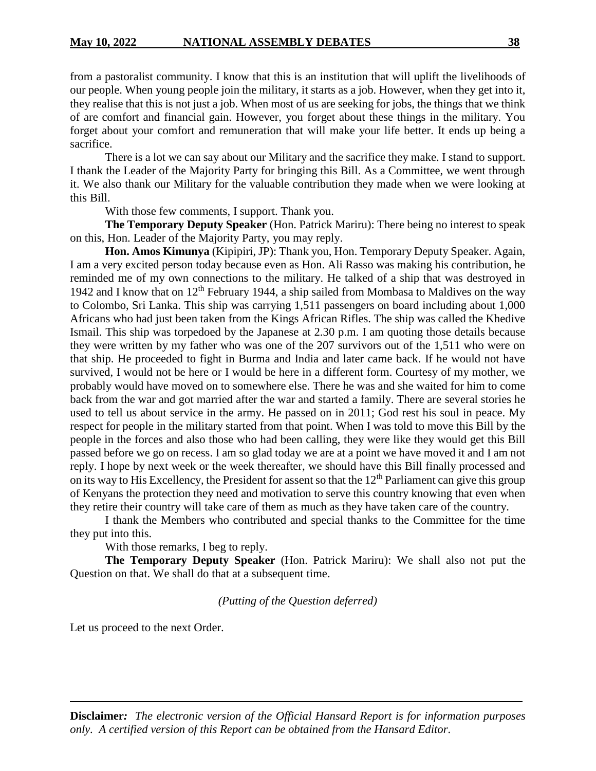from a pastoralist community. I know that this is an institution that will uplift the livelihoods of our people. When young people join the military, it starts as a job. However, when they get into it, they realise that this is not just a job. When most of us are seeking for jobs, the things that we think of are comfort and financial gain. However, you forget about these things in the military. You forget about your comfort and remuneration that will make your life better. It ends up being a sacrifice.

There is a lot we can say about our Military and the sacrifice they make. I stand to support. I thank the Leader of the Majority Party for bringing this Bill. As a Committee, we went through it. We also thank our Military for the valuable contribution they made when we were looking at this Bill.

With those few comments, I support. Thank you.

**The Temporary Deputy Speaker** (Hon. Patrick Mariru): There being no interest to speak on this, Hon. Leader of the Majority Party, you may reply.

**Hon. Amos Kimunya** (Kipipiri, JP): Thank you, Hon. Temporary Deputy Speaker. Again, I am a very excited person today because even as Hon. Ali Rasso was making his contribution, he reminded me of my own connections to the military. He talked of a ship that was destroyed in 1942 and I know that on 12th February 1944, a ship sailed from Mombasa to Maldives on the way to Colombo, Sri Lanka. This ship was carrying 1,511 passengers on board including about 1,000 Africans who had just been taken from the Kings African Rifles. The ship was called the Khedive Ismail. This ship was torpedoed by the Japanese at 2.30 p.m. I am quoting those details because they were written by my father who was one of the 207 survivors out of the 1,511 who were on that ship. He proceeded to fight in Burma and India and later came back. If he would not have survived, I would not be here or I would be here in a different form. Courtesy of my mother, we probably would have moved on to somewhere else. There he was and she waited for him to come back from the war and got married after the war and started a family. There are several stories he used to tell us about service in the army. He passed on in 2011; God rest his soul in peace. My respect for people in the military started from that point. When I was told to move this Bill by the people in the forces and also those who had been calling, they were like they would get this Bill passed before we go on recess. I am so glad today we are at a point we have moved it and I am not reply. I hope by next week or the week thereafter, we should have this Bill finally processed and on its way to His Excellency, the President for assent so that the 12th Parliament can give this group of Kenyans the protection they need and motivation to serve this country knowing that even when they retire their country will take care of them as much as they have taken care of the country.

I thank the Members who contributed and special thanks to the Committee for the time they put into this.

With those remarks, I beg to reply.

**The Temporary Deputy Speaker** (Hon. Patrick Mariru): We shall also not put the Question on that. We shall do that at a subsequent time.

*(Putting of the Question deferred)*

Let us proceed to the next Order.

**Disclaimer***: The electronic version of the Official Hansard Report is for information purposes only. A certified version of this Report can be obtained from the Hansard Editor.*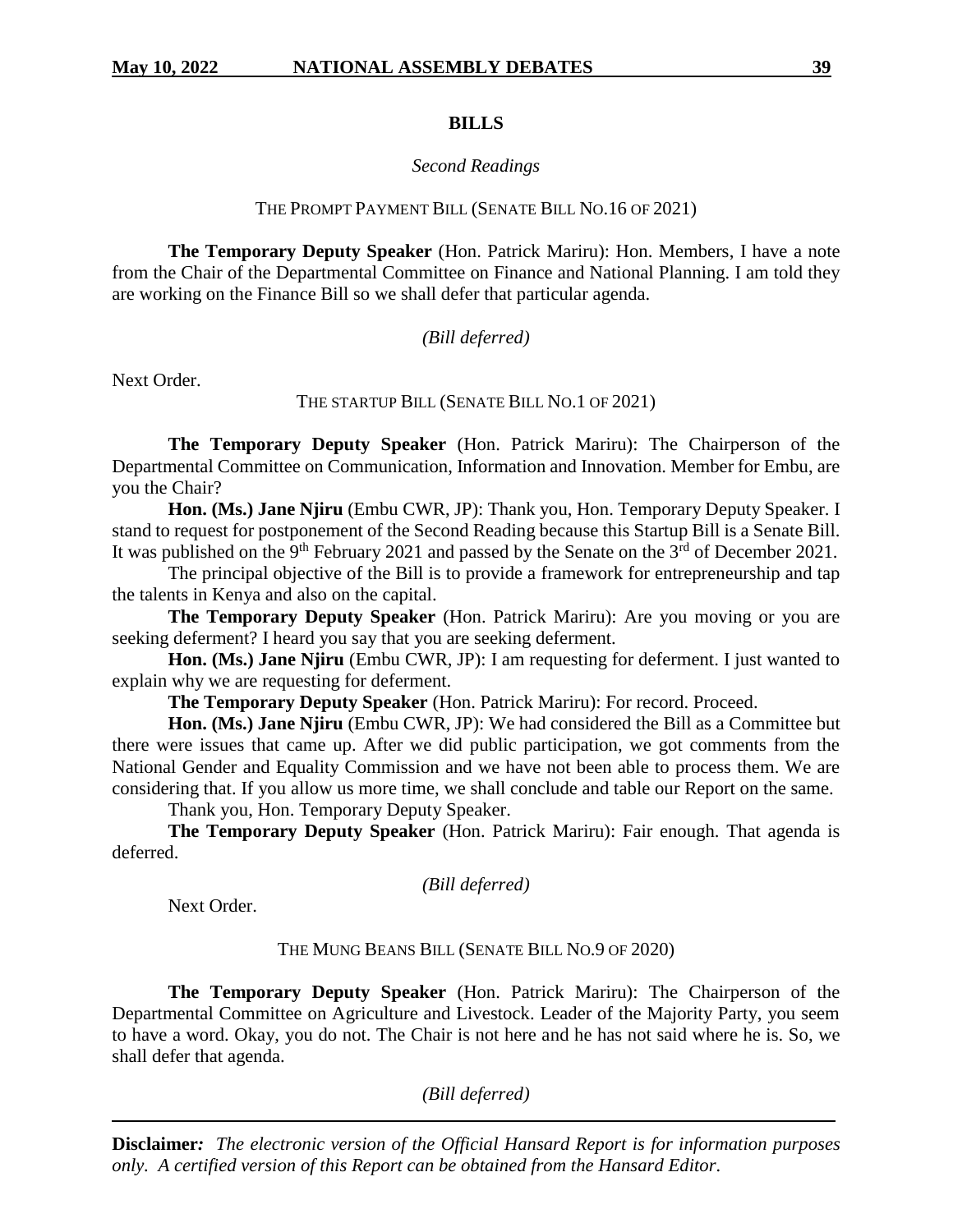## BILLS

*Second Readings*

THE PROMPT PAYMENT BILL (SENATE BILL NO.16 OF 2021)

**The Temporary Deputy Speaker** (Hon. Patrick Mariru): Hon. Members, I have a note from the Chair of the Departmental Committee on Finance and National Planning. I am told they are working on the Finance Bill so we shall defer that particular agenda.

*(Bill deferred)*

Next Order.

THE STARTUP BILL (SENATE BILL NO.1 OF 2021)

**The Temporary Deputy Speaker** (Hon. Patrick Mariru): The Chairperson of the Departmental Committee on Communication, Information and Innovation. Member for Embu, are you the Chair?

**Hon. (Ms.) Jane Njiru** (Embu CWR, JP): Thank you, Hon. Temporary Deputy Speaker. I stand to request for postponement of the Second Reading because this Startup Bill is a Senate Bill. It was published on the 9th February 2021 and passed by the Senate on the 3rd of December 2021.

The principal objective of the Bill is to provide a framework for entrepreneurship and tap the talents in Kenya and also on the capital.

**The Temporary Deputy Speaker** (Hon. Patrick Mariru): Are you moving or you are seeking deferment? I heard you say that you are seeking deferment.

**Hon. (Ms.) Jane Njiru** (Embu CWR, JP): I am requesting for deferment. I just wanted to explain why we are requesting for deferment.

**The Temporary Deputy Speaker** (Hon. Patrick Mariru): For record. Proceed.

**Hon. (Ms.) Jane Njiru** (Embu CWR, JP): We had considered the Bill as a Committee but there were issues that came up. After we did public participation, we got comments from the National Gender and Equality Commission and we have not been able to process them. We are considering that. If you allow us more time, we shall conclude and table our Report on the same.

Thank you, Hon. Temporary Deputy Speaker.

**The Temporary Deputy Speaker** (Hon. Patrick Mariru): Fair enough. That agenda is deferred.

*(Bill deferred)*

Next Order.

THE MUNG BEANS BILL (SENATE BILL NO.9 OF 2020)

**The Temporary Deputy Speaker** (Hon. Patrick Mariru): The Chairperson of the Departmental Committee on Agriculture and Livestock. Leader of the Majority Party, you seem to have a word. Okay, you do not. The Chair is not here and he has not said where he is. So, we shall defer that agenda.

*(Bill deferred)*

**Disclaimer***:* *The electronic version of the Official Hansard Report is for information purposes only. A certified version of this Report can be obtained from the Hansard Editor.*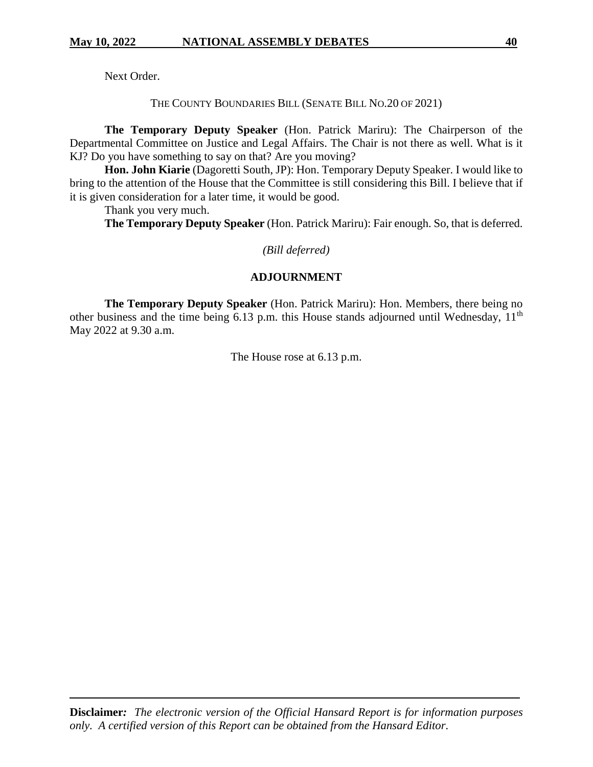Next Order.

THE COUNTY BOUNDARIES BILL (SENATE BILL NO.20 OF 2021)

**The Temporary Deputy Speaker** (Hon. Patrick Mariru): The Chairperson of the Departmental Committee on Justice and Legal Affairs. The Chair is not there as well. What is it KJ? Do you have something to say on that? Are you moving?

**Hon. John Kiarie** (Dagoretti South, JP): Hon. Temporary Deputy Speaker. I would like to bring to the attention of the House that the Committee is still considering this Bill. I believe that if it is given consideration for a later time, it would be good.

Thank you very much.

**The Temporary Deputy Speaker** (Hon. Patrick Mariru): Fair enough. So, that is deferred.

*(Bill deferred)*

## ADJOURNMENT

**The Temporary Deputy Speaker** (Hon. Patrick Mariru): Hon. Members, there being no other business and the time being 6.13 p.m. this House stands adjourned until Wednesday, 11th May 2022 at 9.30 a.m.

The House rose at 6.13 p.m.

**Disclaimer***:* *The electronic version of the Official Hansard Report is for information purposes only. A certified version of this Report can be obtained from the Hansard Editor.*